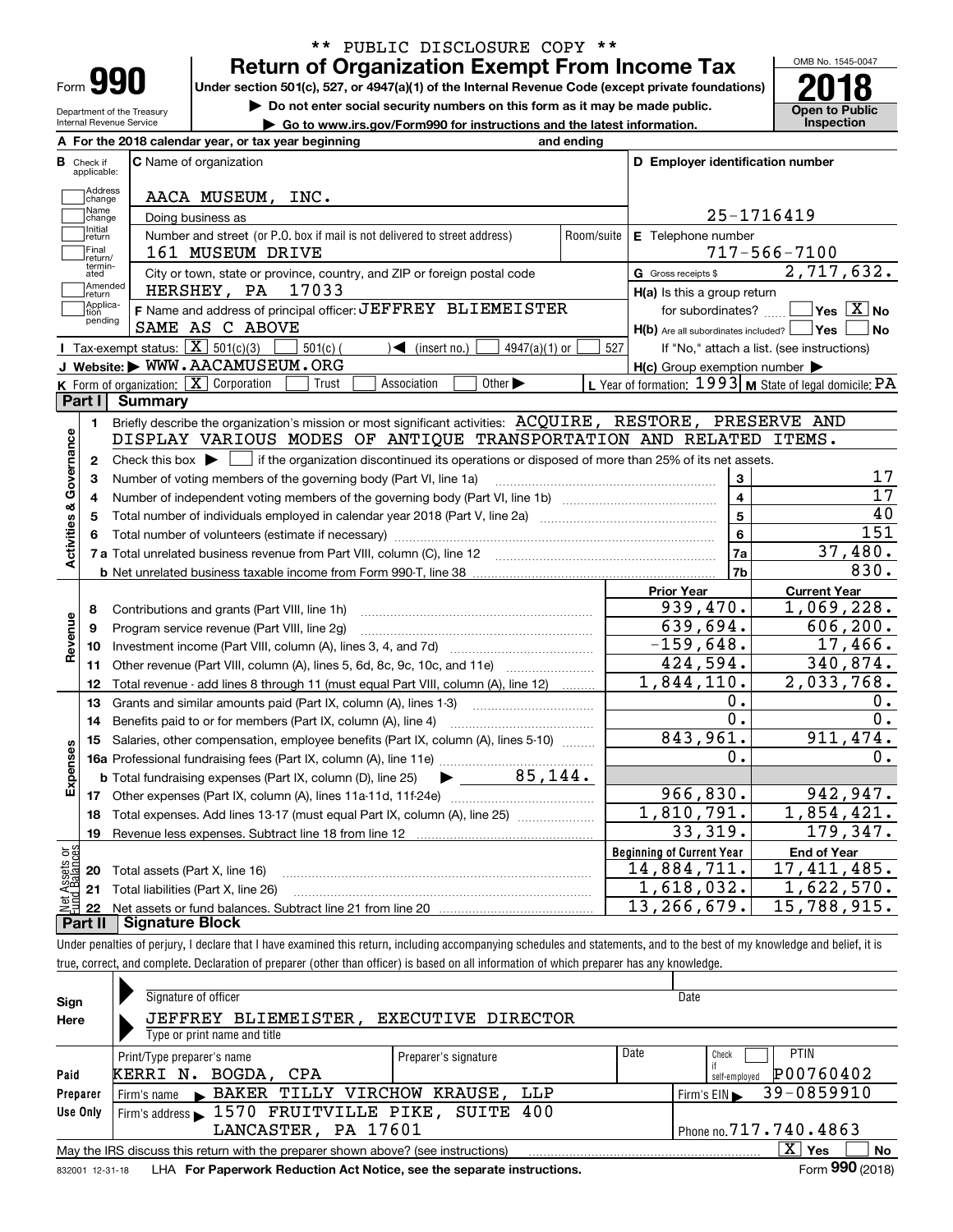\*\* PUBLIC DISCLOSURE COPY \*\*

# Form 990 — Return of Organization Exempt From Income Tax

Under section 501(c), 527, or 4947(a)(1) of the Internal Revenue Code (except private foundations)

▶ Do not enter social security numbers on this form as it may be made public.

▶ Go to www.irs.gov/Form990 for instructions and the latest information.

Department of the Treasury
Internal Revenue Service

OMB No. 1545-0047

**2018**

**Open to Public Inspection**

**A** For the 2018 calendar year, or tax year beginning ___ and ending ___

**B** Check if applicable: Address change, Name change, Initial return, Final return/terminated, Amended return, Application pending

**C** Name of organization: AACA MUSEUM, INC.

Doing business as

Number and street (or P.O. box if mail is not delivered to street address): 161 MUSEUM DRIVE — Room/suite

City or town, state or province, country, and ZIP or foreign postal code: HERSHEY, PA 17033

**D** Employer identification number: 25-1716419

**E** Telephone number: 717-566-7100

**G** Gross receipts $ 2,717,632.

**F** Name and address of principal officer: JEFFREY BLIEMEISTER, SAME AS C ABOVE

**H(a)** Is this a group return for subordinates? ☐ Yes ☒ No

**H(b)** Are all subordinates included? ☐ Yes ☐ No — If "No," attach a list. (see instructions)

**H(c)** Group exemption number ▶

**I** Tax-exempt status: ☒ 501(c)(3) ☐ 501(c) ( ) ◀ (insert no.) ☐ 4947(a)(1) or ☐ 527

**J** Website: ▶ WWW.AACAMUSEUM.ORG

**K** Form of organization: ☒ Corporation ☐ Trust ☐ Association ☐ Other ▶

**L** Year of formation: 1993 **M** State of legal domicile: PA

## Part I Summary

**Activities & Governance**

1. Briefly describe the organization's mission or most significant activities: ACQUIRE, RESTORE, PRESERVE AND DISPLAY VARIOUS MODES OF ANTIQUE TRANSPORTATION AND RELATED ITEMS.
2. Check this box ▶ ☐ if the organization discontinued its operations or disposed of more than 25% of its net assets.

| Line | Description | | Value |
|---|---|---|---|
| 3 | Number of voting members of the governing body (Part VI, line 1a) | 3 | 17 |
| 4 | Number of independent voting members of the governing body (Part VI, line 1b) | 4 | 17 |
| 5 | Total number of individuals employed in calendar year 2018 (Part V, line 2a) | 5 | 40 |
| 6 | Total number of volunteers (estimate if necessary) | 6 | 151 |
| 7a | Total unrelated business revenue from Part VIII, column (C), line 12 | 7a | 37,480. |
| 7b | Net unrelated business taxable income from Form 990-T, line 38 | 7b | 830. |

| Line | Description | Prior Year | Current Year |
|---|---|---|---|
| **Revenue** | | | |
| 8 | Contributions and grants (Part VIII, line 1h) | 939,470. | 1,069,228. |
| 9 | Program service revenue (Part VIII, line 2g) | 639,694. | 606,200. |
| 10 | Investment income (Part VIII, column (A), lines 3, 4, and 7d) | -159,648. | 17,466. |
| 11 | Other revenue (Part VIII, column (A), lines 5, 6d, 8c, 9c, 10c, and 11e) | 424,594. | 340,874. |
| 12 | Total revenue - add lines 8 through 11 (must equal Part VIII, column (A), line 12) | 1,844,110. | 2,033,768. |
| **Expenses** | | | |
| 13 | Grants and similar amounts paid (Part IX, column (A), lines 1-3) | 0. | 0. |
| 14 | Benefits paid to or for members (Part IX, column (A), line 4) | 0. | 0. |
| 15 | Salaries, other compensation, employee benefits (Part IX, column (A), lines 5-10) | 843,961. | 911,474. |
| 16a | Professional fundraising fees (Part IX, column (A), line 11e) | 0. | 0. |
| b | Total fundraising expenses (Part IX, column (D), line 25) ▶ 85,144. | | |
| 17 | Other expenses (Part IX, column (A), lines 11a-11d, 11f-24e) | 966,830. | 942,947. |
| 18 | Total expenses. Add lines 13-17 (must equal Part IX, column (A), line 25) | 1,810,791. | 1,854,421. |
| 19 | Revenue less expenses. Subtract line 18 from line 12 | 33,319. | 179,347. |

| Line | Net Assets or Fund Balances | Beginning of Current Year | End of Year |
|---|---|---|---|
| 20 | Total assets (Part X, line 16) | 14,884,711. | 17,411,485. |
| 21 | Total liabilities (Part X, line 26) | 1,618,032. | 1,622,570. |
| 22 | Net assets or fund balances. Subtract line 21 from line 20 | 13,266,679. | 15,788,915. |

## Part II Signature Block

Under penalties of perjury, I declare that I have examined this return, including accompanying schedules and statements, and to the best of my knowledge and belief, it is true, correct, and complete. Declaration of preparer (other than officer) is based on all information of which preparer has any knowledge.

**Sign Here**

Signature of officer — Date

JEFFREY BLIEMEISTER, EXECUTIVE DIRECTOR
Type or print name and title

**Paid Preparer Use Only**

| Print/Type preparer's name | Preparer's signature | Date | Check if self-employed | PTIN |
|---|---|---|---|---|
| KERRI N. BOGDA, CPA | | | ☐ | P00760402 |

Firm's name ▶ BAKER TILLY VIRCHOW KRAUSE, LLP — Firm's EIN ▶ 39-0859910

Firm's address ▶ 1570 FRUITVILLE PIKE, SUITE 400, LANCASTER, PA 17601 — Phone no. 717.740.4863

May the IRS discuss this return with the preparer shown above? (see instructions) ☒ Yes ☐ No

832001 12-31-18 LHA For Paperwork Reduction Act Notice, see the separate instructions. Form **990** (2018)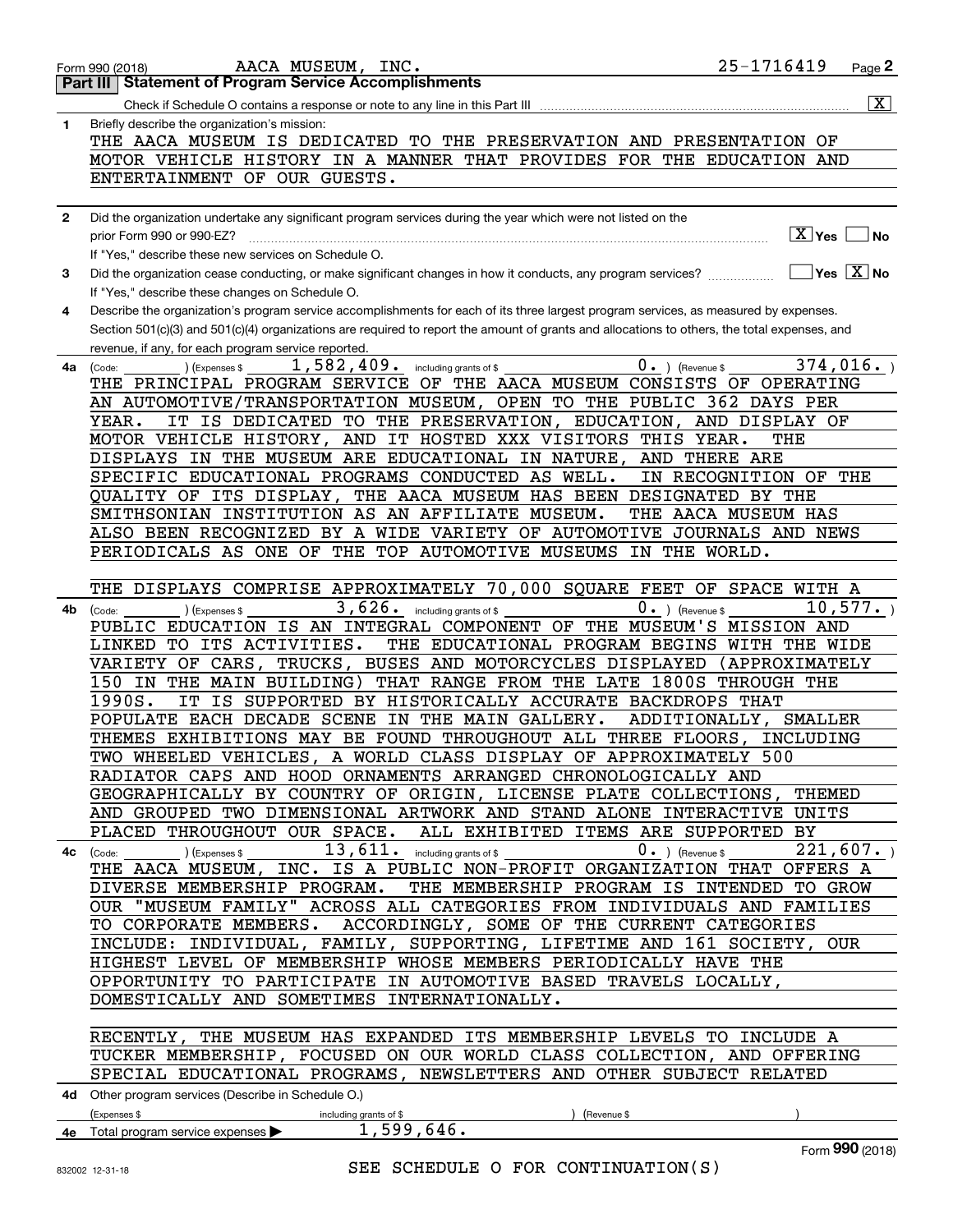Form 990 (2018) AACA MUSEUM, INC. 25-1716419 Page **2**

**Part III | Statement of Program Service Accomplishments**

Check if Schedule O contains a response or note to any line in this Part III ..... [X]

**1** Briefly describe the organization's mission:

THE AACA MUSEUM IS DEDICATED TO THE PRESERVATION AND PRESENTATION OF MOTOR VEHICLE HISTORY IN A MANNER THAT PROVIDES FOR THE EDUCATION AND ENTERTAINMENT OF OUR GUESTS.

**2** Did the organization undertake any significant program services during the year which were not listed on the prior Form 990 or 990-EZ? ..... [X] Yes [ ] No

If "Yes," describe these new services on Schedule O.

**3** Did the organization cease conducting, or make significant changes in how it conducts, any program services? ..... [ ] Yes [X] No

If "Yes," describe these changes on Schedule O.

**4** Describe the organization's program service accomplishments for each of its three largest program services, as measured by expenses. Section 501(c)(3) and 501(c)(4) organizations are required to report the amount of grants and allocations to others, the total expenses, and revenue, if any, for each program service reported.

**4a** (Code: ) (Expenses $ 1,582,409. including grants of $ 0. ) (Revenue $ 374,016. )

THE PRINCIPAL PROGRAM SERVICE OF THE AACA MUSEUM CONSISTS OF OPERATING AN AUTOMOTIVE/TRANSPORTATION MUSEUM, OPEN TO THE PUBLIC 362 DAYS PER YEAR. IT IS DEDICATED TO THE PRESERVATION, EDUCATION, AND DISPLAY OF MOTOR VEHICLE HISTORY, AND IT HOSTED XXX VISITORS THIS YEAR. THE DISPLAYS IN THE MUSEUM ARE EDUCATIONAL IN NATURE, AND THERE ARE SPECIFIC EDUCATIONAL PROGRAMS CONDUCTED AS WELL. IN RECOGNITION OF THE QUALITY OF ITS DISPLAY, THE AACA MUSEUM HAS BEEN DESIGNATED BY THE SMITHSONIAN INSTITUTION AS AN AFFILIATE MUSEUM. THE AACA MUSEUM HAS ALSO BEEN RECOGNIZED BY A WIDE VARIETY OF AUTOMOTIVE JOURNALS AND NEWS PERIODICALS AS ONE OF THE TOP AUTOMOTIVE MUSEUMS IN THE WORLD.

THE DISPLAYS COMPRISE APPROXIMATELY 70,000 SQUARE FEET OF SPACE WITH A

**4b** (Code: ) (Expenses $ 3,626. including grants of $ 0. ) (Revenue $ 10,577. )

PUBLIC EDUCATION IS AN INTEGRAL COMPONENT OF THE MUSEUM'S MISSION AND LINKED TO ITS ACTIVITIES. THE EDUCATIONAL PROGRAM BEGINS WITH THE WIDE VARIETY OF CARS, TRUCKS, BUSES AND MOTORCYCLES DISPLAYED (APPROXIMATELY 150 IN THE MAIN BUILDING) THAT RANGE FROM THE LATE 1800S THROUGH THE 1990S. IT IS SUPPORTED BY HISTORICALLY ACCURATE BACKDROPS THAT POPULATE EACH DECADE SCENE IN THE MAIN GALLERY. ADDITIONALLY, SMALLER THEMES EXHIBITIONS MAY BE FOUND THROUGHOUT ALL THREE FLOORS, INCLUDING TWO WHEELED VEHICLES, A WORLD CLASS DISPLAY OF APPROXIMATELY 500 RADIATOR CAPS AND HOOD ORNAMENTS ARRANGED CHRONOLOGICALLY AND GEOGRAPHICALLY BY COUNTRY OF ORIGIN, LICENSE PLATE COLLECTIONS, THEMED AND GROUPED TWO DIMENSIONAL ARTWORK AND STAND ALONE INTERACTIVE UNITS PLACED THROUGHOUT OUR SPACE. ALL EXHIBITED ITEMS ARE SUPPORTED BY

**4c** (Code: ) (Expenses $ 13,611. including grants of $ 0. ) (Revenue $ 221,607. )

THE AACA MUSEUM, INC. IS A PUBLIC NON-PROFIT ORGANIZATION THAT OFFERS A DIVERSE MEMBERSHIP PROGRAM. THE MEMBERSHIP PROGRAM IS INTENDED TO GROW OUR "MUSEUM FAMILY" ACROSS ALL CATEGORIES FROM INDIVIDUALS AND FAMILIES TO CORPORATE MEMBERS. ACCORDINGLY, SOME OF THE CURRENT CATEGORIES INCLUDE: INDIVIDUAL, FAMILY, SUPPORTING, LIFETIME AND 161 SOCIETY, OUR HIGHEST LEVEL OF MEMBERSHIP WHOSE MEMBERS PERIODICALLY HAVE THE OPPORTUNITY TO PARTICIPATE IN AUTOMOTIVE BASED TRAVELS LOCALLY, DOMESTICALLY AND SOMETIMES INTERNATIONALLY.

RECENTLY, THE MUSEUM HAS EXPANDED ITS MEMBERSHIP LEVELS TO INCLUDE A TUCKER MEMBERSHIP, FOCUSED ON OUR WORLD CLASS COLLECTION, AND OFFERING SPECIAL EDUCATIONAL PROGRAMS, NEWSLETTERS AND OTHER SUBJECT RELATED

**4d** Other program services (Describe in Schedule O.)

(Expenses $ including grants of $ ) (Revenue $ )

**4e** Total program service expenses ▶ 1,599,646.

SEE SCHEDULE O FOR CONTINUATION(S)

Form **990** (2018)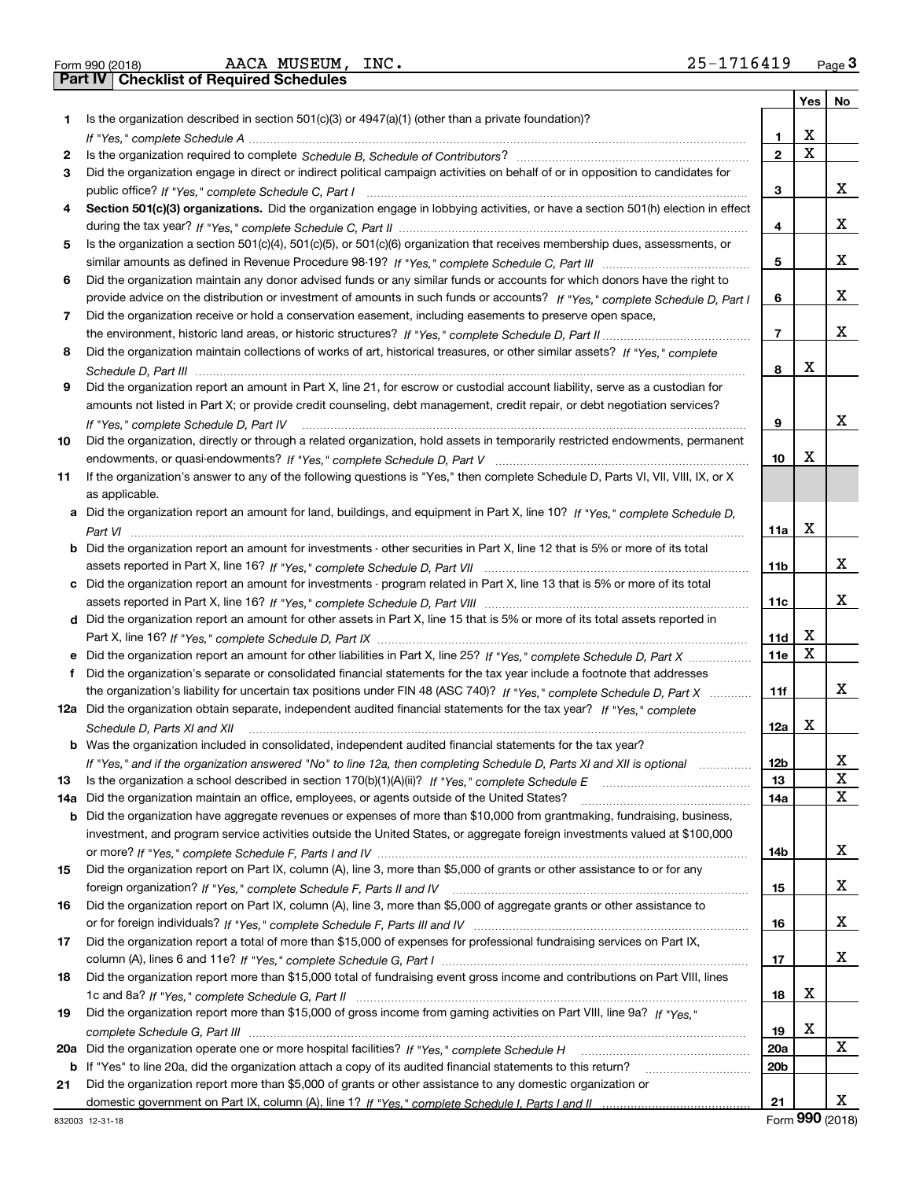Form 990 (2018) AACA MUSEUM, INC. 25-1716419 Page 3

## Part IV Checklist of Required Schedules

| | | | Yes | No |
|---|---|---|---|---|
| 1 | Is the organization described in section 501(c)(3) or 4947(a)(1) (other than a private foundation)? *If "Yes," complete Schedule A* | 1 | X | |
| 2 | Is the organization required to complete *Schedule B, Schedule of Contributors*? | 2 | X | |
| 3 | Did the organization engage in direct or indirect political campaign activities on behalf of or in opposition to candidates for public office? *If "Yes," complete Schedule C, Part I* | 3 | | X |
| 4 | **Section 501(c)(3) organizations.** Did the organization engage in lobbying activities, or have a section 501(h) election in effect during the tax year? *If "Yes," complete Schedule C, Part II* | 4 | | X |
| 5 | Is the organization a section 501(c)(4), 501(c)(5), or 501(c)(6) organization that receives membership dues, assessments, or similar amounts as defined in Revenue Procedure 98-19? *If "Yes," complete Schedule C, Part III* | 5 | | X |
| 6 | Did the organization maintain any donor advised funds or any similar funds or accounts for which donors have the right to provide advice on the distribution or investment of amounts in such funds or accounts? *If "Yes," complete Schedule D, Part I* | 6 | | X |
| 7 | Did the organization receive or hold a conservation easement, including easements to preserve open space, the environment, historic land areas, or historic structures? *If "Yes," complete Schedule D, Part II* | 7 | | X |
| 8 | Did the organization maintain collections of works of art, historical treasures, or other similar assets? *If "Yes," complete Schedule D, Part III* | 8 | X | |
| 9 | Did the organization report an amount in Part X, line 21, for escrow or custodial account liability, serve as a custodian for amounts not listed in Part X; or provide credit counseling, debt management, credit repair, or debt negotiation services? *If "Yes," complete Schedule D, Part IV* | 9 | | X |
| 10 | Did the organization, directly or through a related organization, hold assets in temporarily restricted endowments, permanent endowments, or quasi-endowments? *If "Yes," complete Schedule D, Part V* | 10 | X | |
| 11 | If the organization's answer to any of the following questions is "Yes," then complete Schedule D, Parts VI, VII, VIII, IX, or X as applicable. | | | |
| a | Did the organization report an amount for land, buildings, and equipment in Part X, line 10? *If "Yes," complete Schedule D, Part VI* | 11a | X | |
| b | Did the organization report an amount for investments - other securities in Part X, line 12 that is 5% or more of its total assets reported in Part X, line 16? *If "Yes," complete Schedule D, Part VII* | 11b | | X |
| c | Did the organization report an amount for investments - program related in Part X, line 13 that is 5% or more of its total assets reported in Part X, line 16? *If "Yes," complete Schedule D, Part VIII* | 11c | | X |
| d | Did the organization report an amount for other assets in Part X, line 15 that is 5% or more of its total assets reported in Part X, line 16? *If "Yes," complete Schedule D, Part IX* | 11d | X | |
| e | Did the organization report an amount for other liabilities in Part X, line 25? *If "Yes," complete Schedule D, Part X* | 11e | X | |
| f | Did the organization's separate or consolidated financial statements for the tax year include a footnote that addresses the organization's liability for uncertain tax positions under FIN 48 (ASC 740)? *If "Yes," complete Schedule D, Part X* | 11f | | X |
| 12a | Did the organization obtain separate, independent audited financial statements for the tax year? *If "Yes," complete Schedule D, Parts XI and XII* | 12a | X | |
| b | Was the organization included in consolidated, independent audited financial statements for the tax year? *If "Yes," and if the organization answered "No" to line 12a, then completing Schedule D, Parts XI and XII is optional* | 12b | | X |
| 13 | Is the organization a school described in section 170(b)(1)(A)(ii)? *If "Yes," complete Schedule E* | 13 | | X |
| 14a | Did the organization maintain an office, employees, or agents outside of the United States? | 14a | | X |
| b | Did the organization have aggregate revenues or expenses of more than $10,000 from grantmaking, fundraising, business, investment, and program service activities outside the United States, or aggregate foreign investments valued at $100,000 or more? *If "Yes," complete Schedule F, Parts I and IV* | 14b | | X |
| 15 | Did the organization report on Part IX, column (A), line 3, more than $5,000 of grants or other assistance to or for any foreign organization? *If "Yes," complete Schedule F, Parts II and IV* | 15 | | X |
| 16 | Did the organization report on Part IX, column (A), line 3, more than $5,000 of aggregate grants or other assistance to or for foreign individuals? *If "Yes," complete Schedule F, Parts III and IV* | 16 | | X |
| 17 | Did the organization report a total of more than $15,000 of expenses for professional fundraising services on Part IX, column (A), lines 6 and 11e? *If "Yes," complete Schedule G, Part I* | 17 | | X |
| 18 | Did the organization report more than $15,000 total of fundraising event gross income and contributions on Part VIII, lines 1c and 8a? *If "Yes," complete Schedule G, Part II* | 18 | X | |
| 19 | Did the organization report more than $15,000 of gross income from gaming activities on Part VIII, line 9a? *If "Yes," complete Schedule G, Part III* | 19 | X | |
| 20a | Did the organization operate one or more hospital facilities? *If "Yes," complete Schedule H* | 20a | | X |
| b | If "Yes" to line 20a, did the organization attach a copy of its audited financial statements to this return? | 20b | | |
| 21 | Did the organization report more than $5,000 of grants or other assistance to any domestic organization or domestic government on Part IX, column (A), line 1? *If "Yes," complete Schedule I, Parts I and II* | 21 | | X |

832003 12-31-18 Form **990** (2018)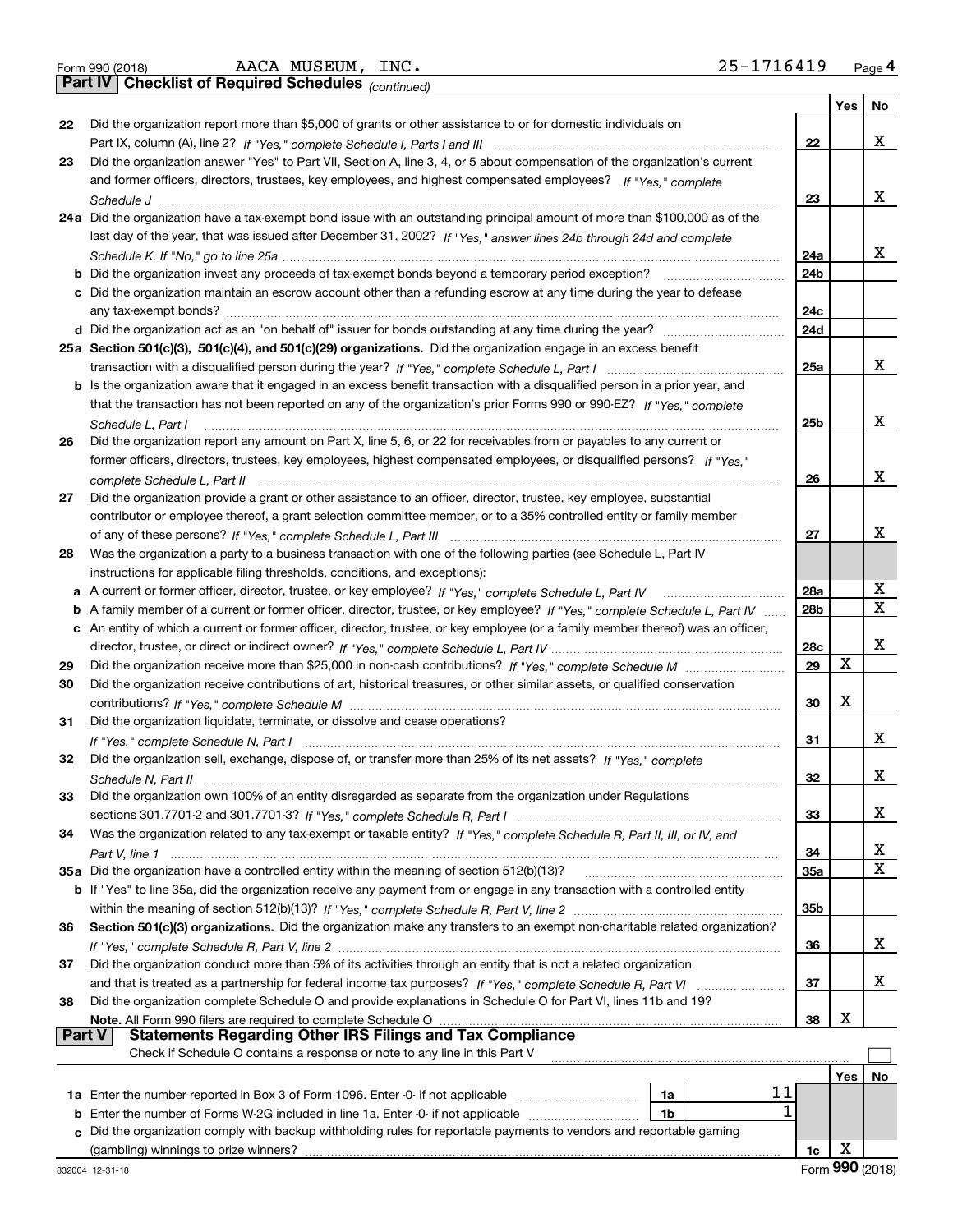Form 990 (2018) AACA MUSEUM, INC. 25-1716419 Page 4

**Part IV Checklist of Required Schedules** *(continued)*

| | | | Yes | No |
|---|---|---|---|---|
| 22 | Did the organization report more than $5,000 of grants or other assistance to or for domestic individuals on Part IX, column (A), line 2? *If "Yes," complete Schedule I, Parts I and III* | 22 | | X |
| 23 | Did the organization answer "Yes" to Part VII, Section A, line 3, 4, or 5 about compensation of the organization's current and former officers, directors, trustees, key employees, and highest compensated employees? *If "Yes," complete Schedule J* | 23 | | X |
| 24a | Did the organization have a tax-exempt bond issue with an outstanding principal amount of more than $100,000 as of the last day of the year, that was issued after December 31, 2002? *If "Yes," answer lines 24b through 24d and complete Schedule K. If "No," go to line 25a* | 24a | | X |
| b | Did the organization invest any proceeds of tax-exempt bonds beyond a temporary period exception? | 24b | | |
| c | Did the organization maintain an escrow account other than a refunding escrow at any time during the year to defease any tax-exempt bonds? | 24c | | |
| d | Did the organization act as an "on behalf of" issuer for bonds outstanding at any time during the year? | 24d | | |
| 25a | **Section 501(c)(3), 501(c)(4), and 501(c)(29) organizations.** Did the organization engage in an excess benefit transaction with a disqualified person during the year? *If "Yes," complete Schedule L, Part I* | 25a | | X |
| b | Is the organization aware that it engaged in an excess benefit transaction with a disqualified person in a prior year, and that the transaction has not been reported on any of the organization's prior Forms 990 or 990-EZ? *If "Yes," complete Schedule L, Part I* | 25b | | X |
| 26 | Did the organization report any amount on Part X, line 5, 6, or 22 for receivables from or payables to any current or former officers, directors, trustees, key employees, highest compensated employees, or disqualified persons? *If "Yes," complete Schedule L, Part II* | 26 | | X |
| 27 | Did the organization provide a grant or other assistance to an officer, director, trustee, key employee, substantial contributor or employee thereof, a grant selection committee member, or to a 35% controlled entity or family member of any of these persons? *If "Yes," complete Schedule L, Part III* | 27 | | X |
| 28 | Was the organization a party to a business transaction with one of the following parties (see Schedule L, Part IV instructions for applicable filing thresholds, conditions, and exceptions): | | | |
| a | A current or former officer, director, trustee, or key employee? *If "Yes," complete Schedule L, Part IV* | 28a | | X |
| b | A family member of a current or former officer, director, trustee, or key employee? *If "Yes," complete Schedule L, Part IV* | 28b | | X |
| c | An entity of which a current or former officer, director, trustee, or key employee (or a family member thereof) was an officer, director, trustee, or direct or indirect owner? *If "Yes," complete Schedule L, Part IV* | 28c | | X |
| 29 | Did the organization receive more than $25,000 in non-cash contributions? *If "Yes," complete Schedule M* | 29 | X | |
| 30 | Did the organization receive contributions of art, historical treasures, or other similar assets, or qualified conservation contributions? *If "Yes," complete Schedule M* | 30 | X | |
| 31 | Did the organization liquidate, terminate, or dissolve and cease operations? *If "Yes," complete Schedule N, Part I* | 31 | | X |
| 32 | Did the organization sell, exchange, dispose of, or transfer more than 25% of its net assets? *If "Yes," complete Schedule N, Part II* | 32 | | X |
| 33 | Did the organization own 100% of an entity disregarded as separate from the organization under Regulations sections 301.7701-2 and 301.7701-3? *If "Yes," complete Schedule R, Part I* | 33 | | X |
| 34 | Was the organization related to any tax-exempt or taxable entity? *If "Yes," complete Schedule R, Part II, III, or IV, and Part V, line 1* | 34 | | X |
| 35a | Did the organization have a controlled entity within the meaning of section 512(b)(13)? | 35a | | X |
| b | If "Yes" to line 35a, did the organization receive any payment from or engage in any transaction with a controlled entity within the meaning of section 512(b)(13)? *If "Yes," complete Schedule R, Part V, line 2* | 35b | | |
| 36 | **Section 501(c)(3) organizations.** Did the organization make any transfers to an exempt non-charitable related organization? *If "Yes," complete Schedule R, Part V, line 2* | 36 | | X |
| 37 | Did the organization conduct more than 5% of its activities through an entity that is not a related organization and that is treated as a partnership for federal income tax purposes? *If "Yes," complete Schedule R, Part VI* | 37 | | X |
| 38 | Did the organization complete Schedule O and provide explanations in Schedule O for Part VI, lines 11b and 19? **Note.** All Form 990 filers are required to complete Schedule O | 38 | X | |

**Part V Statements Regarding Other IRS Filings and Tax Compliance**

Check if Schedule O contains a response or note to any line in this Part V ☐

| | | | | | Yes | No |
|---|---|---|---|---|---|---|
| 1a | Enter the number reported in Box 3 of Form 1096. Enter -0- if not applicable | 1a | 11 | | | |
| b | Enter the number of Forms W-2G included in line 1a. Enter -0- if not applicable | 1b | 1 | | | |
| c | Did the organization comply with backup withholding rules for reportable payments to vendors and reportable gaming (gambling) winnings to prize winners? | | | 1c | X | |

832004 12-31-18 Form **990** (2018)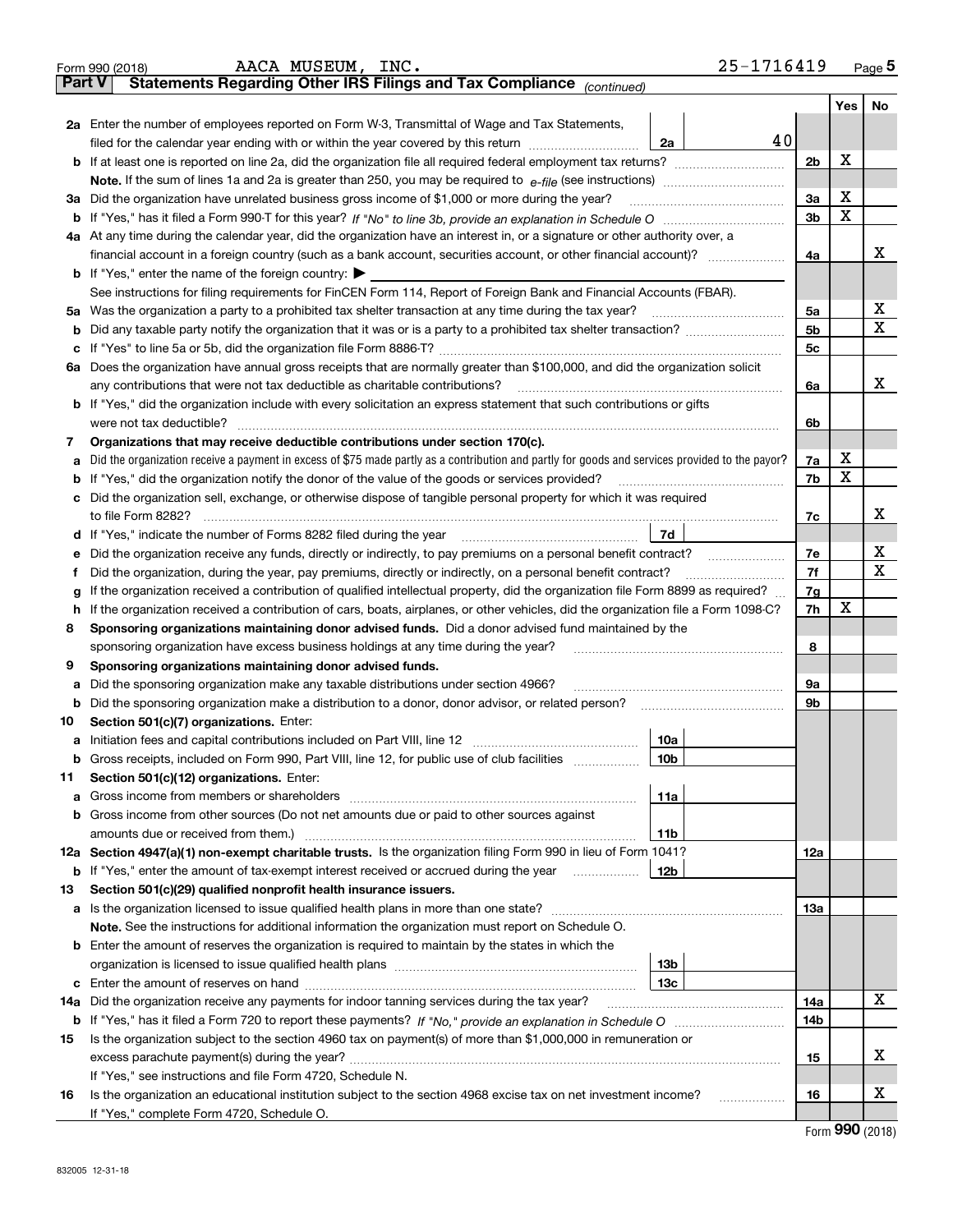Form 990 (2018) AACA MUSEUM, INC. 25-1716419 Page 5

**Part V Statements Regarding Other IRS Filings and Tax Compliance** *(continued)*

| | | | | | Yes | No |
|---|---|---|---|---|---|---|
| **2a** | Enter the number of employees reported on Form W-3, Transmittal of Wage and Tax Statements, filed for the calendar year ending with or within the year covered by this return | 2a | 40 | | | |
| **b** | If at least one is reported on line 2a, did the organization file all required federal employment tax returns? | | | 2b | X | |
| | **Note.** If the sum of lines 1a and 2a is greater than 250, you may be required to *e-file* (see instructions) | | | | | |
| **3a** | Did the organization have unrelated business gross income of $1,000 or more during the year? | | | 3a | X | |
| **b** | If "Yes," has it filed a Form 990-T for this year? *If "No" to line 3b, provide an explanation in Schedule O* | | | 3b | X | |
| **4a** | At any time during the calendar year, did the organization have an interest in, or a signature or other authority over, a financial account in a foreign country (such as a bank account, securities account, or other financial account)? | | | 4a | | X |
| **b** | If "Yes," enter the name of the foreign country: ▶ | | | | | |
| | See instructions for filing requirements for FinCEN Form 114, Report of Foreign Bank and Financial Accounts (FBAR). | | | | | |
| **5a** | Was the organization a party to a prohibited tax shelter transaction at any time during the tax year? | | | 5a | | X |
| **b** | Did any taxable party notify the organization that it was or is a party to a prohibited tax shelter transaction? | | | 5b | | X |
| **c** | If "Yes" to line 5a or 5b, did the organization file Form 8886-T? | | | 5c | | |
| **6a** | Does the organization have annual gross receipts that are normally greater than $100,000, and did the organization solicit any contributions that were not tax deductible as charitable contributions? | | | 6a | | X |
| **b** | If "Yes," did the organization include with every solicitation an express statement that such contributions or gifts were not tax deductible? | | | 6b | | |
| **7** | **Organizations that may receive deductible contributions under section 170(c).** | | | | | |
| **a** | Did the organization receive a payment in excess of $75 made partly as a contribution and partly for goods and services provided to the payor? | | | 7a | X | |
| **b** | If "Yes," did the organization notify the donor of the value of the goods or services provided? | | | 7b | X | |
| **c** | Did the organization sell, exchange, or otherwise dispose of tangible personal property for which it was required to file Form 8282? | | | 7c | | X |
| **d** | If "Yes," indicate the number of Forms 8282 filed during the year | 7d | | | | |
| **e** | Did the organization receive any funds, directly or indirectly, to pay premiums on a personal benefit contract? | | | 7e | | X |
| **f** | Did the organization, during the year, pay premiums, directly or indirectly, on a personal benefit contract? | | | 7f | | X |
| **g** | If the organization received a contribution of qualified intellectual property, did the organization file Form 8899 as required? | | | 7g | | |
| **h** | If the organization received a contribution of cars, boats, airplanes, or other vehicles, did the organization file a Form 1098-C? | | | 7h | X | |
| **8** | **Sponsoring organizations maintaining donor advised funds.** Did a donor advised fund maintained by the sponsoring organization have excess business holdings at any time during the year? | | | 8 | | |
| **9** | **Sponsoring organizations maintaining donor advised funds.** | | | | | |
| **a** | Did the sponsoring organization make any taxable distributions under section 4966? | | | 9a | | |
| **b** | Did the sponsoring organization make a distribution to a donor, donor advisor, or related person? | | | 9b | | |
| **10** | **Section 501(c)(7) organizations.** Enter: | | | | | |
| **a** | Initiation fees and capital contributions included on Part VIII, line 12 | 10a | | | | |
| **b** | Gross receipts, included on Form 990, Part VIII, line 12, for public use of club facilities | 10b | | | | |
| **11** | **Section 501(c)(12) organizations.** Enter: | | | | | |
| **a** | Gross income from members or shareholders | 11a | | | | |
| **b** | Gross income from other sources (Do not net amounts due or paid to other sources against amounts due or received from them.) | 11b | | | | |
| **12a** | **Section 4947(a)(1) non-exempt charitable trusts.** Is the organization filing Form 990 in lieu of Form 1041? | | | 12a | | |
| **b** | If "Yes," enter the amount of tax-exempt interest received or accrued during the year | 12b | | | | |
| **13** | **Section 501(c)(29) qualified nonprofit health insurance issuers.** | | | | | |
| **a** | Is the organization licensed to issue qualified health plans in more than one state? | | | 13a | | |
| | **Note.** See the instructions for additional information the organization must report on Schedule O. | | | | | |
| **b** | Enter the amount of reserves the organization is required to maintain by the states in which the organization is licensed to issue qualified health plans | 13b | | | | |
| **c** | Enter the amount of reserves on hand | 13c | | | | |
| **14a** | Did the organization receive any payments for indoor tanning services during the tax year? | | | 14a | | X |
| **b** | If "Yes," has it filed a Form 720 to report these payments? *If "No," provide an explanation in Schedule O* | | | 14b | | |
| **15** | Is the organization subject to the section 4960 tax on payment(s) of more than $1,000,000 in remuneration or excess parachute payment(s) during the year? | | | 15 | | X |
| | If "Yes," see instructions and file Form 4720, Schedule N. | | | | | |
| **16** | Is the organization an educational institution subject to the section 4968 excise tax on net investment income? | | | 16 | | X |
| | If "Yes," complete Form 4720, Schedule O. | | | | | |

Form **990** (2018)

832005 12-31-18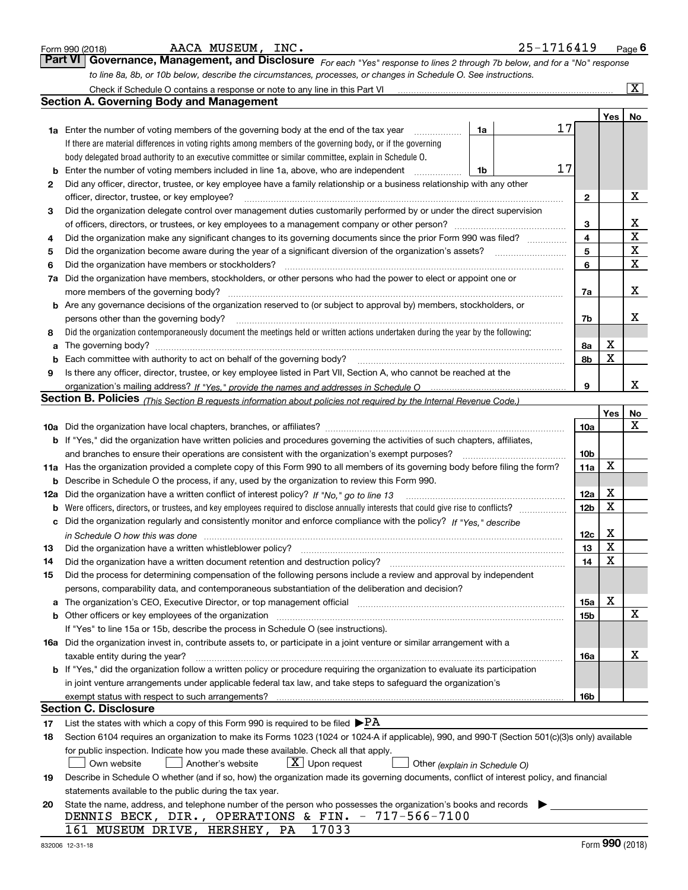Form 990 (2018) AACA MUSEUM, INC. 25-1716419

## Part VI Governance, Management, and Disclosure

*For each "Yes" response to lines 2 through 7b below, and for a "No" response to line 8a, 8b, or 10b below, describe the circumstances, processes, or changes in Schedule O. See instructions.*

Check if Schedule O contains a response or note to any line in this Part VI [X]

### Section A. Governing Body and Management

| | | | | Yes | No |
|---|---|---|---|---|---|
| **1a** | Enter the number of voting members of the governing body at the end of the tax year | 1a | 17 | | |
| | If there are material differences in voting rights among members of the governing body, or if the governing body delegated broad authority to an executive committee or similar committee, explain in Schedule O. | | | | |
| **b** | Enter the number of voting members included in line 1a, above, who are independent | 1b | 17 | | |
| **2** | Did any officer, director, trustee, or key employee have a family relationship or a business relationship with any other officer, director, trustee, or key employee? | 2 | | | X |
| **3** | Did the organization delegate control over management duties customarily performed by or under the direct supervision of officers, directors, or trustees, or key employees to a management company or other person? | 3 | | | X |
| **4** | Did the organization make any significant changes to its governing documents since the prior Form 990 was filed? | 4 | | | X |
| **5** | Did the organization become aware during the year of a significant diversion of the organization's assets? | 5 | | | X |
| **6** | Did the organization have members or stockholders? | 6 | | | X |
| **7a** | Did the organization have members, stockholders, or other persons who had the power to elect or appoint one or more members of the governing body? | 7a | | | X |
| **b** | Are any governance decisions of the organization reserved to (or subject to approval by) members, stockholders, or persons other than the governing body? | 7b | | | X |
| **8** | Did the organization contemporaneously document the meetings held or written actions undertaken during the year by the following: | | | | |
| **a** | The governing body? | 8a | | X | |
| **b** | Each committee with authority to act on behalf of the governing body? | 8b | | X | |
| **9** | Is there any officer, director, trustee, or key employee listed in Part VII, Section A, who cannot be reached at the organization's mailing address? *If "Yes," provide the names and addresses in Schedule O* | 9 | | | X |

### Section B. Policies *(This Section B requests information about policies not required by the Internal Revenue Code.)*

| | | | Yes | No |
|---|---|---|---|---|
| **10a** | Did the organization have local chapters, branches, or affiliates? | 10a | | X |
| **b** | If "Yes," did the organization have written policies and procedures governing the activities of such chapters, affiliates, and branches to ensure their operations are consistent with the organization's exempt purposes? | 10b | | |
| **11a** | Has the organization provided a complete copy of this Form 990 to all members of its governing body before filing the form? | 11a | X | |
| **b** | Describe in Schedule O the process, if any, used by the organization to review this Form 990. | | | |
| **12a** | Did the organization have a written conflict of interest policy? *If "No," go to line 13* | 12a | X | |
| **b** | Were officers, directors, or trustees, and key employees required to disclose annually interests that could give rise to conflicts? | 12b | X | |
| **c** | Did the organization regularly and consistently monitor and enforce compliance with the policy? *If "Yes," describe in Schedule O how this was done* | 12c | X | |
| **13** | Did the organization have a written whistleblower policy? | 13 | X | |
| **14** | Did the organization have a written document retention and destruction policy? | 14 | X | |
| **15** | Did the process for determining compensation of the following persons include a review and approval by independent persons, comparability data, and contemporaneous substantiation of the deliberation and decision? | | | |
| **a** | The organization's CEO, Executive Director, or top management official | 15a | X | |
| **b** | Other officers or key employees of the organization | 15b | | X |
| | If "Yes" to line 15a or 15b, describe the process in Schedule O (see instructions). | | | |
| **16a** | Did the organization invest in, contribute assets to, or participate in a joint venture or similar arrangement with a taxable entity during the year? | 16a | | X |
| **b** | If "Yes," did the organization follow a written policy or procedure requiring the organization to evaluate its participation in joint venture arrangements under applicable federal tax law, and take steps to safeguard the organization's exempt status with respect to such arrangements? | 16b | | |

### Section C. Disclosure

**17** List the states with which a copy of this Form 990 is required to be filed ▶PA

**18** Section 6104 requires an organization to make its Forms 1023 (1024 or 1024-A if applicable), 990, and 990-T (Section 501(c)(3)s only) available for public inspection. Indicate how you made these available. Check all that apply.

[ ] Own website [ ] Another's website [X] Upon request [ ] Other *(explain in Schedule O)*

**19** Describe in Schedule O whether (and if so, how) the organization made its governing documents, conflict of interest policy, and financial statements available to the public during the tax year.

**20** State the name, address, and telephone number of the person who possesses the organization's books and records ▶

DENNIS BECK, DIR., OPERATIONS & FIN. - 717-566-7100
161 MUSEUM DRIVE, HERSHEY, PA 17033

832006 12-31-18 Form **990** (2018)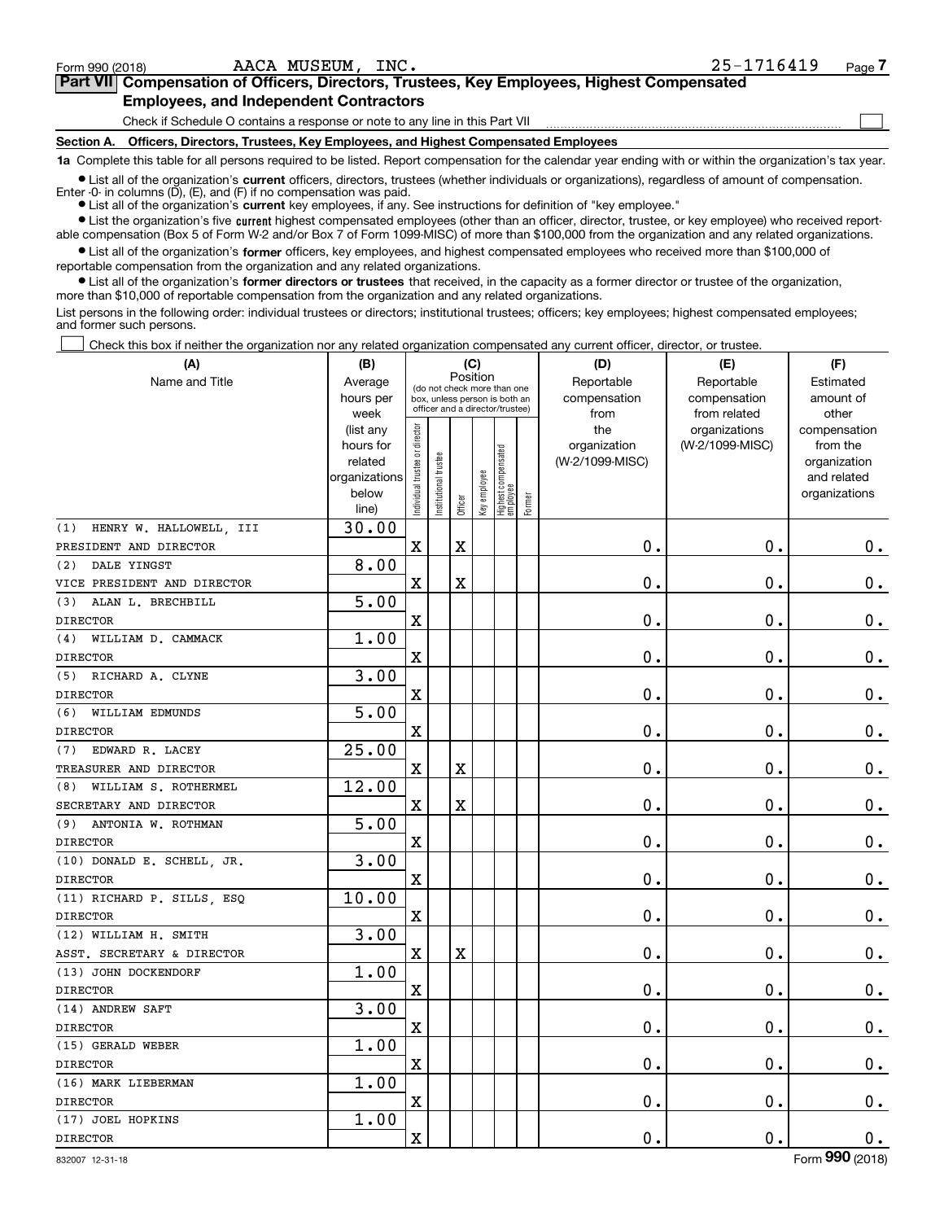Form 990 (2018) AACA MUSEUM, INC. 25-1716419

## Part VII Compensation of Officers, Directors, Trustees, Key Employees, Highest Compensated Employees, and Independent Contractors

Check if Schedule O contains a response or note to any line in this Part VII ☐

### Section A. Officers, Directors, Trustees, Key Employees, and Highest Compensated Employees

**1a** Complete this table for all persons required to be listed. Report compensation for the calendar year ending with or within the organization's tax year.

- List all of the organization's **current** officers, directors, trustees (whether individuals or organizations), regardless of amount of compensation. Enter -0- in columns (D), (E), and (F) if no compensation was paid.
- List all of the organization's **current** key employees, if any. See instructions for definition of "key employee."
- List the organization's five **current** highest compensated employees (other than an officer, director, trustee, or key employee) who received reportable compensation (Box 5 of Form W-2 and/or Box 7 of Form 1099-MISC) of more than $100,000 from the organization and any related organizations.
- List all of the organization's **former** officers, key employees, and highest compensated employees who received more than $100,000 of reportable compensation from the organization and any related organizations.
- List all of the organization's **former directors or trustees** that received, in the capacity as a former director or trustee of the organization, more than $10,000 of reportable compensation from the organization and any related organizations.

List persons in the following order: individual trustees or directors; institutional trustees; officers; key employees; highest compensated employees; and former such persons.

☐ Check this box if neither the organization nor any related organization compensated any current officer, director, or trustee.

| (A) Name and Title | (B) Average hours per week (list any hours for related organizations below line) | (C) Position: Individual trustee or director | Institutional trustee | Officer | Key employee | Highest compensated employee | Former | (D) Reportable compensation from the organization (W-2/1099-MISC) | (E) Reportable compensation from related organizations (W-2/1099-MISC) | (F) Estimated amount of other compensation from the organization and related organizations |
|---|---|---|---|---|---|---|---|---|---|---|
| (1) HENRY W. HALLOWELL, III<br>PRESIDENT AND DIRECTOR | 30.00 | X | | X | | | | 0. | 0. | 0. |
| (2) DALE YINGST<br>VICE PRESIDENT AND DIRECTOR | 8.00 | X | | X | | | | 0. | 0. | 0. |
| (3) ALAN L. BRECHBILL<br>DIRECTOR | 5.00 | X | | | | | | 0. | 0. | 0. |
| (4) WILLIAM D. CAMMACK<br>DIRECTOR | 1.00 | X | | | | | | 0. | 0. | 0. |
| (5) RICHARD A. CLYNE<br>DIRECTOR | 3.00 | X | | | | | | 0. | 0. | 0. |
| (6) WILLIAM EDMUNDS<br>DIRECTOR | 5.00 | X | | | | | | 0. | 0. | 0. |
| (7) EDWARD R. LACEY<br>TREASURER AND DIRECTOR | 25.00 | X | | X | | | | 0. | 0. | 0. |
| (8) WILLIAM S. ROTHERMEL<br>SECRETARY AND DIRECTOR | 12.00 | X | | X | | | | 0. | 0. | 0. |
| (9) ANTONIA W. ROTHMAN<br>DIRECTOR | 5.00 | X | | | | | | 0. | 0. | 0. |
| (10) DONALD E. SCHELL, JR.<br>DIRECTOR | 3.00 | X | | | | | | 0. | 0. | 0. |
| (11) RICHARD P. SILLS, ESQ<br>DIRECTOR | 10.00 | X | | | | | | 0. | 0. | 0. |
| (12) WILLIAM H. SMITH<br>ASST. SECRETARY & DIRECTOR | 3.00 | X | | X | | | | 0. | 0. | 0. |
| (13) JOHN DOCKENDORF<br>DIRECTOR | 1.00 | X | | | | | | 0. | 0. | 0. |
| (14) ANDREW SAFT<br>DIRECTOR | 3.00 | X | | | | | | 0. | 0. | 0. |
| (15) GERALD WEBER<br>DIRECTOR | 1.00 | X | | | | | | 0. | 0. | 0. |
| (16) MARK LIEBERMAN<br>DIRECTOR | 1.00 | X | | | | | | 0. | 0. | 0. |
| (17) JOEL HOPKINS<br>DIRECTOR | 1.00 | X | | | | | | 0. | 0. | 0. |

832007 12-31-18 Form 990 (2018)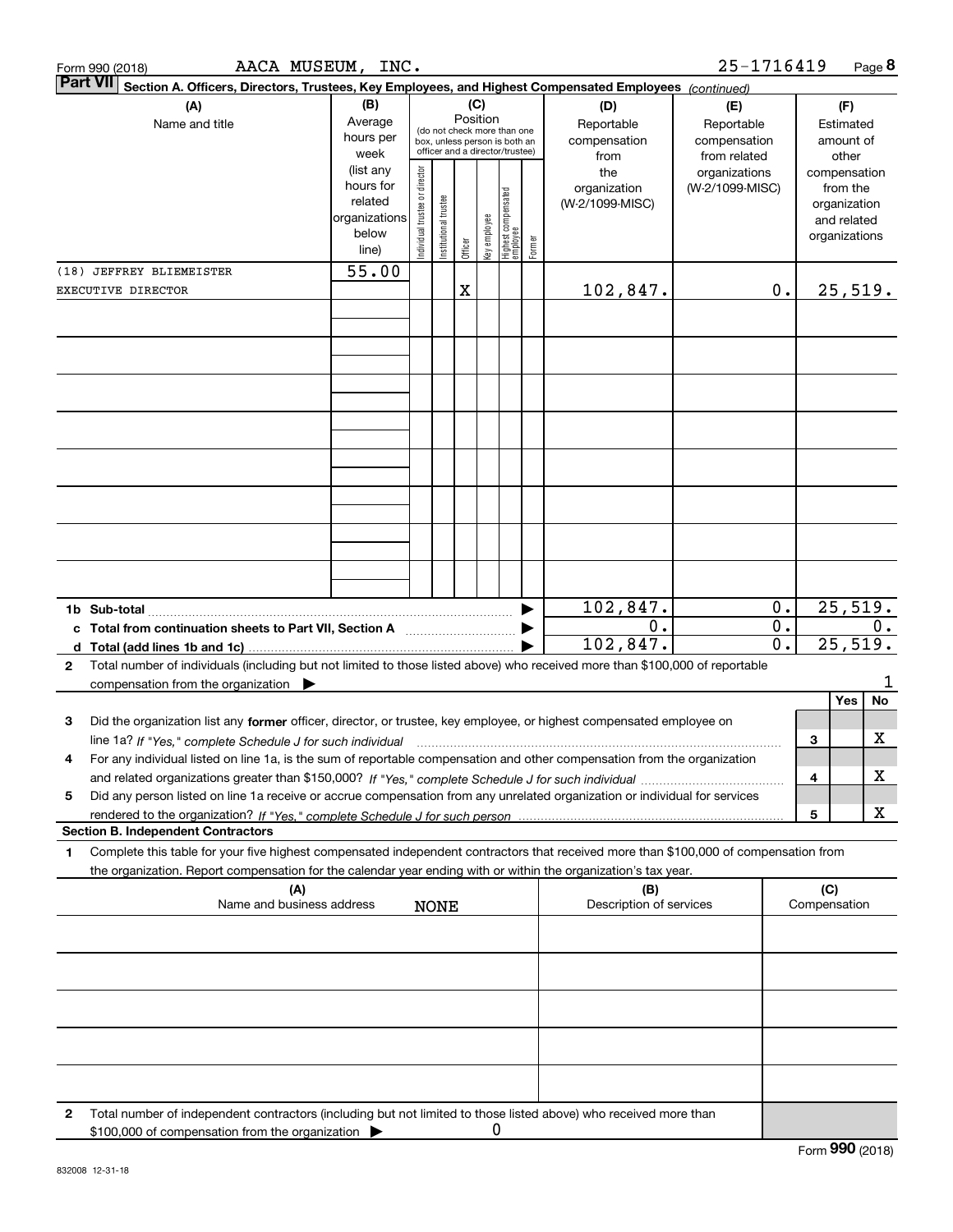Form 990 (2018) AACA MUSEUM, INC. 25-1716419 Page 8

**Part VII** **Section A. Officers, Directors, Trustees, Key Employees, and Highest Compensated Employees** *(continued)*

| (A) Name and title | (B) Average hours per week (list any hours for related organizations below line) | (C) Position: Individual trustee or director | Institutional trustee | Officer | Key employee | Highest compensated employee | Former | (D) Reportable compensation from the organization (W-2/1099-MISC) | (E) Reportable compensation from related organizations (W-2/1099-MISC) | (F) Estimated amount of other compensation from the organization and related organizations |
|---|---|---|---|---|---|---|---|---|---|---|
| (18) JEFFREY BLIEMEISTER<br>EXECUTIVE DIRECTOR | 55.00 | | | X | | | | 102,847. | 0. | 25,519. |
| | | | | | | | | | | |
| | | | | | | | | | | |
| | | | | | | | | | | |
| | | | | | | | | | | |
| | | | | | | | | | | |
| | | | | | | | | | | |
| | | | | | | | | | | |
| **1b Sub-total** | | | | | | | | 102,847. | 0. | 25,519. |
| **c Total from continuation sheets to Part VII, Section A** | | | | | | | | 0. | 0. | 0. |
| **d Total (add lines 1b and 1c)** | | | | | | | | 102,847. | 0. | 25,519. |

**2** Total number of individuals (including but not limited to those listed above) who received more than $100,000 of reportable compensation from the organization ▶ 1

| | | | Yes | No |
|---|---|---|---|---|
| **3** | Did the organization list any **former** officer, director, or trustee, key employee, or highest compensated employee on line 1a? *If "Yes," complete Schedule J for such individual* | 3 | | X |
| **4** | For any individual listed on line 1a, is the sum of reportable compensation and other compensation from the organization and related organizations greater than $150,000? *If "Yes," complete Schedule J for such individual* | 4 | | X |
| **5** | Did any person listed on line 1a receive or accrue compensation from any unrelated organization or individual for services rendered to the organization? *If "Yes," complete Schedule J for such person* | 5 | | X |

**Section B. Independent Contractors**

**1** Complete this table for your five highest compensated independent contractors that received more than $100,000 of compensation from the organization. Report compensation for the calendar year ending with or within the organization's tax year.

| (A) Name and business address | (B) Description of services | (C) Compensation |
|---|---|---|
| NONE | | |
| | | |
| | | |
| | | |
| | | |

**2** Total number of independent contractors (including but not limited to those listed above) who received more than $100,000 of compensation from the organization ▶ 0

Form **990** (2018)

832008 12-31-18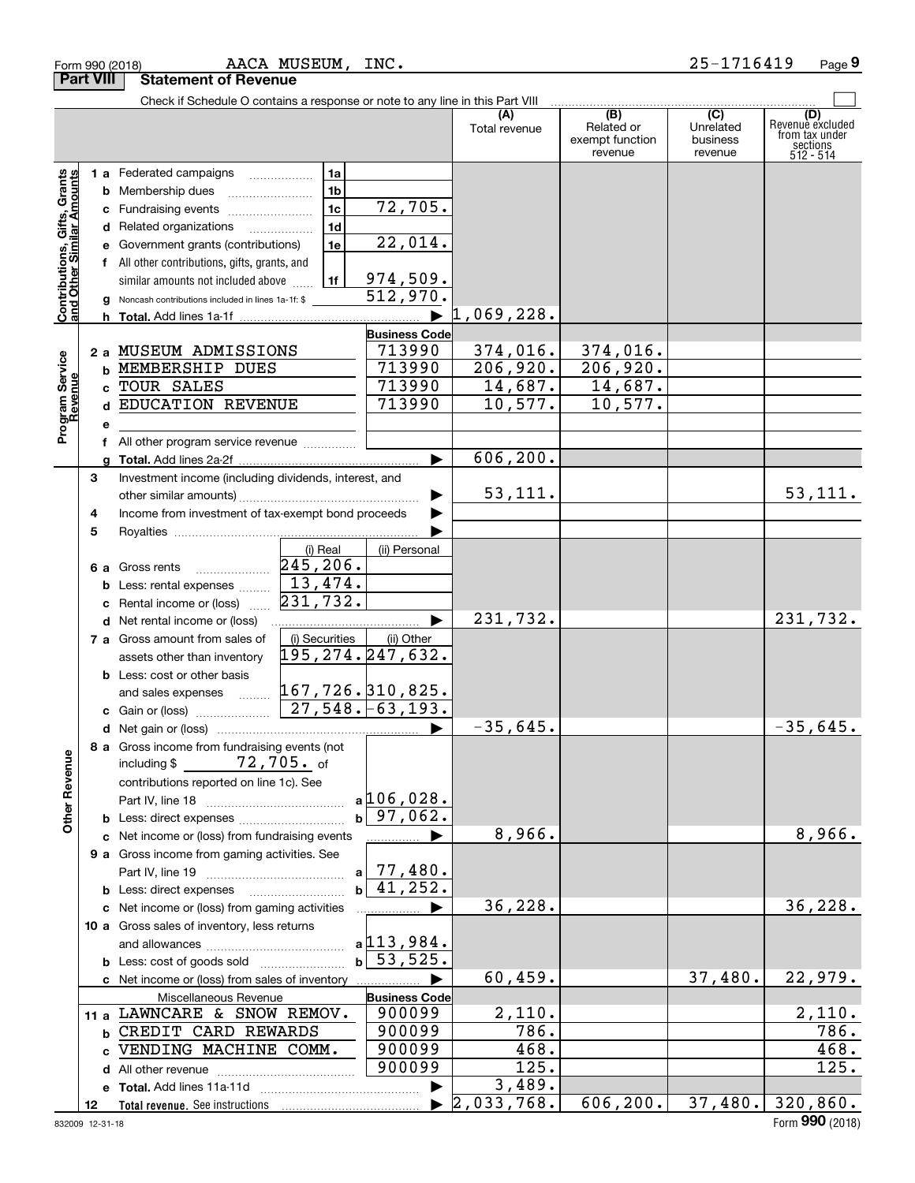Form 990 (2018) AACA MUSEUM, INC. 25-1716419

## Part VIII Statement of Revenue

Check if Schedule O contains a response or note to any line in this Part VIII

| | | | | (A) Total revenue | (B) Related or exempt function revenue | (C) Unrelated business revenue | (D) Revenue excluded from tax under sections 512 - 514 |
|---|---|---|---|---|---|---|---|
| **Contributions, Gifts, Grants and Other Similar Amounts** | 1a Federated campaigns | 1a | | | | | |
| | b Membership dues | 1b | | | | | |
| | c Fundraising events | 1c | 72,705. | | | | |
| | d Related organizations | 1d | | | | | |
| | e Government grants (contributions) | 1e | 22,014. | | | | |
| | f All other contributions, gifts, grants, and similar amounts not included above | 1f | 974,509. | | | | |
| | g Noncash contributions included in lines 1a-1f: $ | | 512,970. | | | | |
| | h Total. Add lines 1a-1f | | | 1,069,228. | | | |
| **Program Service Revenue** | | | Business Code | | | | |
| | 2a MUSEUM ADMISSIONS | | 713990 | 374,016. | 374,016. | | |
| | b MEMBERSHIP DUES | | 713990 | 206,920. | 206,920. | | |
| | c TOUR SALES | | 713990 | 14,687. | 14,687. | | |
| | d EDUCATION REVENUE | | 713990 | 10,577. | 10,577. | | |
| | e | | | | | | |
| | f All other program service revenue | | | | | | |
| | g Total. Add lines 2a-2f | | | 606,200. | | | |
| **Other Revenue** | 3 Investment income (including dividends, interest, and other similar amounts) | | | 53,111. | | | 53,111. |
| | 4 Income from investment of tax-exempt bond proceeds | | | | | | |
| | 5 Royalties | | | | | | |
| | | (i) Real | (ii) Personal | | | | |
| | 6a Gross rents | 245,206. | | | | | |
| | b Less: rental expenses | 13,474. | | | | | |
| | c Rental income or (loss) | 231,732. | | | | | |
| | d Net rental income or (loss) | | | 231,732. | | | 231,732. |
| | | (i) Securities | (ii) Other | | | | |
| | 7a Gross amount from sales of assets other than inventory | 195,274. | 247,632. | | | | |
| | b Less: cost or other basis and sales expenses | 167,726. | 310,825. | | | | |
| | c Gain or (loss) | 27,548. | -63,193. | | | | |
| | d Net gain or (loss) | | | -35,645. | | | -35,645. |
| | 8a Gross income from fundraising events (not including $ 72,705. of contributions reported on line 1c). See Part IV, line 18 | a | 106,028. | | | | |
| | b Less: direct expenses | b | 97,062. | | | | |
| | c Net income or (loss) from fundraising events | | | 8,966. | | | 8,966. |
| | 9a Gross income from gaming activities. See Part IV, line 19 | a | 77,480. | | | | |
| | b Less: direct expenses | b | 41,252. | | | | |
| | c Net income or (loss) from gaming activities | | | 36,228. | | | 36,228. |
| | 10a Gross sales of inventory, less returns and allowances | a | 113,984. | | | | |
| | b Less: cost of goods sold | b | 53,525. | | | | |
| | c Net income or (loss) from sales of inventory | | | 60,459. | | 37,480. | 22,979. |
| | Miscellaneous Revenue | | Business Code | | | | |
| | 11a LAWNCARE & SNOW REMOV. | | 900099 | 2,110. | | | 2,110. |
| | b CREDIT CARD REWARDS | | 900099 | 786. | | | 786. |
| | c VENDING MACHINE COMM. | | 900099 | 468. | | | 468. |
| | d All other revenue | | 900099 | 125. | | | 125. |
| | e Total. Add lines 11a-11d | | | 3,489. | | | |
| | 12 Total revenue. See instructions | | | 2,033,768. | 606,200. | 37,480. | 320,860. |

832009 12-31-18

Form 990 (2018)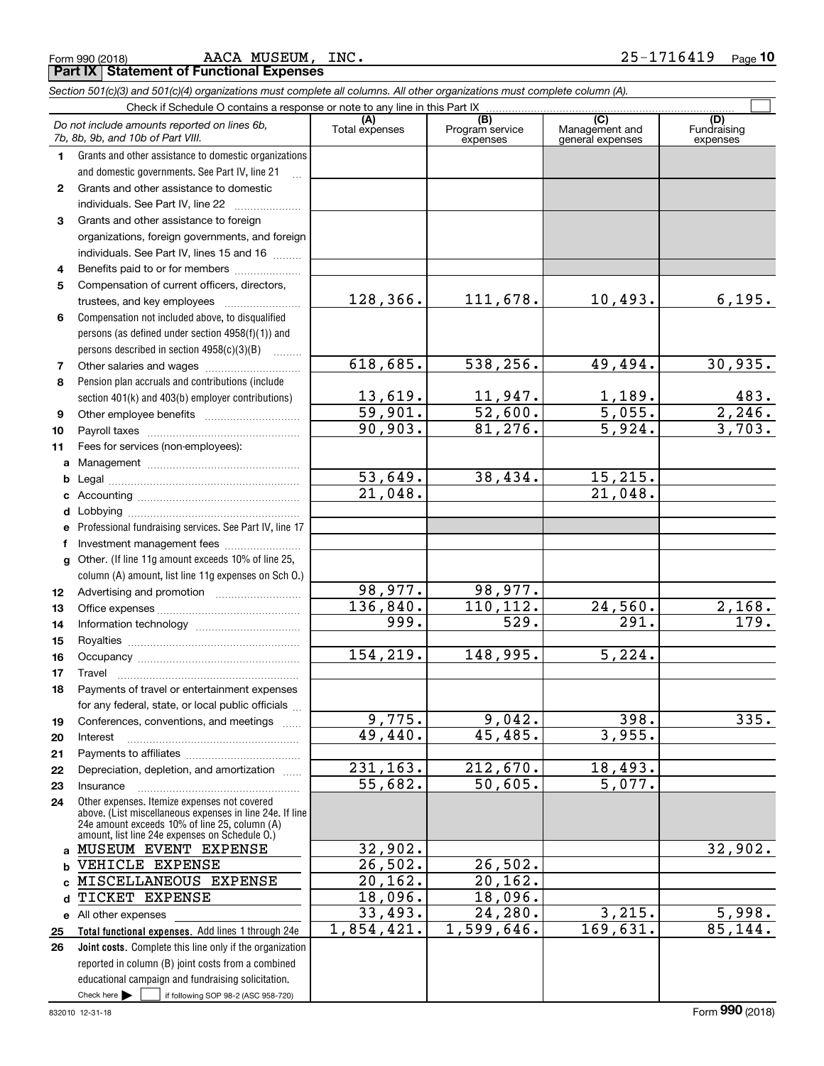Form 990 (2018) AACA MUSEUM, INC. 25-1716419 Page 10

**Part IX Statement of Functional Expenses**

*Section 501(c)(3) and 501(c)(4) organizations must complete all columns. All other organizations must complete column (A).*

Check if Schedule O contains a response or note to any line in this Part IX

| | *Do not include amounts reported on lines 6b, 7b, 8b, 9b, and 10b of Part VIII.* | (A) Total expenses | (B) Program service expenses | (C) Management and general expenses | (D) Fundraising expenses |
|---|---|---|---|---|---|
| 1 | Grants and other assistance to domestic organizations and domestic governments. See Part IV, line 21 | | | | |
| 2 | Grants and other assistance to domestic individuals. See Part IV, line 22 | | | | |
| 3 | Grants and other assistance to foreign organizations, foreign governments, and foreign individuals. See Part IV, lines 15 and 16 | | | | |
| 4 | Benefits paid to or for members | | | | |
| 5 | Compensation of current officers, directors, trustees, and key employees | 128,366. | 111,678. | 10,493. | 6,195. |
| 6 | Compensation not included above, to disqualified persons (as defined under section 4958(f)(1)) and persons described in section 4958(c)(3)(B) | | | | |
| 7 | Other salaries and wages | 618,685. | 538,256. | 49,494. | 30,935. |
| 8 | Pension plan accruals and contributions (include section 401(k) and 403(b) employer contributions) | 13,619. | 11,947. | 1,189. | 483. |
| 9 | Other employee benefits | 59,901. | 52,600. | 5,055. | 2,246. |
| 10 | Payroll taxes | 90,903. | 81,276. | 5,924. | 3,703. |
| 11 | Fees for services (non-employees): | | | | |
| a | Management | | | | |
| b | Legal | 53,649. | 38,434. | 15,215. | |
| c | Accounting | 21,048. | | 21,048. | |
| d | Lobbying | | | | |
| e | Professional fundraising services. See Part IV, line 17 | | | | |
| f | Investment management fees | | | | |
| g | Other. (If line 11g amount exceeds 10% of line 25, column (A) amount, list line 11g expenses on Sch O.) | | | | |
| 12 | Advertising and promotion | 98,977. | 98,977. | | |
| 13 | Office expenses | 136,840. | 110,112. | 24,560. | 2,168. |
| 14 | Information technology | 999. | 529. | 291. | 179. |
| 15 | Royalties | | | | |
| 16 | Occupancy | 154,219. | 148,995. | 5,224. | |
| 17 | Travel | | | | |
| 18 | Payments of travel or entertainment expenses for any federal, state, or local public officials | | | | |
| 19 | Conferences, conventions, and meetings | 9,775. | 9,042. | 398. | 335. |
| 20 | Interest | 49,440. | 45,485. | 3,955. | |
| 21 | Payments to affiliates | | | | |
| 22 | Depreciation, depletion, and amortization | 231,163. | 212,670. | 18,493. | |
| 23 | Insurance | 55,682. | 50,605. | 5,077. | |
| 24 | Other expenses. Itemize expenses not covered above. (List miscellaneous expenses in line 24e. If line 24e amount exceeds 10% of line 25, column (A) amount, list line 24e expenses on Schedule O.) | | | | |
| a | MUSEUM EVENT EXPENSE | 32,902. | | | 32,902. |
| b | VEHICLE EXPENSE | 26,502. | 26,502. | | |
| c | MISCELLANEOUS EXPENSE | 20,162. | 20,162. | | |
| d | TICKET EXPENSE | 18,096. | 18,096. | | |
| e | All other expenses | 33,493. | 24,280. | 3,215. | 5,998. |
| 25 | **Total functional expenses.** Add lines 1 through 24e | 1,854,421. | 1,599,646. | 169,631. | 85,144. |
| 26 | **Joint costs.** Complete this line only if the organization reported in column (B) joint costs from a combined educational campaign and fundraising solicitation. Check here ▶ ☐ if following SOP 98-2 (ASC 958-720) | | | | |

832010 12-31-18 Form **990** (2018)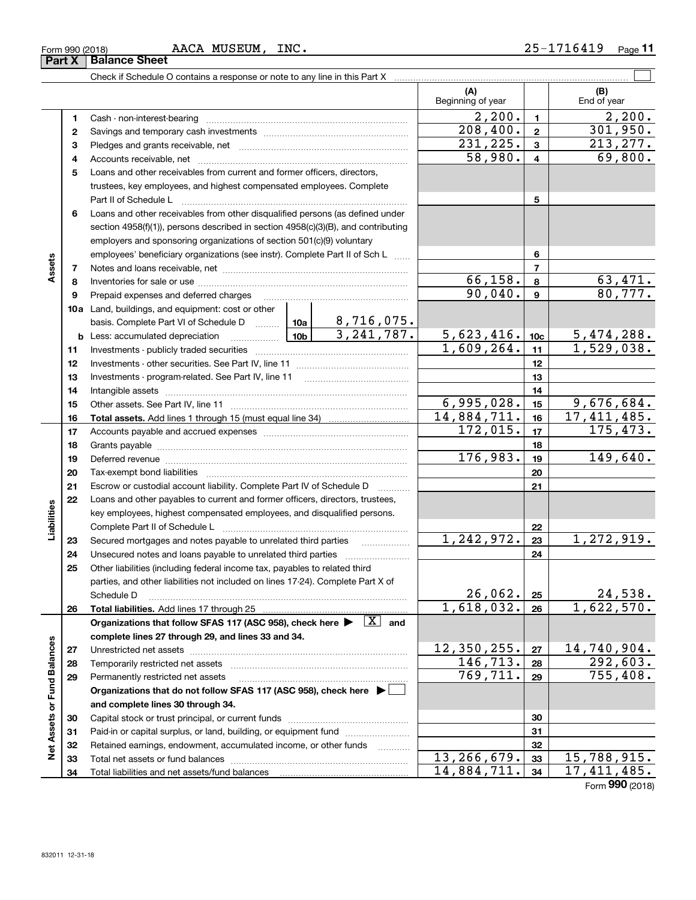Form 990 (2018) AACA MUSEUM, INC. 25-1716419

## Part X Balance Sheet

Check if Schedule O contains a response or note to any line in this Part X ☐

| | | | | (A) Beginning of year | | (B) End of year |
|---|---|---|---|---|---|---|
| **Assets** | 1 | Cash - non-interest-bearing | | 2,200. | 1 | 2,200. |
| | 2 | Savings and temporary cash investments | | 208,400. | 2 | 301,950. |
| | 3 | Pledges and grants receivable, net | | 231,225. | 3 | 213,277. |
| | 4 | Accounts receivable, net | | 58,980. | 4 | 69,800. |
| | 5 | Loans and other receivables from current and former officers, directors, trustees, key employees, and highest compensated employees. Complete Part II of Schedule L | | | 5 | |
| | 6 | Loans and other receivables from other disqualified persons (as defined under section 4958(f)(1)), persons described in section 4958(c)(3)(B), and contributing employers and sponsoring organizations of section 501(c)(9) voluntary employees' beneficiary organizations (see instr). Complete Part II of Sch L | | | 6 | |
| | 7 | Notes and loans receivable, net | | | 7 | |
| | 8 | Inventories for sale or use | | 66,158. | 8 | 63,471. |
| | 9 | Prepaid expenses and deferred charges | | 90,040. | 9 | 80,777. |
| | 10a | Land, buildings, and equipment: cost or other basis. Complete Part VI of Schedule D | 10a 8,716,075. | | | |
| | b | Less: accumulated depreciation | 10b 3,241,787. | 5,623,416. | 10c | 5,474,288. |
| | 11 | Investments - publicly traded securities | | 1,609,264. | 11 | 1,529,038. |
| | 12 | Investments - other securities. See Part IV, line 11 | | | 12 | |
| | 13 | Investments - program-related. See Part IV, line 11 | | | 13 | |
| | 14 | Intangible assets | | | 14 | |
| | 15 | Other assets. See Part IV, line 11 | | 6,995,028. | 15 | 9,676,684. |
| | 16 | **Total assets.** Add lines 1 through 15 (must equal line 34) | | 14,884,711. | 16 | 17,411,485. |
| **Liabilities** | 17 | Accounts payable and accrued expenses | | 172,015. | 17 | 175,473. |
| | 18 | Grants payable | | | 18 | |
| | 19 | Deferred revenue | | 176,983. | 19 | 149,640. |
| | 20 | Tax-exempt bond liabilities | | | 20 | |
| | 21 | Escrow or custodial account liability. Complete Part IV of Schedule D | | | 21 | |
| | 22 | Loans and other payables to current and former officers, directors, trustees, key employees, highest compensated employees, and disqualified persons. Complete Part II of Schedule L | | | 22 | |
| | 23 | Secured mortgages and notes payable to unrelated third parties | | 1,242,972. | 23 | 1,272,919. |
| | 24 | Unsecured notes and loans payable to unrelated third parties | | | 24 | |
| | 25 | Other liabilities (including federal income tax, payables to related third parties, and other liabilities not included on lines 17-24). Complete Part X of Schedule D | | 26,062. | 25 | 24,538. |
| | 26 | **Total liabilities.** Add lines 17 through 25 | | 1,618,032. | 26 | 1,622,570. |
| **Net Assets or Fund Balances** | | **Organizations that follow SFAS 117 (ASC 958), check here ▶ [X] and complete lines 27 through 29, and lines 33 and 34.** | | | | |
| | 27 | Unrestricted net assets | | 12,350,255. | 27 | 14,740,904. |
| | 28 | Temporarily restricted net assets | | 146,713. | 28 | 292,603. |
| | 29 | Permanently restricted net assets | | 769,711. | 29 | 755,408. |
| | | **Organizations that do not follow SFAS 117 (ASC 958), check here ▶ ☐ and complete lines 30 through 34.** | | | | |
| | 30 | Capital stock or trust principal, or current funds | | | 30 | |
| | 31 | Paid-in or capital surplus, or land, building, or equipment fund | | | 31 | |
| | 32 | Retained earnings, endowment, accumulated income, or other funds | | | 32 | |
| | 33 | Total net assets or fund balances | | 13,266,679. | 33 | 15,788,915. |
| | 34 | Total liabilities and net assets/fund balances | | 14,884,711. | 34 | 17,411,485. |

Form **990** (2018)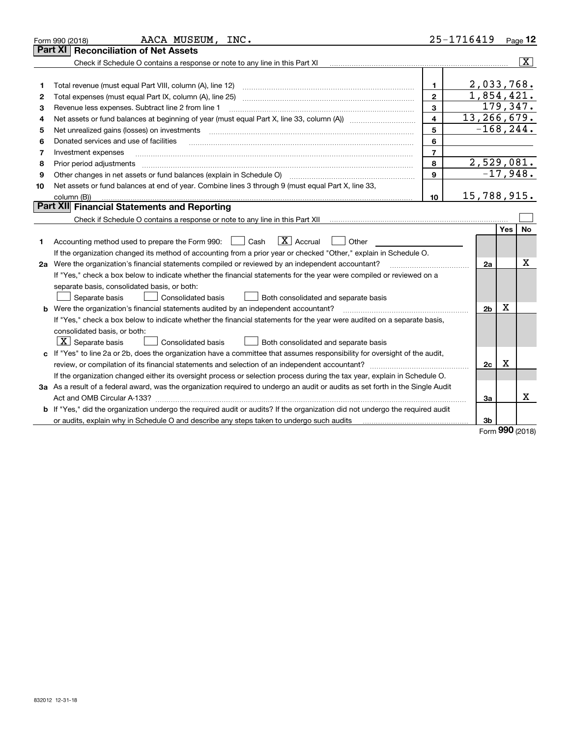Form 990 (2018) AACA MUSEUM, INC. 25-1716419 Page 12

## Part XI Reconciliation of Net Assets

Check if Schedule O contains a response or note to any line in this Part XI [X]

| | | | |
|---|---|---|---|
| 1 | Total revenue (must equal Part VIII, column (A), line 12) | 1 | 2,033,768. |
| 2 | Total expenses (must equal Part IX, column (A), line 25) | 2 | 1,854,421. |
| 3 | Revenue less expenses. Subtract line 2 from line 1 | 3 | 179,347. |
| 4 | Net assets or fund balances at beginning of year (must equal Part X, line 33, column (A)) | 4 | 13,266,679. |
| 5 | Net unrealized gains (losses) on investments | 5 | -168,244. |
| 6 | Donated services and use of facilities | 6 | |
| 7 | Investment expenses | 7 | |
| 8 | Prior period adjustments | 8 | 2,529,081. |
| 9 | Other changes in net assets or fund balances (explain in Schedule O) | 9 | -17,948. |
| 10 | Net assets or fund balances at end of year. Combine lines 3 through 9 (must equal Part X, line 33, column (B)) | 10 | 15,788,915. |

## Part XII Financial Statements and Reporting

Check if Schedule O contains a response or note to any line in this Part XII [ ]

| | | | Yes | No |
|---|---|---|---|---|
| 1 | Accounting method used to prepare the Form 990: [ ] Cash [X] Accrual [ ] Other<br>If the organization changed its method of accounting from a prior year or checked "Other," explain in Schedule O. | | | |
| 2a | Were the organization's financial statements compiled or reviewed by an independent accountant?<br>If "Yes," check a box below to indicate whether the financial statements for the year were compiled or reviewed on a separate basis, consolidated basis, or both:<br>[ ] Separate basis [ ] Consolidated basis [ ] Both consolidated and separate basis | 2a | | X |
| b | Were the organization's financial statements audited by an independent accountant?<br>If "Yes," check a box below to indicate whether the financial statements for the year were audited on a separate basis, consolidated basis, or both:<br>[X] Separate basis [ ] Consolidated basis [ ] Both consolidated and separate basis | 2b | X | |
| c | If "Yes" to line 2a or 2b, does the organization have a committee that assumes responsibility for oversight of the audit, review, or compilation of its financial statements and selection of an independent accountant?<br>If the organization changed either its oversight process or selection process during the tax year, explain in Schedule O. | 2c | X | |
| 3a | As a result of a federal award, was the organization required to undergo an audit or audits as set forth in the Single Audit Act and OMB Circular A-133? | 3a | | X |
| b | If "Yes," did the organization undergo the required audit or audits? If the organization did not undergo the required audit or audits, explain why in Schedule O and describe any steps taken to undergo such audits | 3b | | |

Form 990 (2018)

832012 12-31-18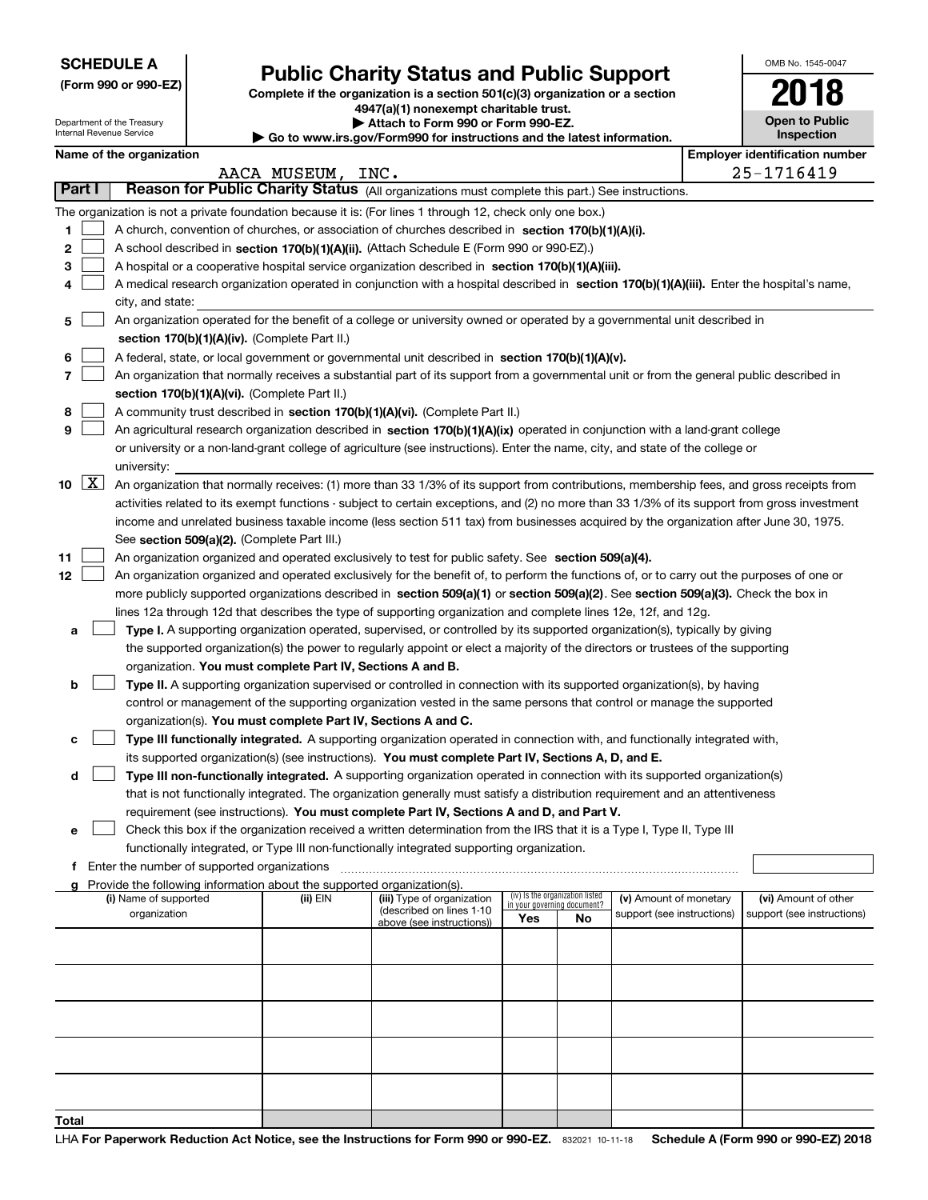**SCHEDULE A**
**(Form 990 or 990-EZ)**

Department of the Treasury
Internal Revenue Service

# Public Charity Status and Public Support

**Complete if the organization is a section 501(c)(3) organization or a section 4947(a)(1) nonexempt charitable trust.**
**▶ Attach to Form 990 or Form 990-EZ.**
**▶ Go to www.irs.gov/Form990 for instructions and the latest information.**

OMB No. 1545-0047

**2018**

**Open to Public Inspection**

**Name of the organization:** AACA MUSEUM, INC.

**Employer identification number:** 25-1716419

## Part I — Reason for Public Charity Status (All organizations must complete this part.) See instructions.

The organization is not a private foundation because it is: (For lines 1 through 12, check only one box.)

1. [ ] A church, convention of churches, or association of churches described in **section 170(b)(1)(A)(i).**
2. [ ] A school described in **section 170(b)(1)(A)(ii).** (Attach Schedule E (Form 990 or 990-EZ).)
3. [ ] A hospital or a cooperative hospital service organization described in **section 170(b)(1)(A)(iii).**
4. [ ] A medical research organization operated in conjunction with a hospital described in **section 170(b)(1)(A)(iii).** Enter the hospital's name, city, and state:
5. [ ] An organization operated for the benefit of a college or university owned or operated by a governmental unit described in **section 170(b)(1)(A)(iv).** (Complete Part II.)
6. [ ] A federal, state, or local government or governmental unit described in **section 170(b)(1)(A)(v).**
7. [ ] An organization that normally receives a substantial part of its support from a governmental unit or from the general public described in **section 170(b)(1)(A)(vi).** (Complete Part II.)
8. [ ] A community trust described in **section 170(b)(1)(A)(vi).** (Complete Part II.)
9. [ ] An agricultural research organization described in **section 170(b)(1)(A)(ix)** operated in conjunction with a land-grant college or university or a non-land-grant college of agriculture (see instructions). Enter the name, city, and state of the college or university:
10. [X] An organization that normally receives: (1) more than 33 1/3% of its support from contributions, membership fees, and gross receipts from activities related to its exempt functions - subject to certain exceptions, and (2) no more than 33 1/3% of its support from gross investment income and unrelated business taxable income (less section 511 tax) from businesses acquired by the organization after June 30, 1975. See **section 509(a)(2).** (Complete Part III.)
11. [ ] An organization organized and operated exclusively to test for public safety. See **section 509(a)(4).**
12. [ ] An organization organized and operated exclusively for the benefit of, to perform the functions of, or to carry out the purposes of one or more publicly supported organizations described in **section 509(a)(1)** or **section 509(a)(2).** See **section 509(a)(3).** Check the box in lines 12a through 12d that describes the type of supporting organization and complete lines 12e, 12f, and 12g.
   - **a** [ ] **Type I.** A supporting organization operated, supervised, or controlled by its supported organization(s), typically by giving the supported organization(s) the power to regularly appoint or elect a majority of the directors or trustees of the supporting organization. **You must complete Part IV, Sections A and B.**
   - **b** [ ] **Type II.** A supporting organization supervised or controlled in connection with its supported organization(s), by having control or management of the supporting organization vested in the same persons that control or manage the supported organization(s). **You must complete Part IV, Sections A and C.**
   - **c** [ ] **Type III functionally integrated.** A supporting organization operated in connection with, and functionally integrated with, its supported organization(s) (see instructions). **You must complete Part IV, Sections A, D, and E.**
   - **d** [ ] **Type III non-functionally integrated.** A supporting organization operated in connection with its supported organization(s) that is not functionally integrated. The organization generally must satisfy a distribution requirement and an attentiveness requirement (see instructions). **You must complete Part IV, Sections A and D, and Part V.**
   - **e** [ ] Check this box if the organization received a written determination from the IRS that it is a Type I, Type II, Type III functionally integrated, or Type III non-functionally integrated supporting organization.
   - **f** Enter the number of supported organizations
   - **g** Provide the following information about the supported organization(s).

| (i) Name of supported organization | (ii) EIN | (iii) Type of organization (described on lines 1-10 above (see instructions)) | (iv) Is the organization listed in your governing document? Yes | No | (v) Amount of monetary support (see instructions) | (vi) Amount of other support (see instructions) |
|---|---|---|---|---|---|---|
| | | | | | | |
| | | | | | | |
| | | | | | | |
| | | | | | | |
| | | | | | | |
| **Total** | | | | | | |

LHA **For Paperwork Reduction Act Notice, see the Instructions for Form 990 or 990-EZ.** 832021 10-11-18 **Schedule A (Form 990 or 990-EZ) 2018**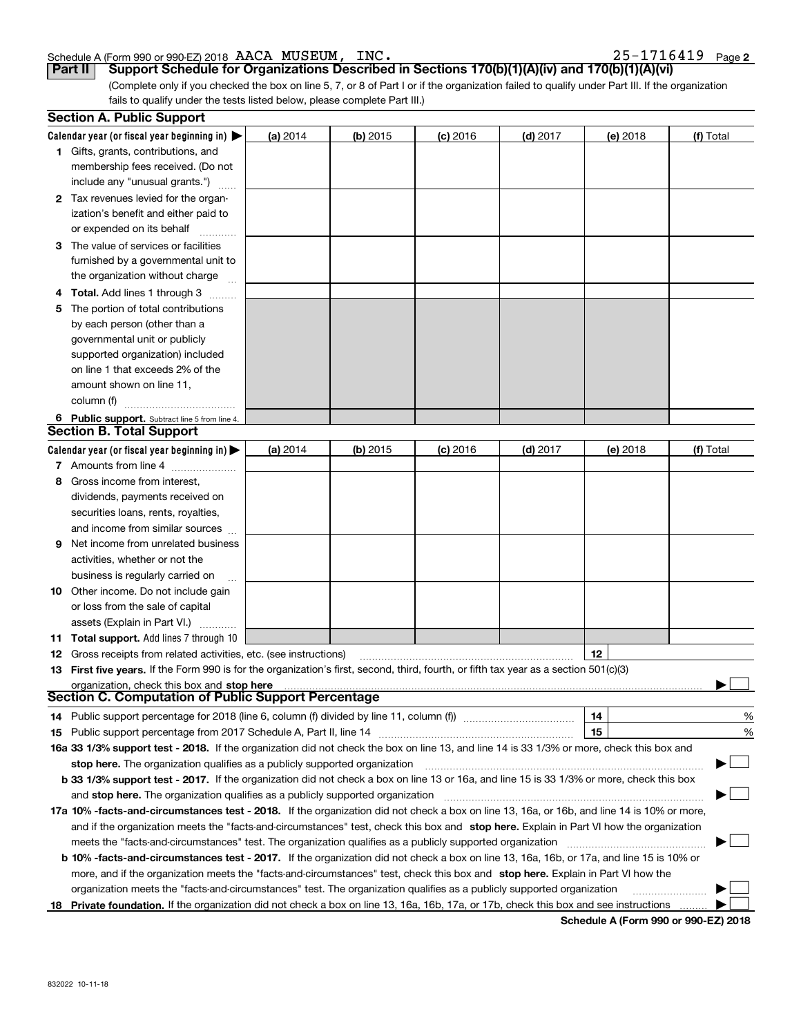Schedule A (Form 990 or 990-EZ) 2018 AACA MUSEUM, INC. 25-1716419 Page 2

**Part II Support Schedule for Organizations Described in Sections 170(b)(1)(A)(iv) and 170(b)(1)(A)(vi)**

(Complete only if you checked the box on line 5, 7, or 8 of Part I or if the organization failed to qualify under Part III. If the organization fails to qualify under the tests listed below, please complete Part III.)

## Section A. Public Support

| Calendar year (or fiscal year beginning in) ▶ | (a) 2014 | (b) 2015 | (c) 2016 | (d) 2017 | (e) 2018 | (f) Total |
|---|---|---|---|---|---|---|
| **1** Gifts, grants, contributions, and membership fees received. (Do not include any "unusual grants.") | | | | | | |
| **2** Tax revenues levied for the organization's benefit and either paid to or expended on its behalf | | | | | | |
| **3** The value of services or facilities furnished by a governmental unit to the organization without charge | | | | | | |
| **4 Total.** Add lines 1 through 3 | | | | | | |
| **5** The portion of total contributions by each person (other than a governmental unit or publicly supported organization) included on line 1 that exceeds 2% of the amount shown on line 11, column (f) | | | | | | |
| **6 Public support.** Subtract line 5 from line 4. | | | | | | |

## Section B. Total Support

| Calendar year (or fiscal year beginning in) ▶ | (a) 2014 | (b) 2015 | (c) 2016 | (d) 2017 | (e) 2018 | (f) Total |
|---|---|---|---|---|---|---|
| **7** Amounts from line 4 | | | | | | |
| **8** Gross income from interest, dividends, payments received on securities loans, rents, royalties, and income from similar sources | | | | | | |
| **9** Net income from unrelated business activities, whether or not the business is regularly carried on | | | | | | |
| **10** Other income. Do not include gain or loss from the sale of capital assets (Explain in Part VI.) | | | | | | |
| **11 Total support.** Add lines 7 through 10 | | | | | | |

**12** Gross receipts from related activities, etc. (see instructions) **12**

**13 First five years.** If the Form 990 is for the organization's first, second, third, fourth, or fifth tax year as a section 501(c)(3) organization, check this box and **stop here** ▶ ☐

## Section C. Computation of Public Support Percentage

**14** Public support percentage for 2018 (line 6, column (f) divided by line 11, column (f)) **14** %

**15** Public support percentage from 2017 Schedule A, Part II, line 14 **15** %

**16a 33 1/3% support test - 2018.** If the organization did not check the box on line 13, and line 14 is 33 1/3% or more, check this box and **stop here.** The organization qualifies as a publicly supported organization ▶ ☐

**b 33 1/3% support test - 2017.** If the organization did not check a box on line 13 or 16a, and line 15 is 33 1/3% or more, check this box and **stop here.** The organization qualifies as a publicly supported organization ▶ ☐

**17a 10% -facts-and-circumstances test - 2018.** If the organization did not check a box on line 13, 16a, or 16b, and line 14 is 10% or more, and if the organization meets the "facts-and-circumstances" test, check this box and **stop here.** Explain in Part VI how the organization meets the "facts-and-circumstances" test. The organization qualifies as a publicly supported organization ▶ ☐

**b 10% -facts-and-circumstances test - 2017.** If the organization did not check a box on line 13, 16a, 16b, or 17a, and line 15 is 10% or more, and if the organization meets the "facts-and-circumstances" test, check this box and **stop here.** Explain in Part VI how the organization meets the "facts-and-circumstances" test. The organization qualifies as a publicly supported organization ▶ ☐

**18 Private foundation.** If the organization did not check a box on line 13, 16a, 16b, 17a, or 17b, check this box and see instructions ▶ ☐

**Schedule A (Form 990 or 990-EZ) 2018**

832022 10-11-18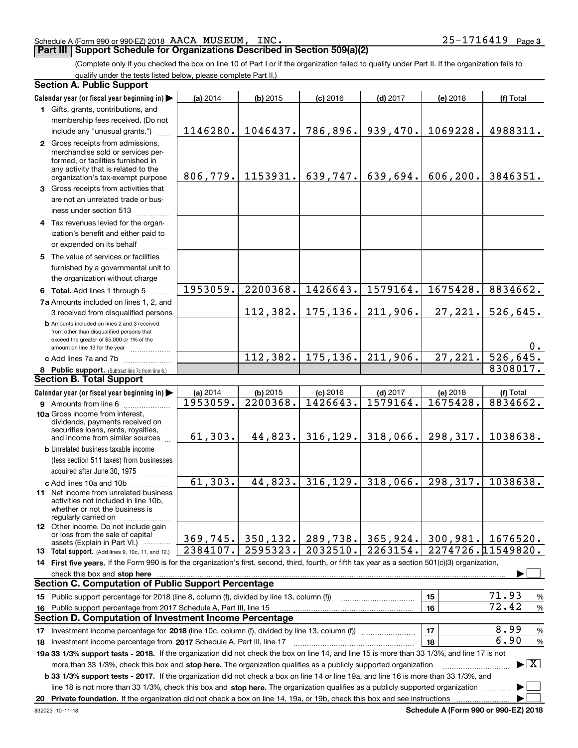Schedule A (Form 990 or 990-EZ) 2018 AACA MUSEUM, INC. 25-1716419 Page 3

## Part III Support Schedule for Organizations Described in Section 509(a)(2)

(Complete only if you checked the box on line 10 of Part I or if the organization failed to qualify under Part II. If the organization fails to qualify under the tests listed below, please complete Part II.)

### Section A. Public Support

| Calendar year (or fiscal year beginning in) | (a) 2014 | (b) 2015 | (c) 2016 | (d) 2017 | (e) 2018 | (f) Total |
|---|---|---|---|---|---|---|
| 1 Gifts, grants, contributions, and membership fees received. (Do not include any "unusual grants.") | 1146280. | 1046437. | 786,896. | 939,470. | 1069228. | 4988311. |
| 2 Gross receipts from admissions, merchandise sold or services performed, or facilities furnished in any activity that is related to the organization's tax-exempt purpose | 806,779. | 1153931. | 639,747. | 639,694. | 606,200. | 3846351. |
| 3 Gross receipts from activities that are not an unrelated trade or business under section 513 | | | | | | |
| 4 Tax revenues levied for the organization's benefit and either paid to or expended on its behalf | | | | | | |
| 5 The value of services or facilities furnished by a governmental unit to the organization without charge | | | | | | |
| 6 Total. Add lines 1 through 5 | 1953059. | 2200368. | 1426643. | 1579164. | 1675428. | 8834662. |
| 7a Amounts included on lines 1, 2, and 3 received from disqualified persons | | 112,382. | 175,136. | 211,906. | 27,221. | 526,645. |
| b Amounts included on lines 2 and 3 received from other than disqualified persons that exceed the greater of $5,000 or 1% of the amount on line 13 for the year | | | | | | 0. |
| c Add lines 7a and 7b | | 112,382. | 175,136. | 211,906. | 27,221. | 526,645. |
| 8 Public support. (Subtract line 7c from line 6.) | | | | | | 8308017. |

### Section B. Total Support

| Calendar year (or fiscal year beginning in) | (a) 2014 | (b) 2015 | (c) 2016 | (d) 2017 | (e) 2018 | (f) Total |
|---|---|---|---|---|---|---|
| 9 Amounts from line 6 | 1953059. | 2200368. | 1426643. | 1579164. | 1675428. | 8834662. |
| 10a Gross income from interest, dividends, payments received on securities loans, rents, royalties, and income from similar sources | 61,303. | 44,823. | 316,129. | 318,066. | 298,317. | 1038638. |
| b Unrelated business taxable income (less section 511 taxes) from businesses acquired after June 30, 1975 | | | | | | |
| c Add lines 10a and 10b | 61,303. | 44,823. | 316,129. | 318,066. | 298,317. | 1038638. |
| 11 Net income from unrelated business activities not included in line 10b, whether or not the business is regularly carried on | | | | | | |
| 12 Other income. Do not include gain or loss from the sale of capital assets (Explain in Part VI.) | 369,745. | 350,132. | 289,738. | 365,924. | 300,981. | 1676520. |
| 13 Total support. (Add lines 9, 10c, 11, and 12.) | 2384107. | 2595323. | 2032510. | 2263154. | 2274726. | 11549820. |

14 First five years. If the Form 990 is for the organization's first, second, third, fourth, or fifth tax year as a section 501(c)(3) organization, check this box and stop here ☐

### Section C. Computation of Public Support Percentage

| | | | |
|---|---|---|---|
| 15 Public support percentage for 2018 (line 8, column (f), divided by line 13, column (f)) | 15 | 71.93 | % |
| 16 Public support percentage from 2017 Schedule A, Part III, line 15 | 16 | 72.42 | % |

### Section D. Computation of Investment Income Percentage

| | | | |
|---|---|---|---|
| 17 Investment income percentage for 2018 (line 10c, column (f), divided by line 13, column (f)) | 17 | 8.99 | % |
| 18 Investment income percentage from 2017 Schedule A, Part III, line 17 | 18 | 6.90 | % |

19a 33 1/3% support tests - 2018. If the organization did not check the box on line 14, and line 15 is more than 33 1/3%, and line 17 is not more than 33 1/3%, check this box and stop here. The organization qualifies as a publicly supported organization ☒

b 33 1/3% support tests - 2017. If the organization did not check a box on line 14 or line 19a, and line 16 is more than 33 1/3%, and line 18 is not more than 33 1/3%, check this box and stop here. The organization qualifies as a publicly supported organization ☐

20 Private foundation. If the organization did not check a box on line 14, 19a, or 19b, check this box and see instructions ☐

832023 10-11-18 Schedule A (Form 990 or 990-EZ) 2018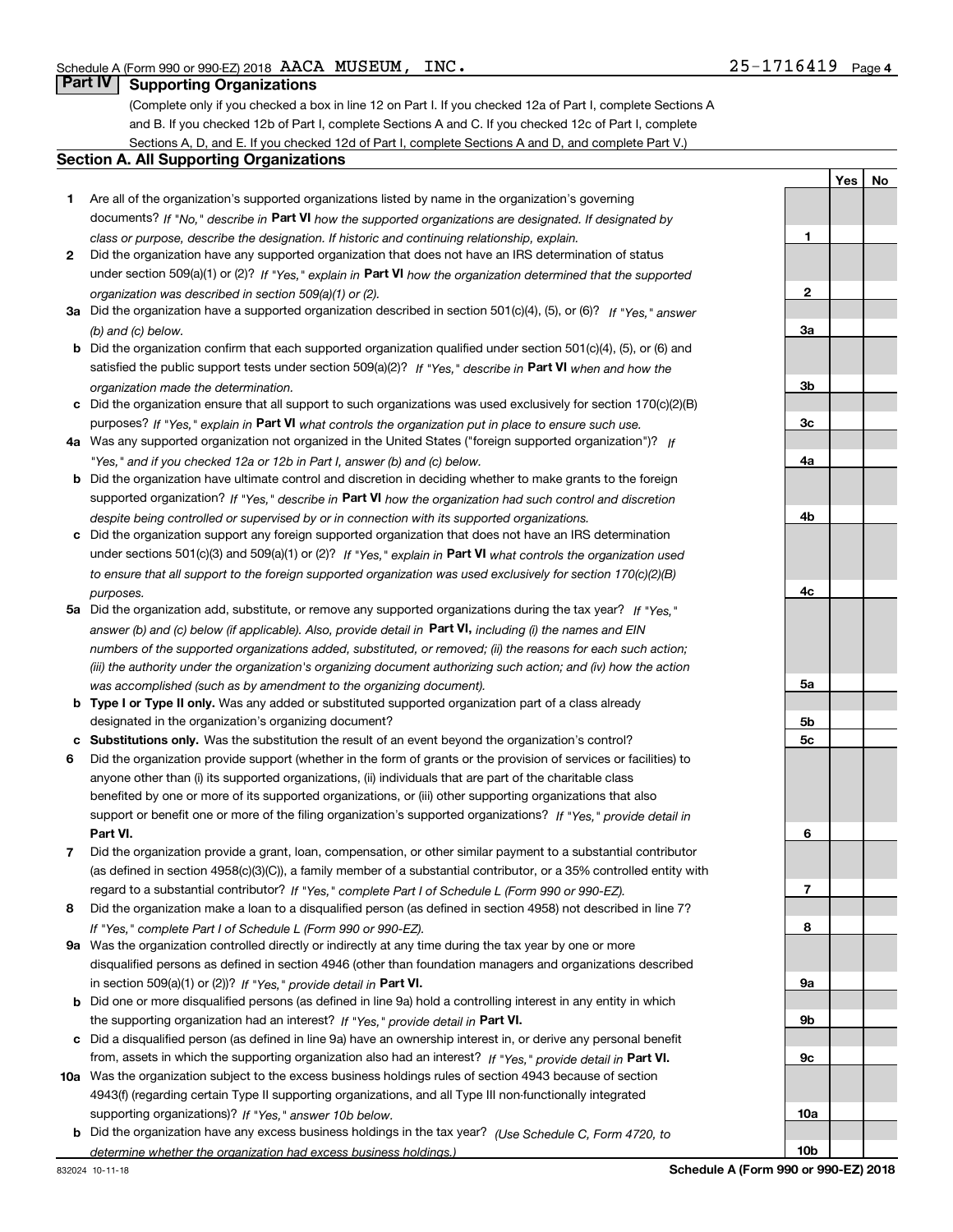Schedule A (Form 990 or 990-EZ) 2018 AACA MUSEUM, INC. 25-1716419 Page 4

## Part IV Supporting Organizations

(Complete only if you checked a box in line 12 on Part I. If you checked 12a of Part I, complete Sections A and B. If you checked 12b of Part I, complete Sections A and C. If you checked 12c of Part I, complete Sections A, D, and E. If you checked 12d of Part I, complete Sections A and D, and complete Part V.)

### Section A. All Supporting Organizations

| | | Line | Yes | No |
|---|---|---|---|---|
| **1** | Are all of the organization's supported organizations listed by name in the organization's governing documents? *If "No," describe in* **Part VI** *how the supported organizations are designated. If designated by class or purpose, describe the designation. If historic and continuing relationship, explain.* | **1** | | |
| **2** | Did the organization have any supported organization that does not have an IRS determination of status under section 509(a)(1) or (2)? *If "Yes," explain in* **Part VI** *how the organization determined that the supported organization was described in section 509(a)(1) or (2).* | **2** | | |
| **3a** | Did the organization have a supported organization described in section 501(c)(4), (5), or (6)? *If "Yes," answer (b) and (c) below.* | **3a** | | |
| **b** | Did the organization confirm that each supported organization qualified under section 501(c)(4), (5), or (6) and satisfied the public support tests under section 509(a)(2)? *If "Yes," describe in* **Part VI** *when and how the organization made the determination.* | **3b** | | |
| **c** | Did the organization ensure that all support to such organizations was used exclusively for section 170(c)(2)(B) purposes? *If "Yes," explain in* **Part VI** *what controls the organization put in place to ensure such use.* | **3c** | | |
| **4a** | Was any supported organization not organized in the United States ("foreign supported organization")? *If "Yes," and if you checked 12a or 12b in Part I, answer (b) and (c) below.* | **4a** | | |
| **b** | Did the organization have ultimate control and discretion in deciding whether to make grants to the foreign supported organization? *If "Yes," describe in* **Part VI** *how the organization had such control and discretion despite being controlled or supervised by or in connection with its supported organizations.* | **4b** | | |
| **c** | Did the organization support any foreign supported organization that does not have an IRS determination under sections 501(c)(3) and 509(a)(1) or (2)? *If "Yes," explain in* **Part VI** *what controls the organization used to ensure that all support to the foreign supported organization was used exclusively for section 170(c)(2)(B) purposes.* | **4c** | | |
| **5a** | Did the organization add, substitute, or remove any supported organizations during the tax year? *If "Yes," answer (b) and (c) below (if applicable). Also, provide detail in* **Part VI,** *including (i) the names and EIN numbers of the supported organizations added, substituted, or removed; (ii) the reasons for each such action; (iii) the authority under the organization's organizing document authorizing such action; and (iv) how the action was accomplished (such as by amendment to the organizing document).* | **5a** | | |
| **b** | **Type I or Type II only.** Was any added or substituted supported organization part of a class already designated in the organization's organizing document? | **5b** | | |
| **c** | **Substitutions only.** Was the substitution the result of an event beyond the organization's control? | **5c** | | |
| **6** | Did the organization provide support (whether in the form of grants or the provision of services or facilities) to anyone other than (i) its supported organizations, (ii) individuals that are part of the charitable class benefited by one or more of its supported organizations, or (iii) other supporting organizations that also support or benefit one or more of the filing organization's supported organizations? *If "Yes," provide detail in* **Part VI.** | **6** | | |
| **7** | Did the organization provide a grant, loan, compensation, or other similar payment to a substantial contributor (as defined in section 4958(c)(3)(C)), a family member of a substantial contributor, or a 35% controlled entity with regard to a substantial contributor? *If "Yes," complete Part I of Schedule L (Form 990 or 990-EZ).* | **7** | | |
| **8** | Did the organization make a loan to a disqualified person (as defined in section 4958) not described in line 7? *If "Yes," complete Part I of Schedule L (Form 990 or 990-EZ).* | **8** | | |
| **9a** | Was the organization controlled directly or indirectly at any time during the tax year by one or more disqualified persons as defined in section 4946 (other than foundation managers and organizations described in section 509(a)(1) or (2))? *If "Yes," provide detail in* **Part VI.** | **9a** | | |
| **b** | Did one or more disqualified persons (as defined in line 9a) hold a controlling interest in any entity in which the supporting organization had an interest? *If "Yes," provide detail in* **Part VI.** | **9b** | | |
| **c** | Did a disqualified person (as defined in line 9a) have an ownership interest in, or derive any personal benefit from, assets in which the supporting organization also had an interest? *If "Yes," provide detail in* **Part VI.** | **9c** | | |
| **10a** | Was the organization subject to the excess business holdings rules of section 4943 because of section 4943(f) (regarding certain Type II supporting organizations, and all Type III non-functionally integrated supporting organizations)? *If "Yes," answer 10b below.* | **10a** | | |
| **b** | Did the organization have any excess business holdings in the tax year? *(Use Schedule C, Form 4720, to determine whether the organization had excess business holdings.)* | **10b** | | |

832024 10-11-18 **Schedule A (Form 990 or 990-EZ) 2018**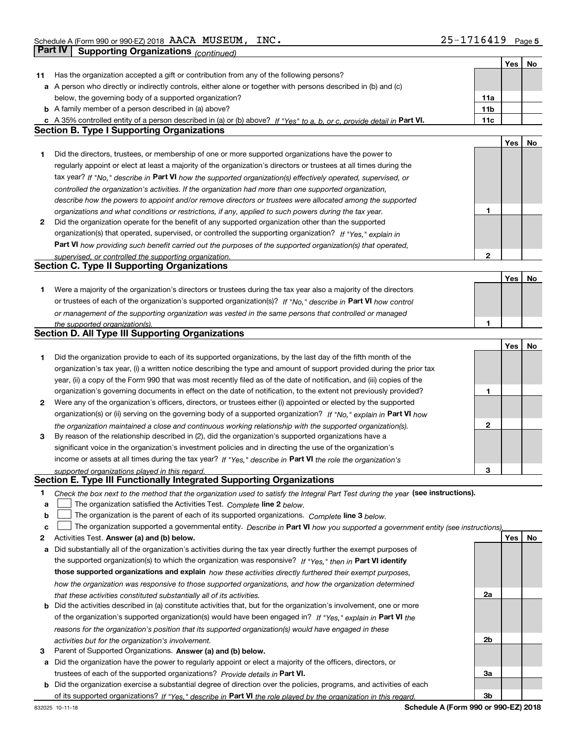Schedule A (Form 990 or 990-EZ) 2018 AACA MUSEUM, INC. 25-1716419

## Part IV Supporting Organizations *(continued)*

| | | | Yes | No |
|---|---|---|---|---|
| **11** | Has the organization accepted a gift or contribution from any of the following persons? | | | |
| **a** | A person who directly or indirectly controls, either alone or together with persons described in (b) and (c) below, the governing body of a supported organization? | **11a** | | |
| **b** | A family member of a person described in (a) above? | **11b** | | |
| **c** | A 35% controlled entity of a person described in (a) or (b) above? *If "Yes" to a, b, or c, provide detail in* **Part VI.** | **11c** | | |

### Section B. Type I Supporting Organizations

| | | | Yes | No |
|---|---|---|---|---|
| **1** | Did the directors, trustees, or membership of one or more supported organizations have the power to regularly appoint or elect at least a majority of the organization's directors or trustees at all times during the tax year? *If "No," describe in* **Part VI** *how the supported organization(s) effectively operated, supervised, or controlled the organization's activities. If the organization had more than one supported organization, describe how the powers to appoint and/or remove directors or trustees were allocated among the supported organizations and what conditions or restrictions, if any, applied to such powers during the tax year.* | **1** | | |
| **2** | Did the organization operate for the benefit of any supported organization other than the supported organization(s) that operated, supervised, or controlled the supporting organization? *If "Yes," explain in* **Part VI** *how providing such benefit carried out the purposes of the supported organization(s) that operated, supervised, or controlled the supporting organization.* | **2** | | |

### Section C. Type II Supporting Organizations

| | | | Yes | No |
|---|---|---|---|---|
| **1** | Were a majority of the organization's directors or trustees during the tax year also a majority of the directors or trustees of each of the organization's supported organization(s)? *If "No," describe in* **Part VI** *how control or management of the supporting organization was vested in the same persons that controlled or managed the supported organization(s).* | **1** | | |

### Section D. All Type III Supporting Organizations

| | | | Yes | No |
|---|---|---|---|---|
| **1** | Did the organization provide to each of its supported organizations, by the last day of the fifth month of the organization's tax year, (i) a written notice describing the type and amount of support provided during the prior tax year, (ii) a copy of the Form 990 that was most recently filed as of the date of notification, and (iii) copies of the organization's governing documents in effect on the date of notification, to the extent not previously provided? | **1** | | |
| **2** | Were any of the organization's officers, directors, or trustees either (i) appointed or elected by the supported organization(s) or (ii) serving on the governing body of a supported organization? *If "No," explain in* **Part VI** *how the organization maintained a close and continuous working relationship with the supported organization(s).* | **2** | | |
| **3** | By reason of the relationship described in (2), did the organization's supported organizations have a significant voice in the organization's investment policies and in directing the use of the organization's income or assets at all times during the tax year? *If "Yes," describe in* **Part VI** *the role the organization's supported organizations played in this regard.* | **3** | | |

### Section E. Type III Functionally Integrated Supporting Organizations

**1** *Check the box next to the method that the organization used to satisfy the Integral Part Test during the year* **(see instructions).**

**a** ☐ The organization satisfied the Activities Test. *Complete* **line 2** *below.*

**b** ☐ The organization is the parent of each of its supported organizations. *Complete* **line 3** *below.*

**c** ☐ The organization supported a governmental entity. *Describe in* **Part VI** *how you supported a government entity (see instructions).*

| | | | Yes | No |
|---|---|---|---|---|
| **2** | Activities Test. **Answer (a) and (b) below.** | | | |
| **a** | Did substantially all of the organization's activities during the tax year directly further the exempt purposes of the supported organization(s) to which the organization was responsive? *If "Yes," then in* **Part VI identify those supported organizations and explain** *how these activities directly furthered their exempt purposes, how the organization was responsive to those supported organizations, and how the organization determined that these activities constituted substantially all of its activities.* | **2a** | | |
| **b** | Did the activities described in (a) constitute activities that, but for the organization's involvement, one or more of the organization's supported organization(s) would have been engaged in? *If "Yes," explain in* **Part VI** *the reasons for the organization's position that its supported organization(s) would have engaged in these activities but for the organization's involvement.* | **2b** | | |
| **3** | Parent of Supported Organizations. **Answer (a) and (b) below.** | | | |
| **a** | Did the organization have the power to regularly appoint or elect a majority of the officers, directors, or trustees of each of the supported organizations? *Provide details in* **Part VI.** | **3a** | | |
| **b** | Did the organization exercise a substantial degree of direction over the policies, programs, and activities of each of its supported organizations? *If "Yes," describe in* **Part VI** *the role played by the organization in this regard.* | **3b** | | |

832025 10-11-18 **Schedule A (Form 990 or 990-EZ) 2018**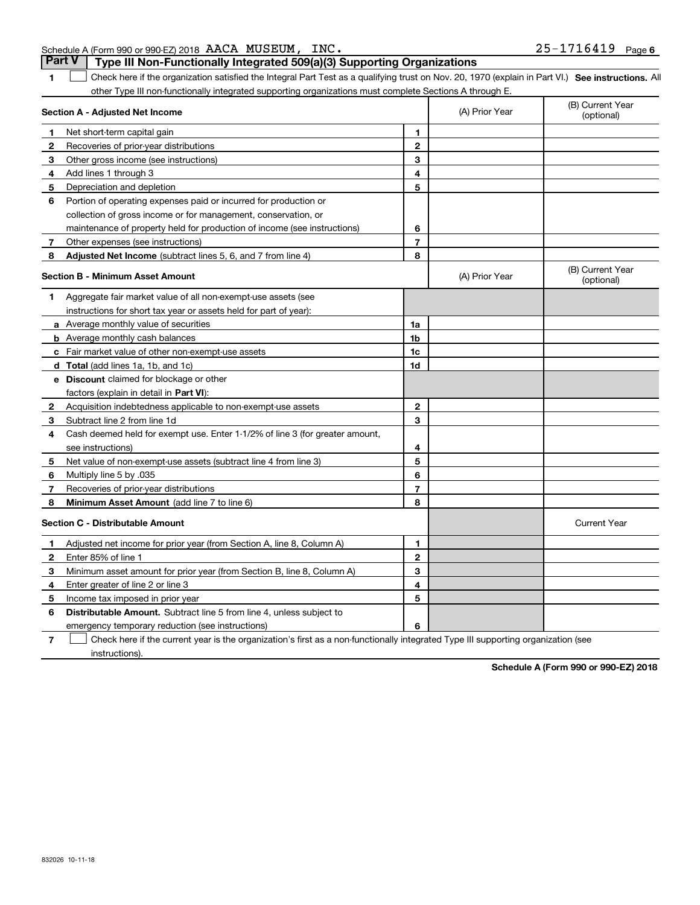Schedule A (Form 990 or 990-EZ) 2018 AACA MUSEUM, INC. 25-1716419 Page 6

## Part V Type III Non-Functionally Integrated 509(a)(3) Supporting Organizations

1 ☐ Check here if the organization satisfied the Integral Part Test as a qualifying trust on Nov. 20, 1970 (explain in Part VI.) **See instructions.** All other Type III non-functionally integrated supporting organizations must complete Sections A through E.

| **Section A - Adjusted Net Income** | | | (A) Prior Year | (B) Current Year (optional) |
|---|---|---|---|---|
| 1 | Net short-term capital gain | 1 | | |
| 2 | Recoveries of prior-year distributions | 2 | | |
| 3 | Other gross income (see instructions) | 3 | | |
| 4 | Add lines 1 through 3 | 4 | | |
| 5 | Depreciation and depletion | 5 | | |
| 6 | Portion of operating expenses paid or incurred for production or collection of gross income or for management, conservation, or maintenance of property held for production of income (see instructions) | 6 | | |
| 7 | Other expenses (see instructions) | 7 | | |
| 8 | **Adjusted Net Income** (subtract lines 5, 6, and 7 from line 4) | 8 | | |

| **Section B - Minimum Asset Amount** | | | (A) Prior Year | (B) Current Year (optional) |
|---|---|---|---|---|
| 1 | Aggregate fair market value of all non-exempt-use assets (see instructions for short tax year or assets held for part of year): | | | |
| a | Average monthly value of securities | 1a | | |
| b | Average monthly cash balances | 1b | | |
| c | Fair market value of other non-exempt-use assets | 1c | | |
| d | **Total** (add lines 1a, 1b, and 1c) | 1d | | |
| e | **Discount** claimed for blockage or other factors (explain in detail in **Part VI**): | | | |
| 2 | Acquisition indebtedness applicable to non-exempt-use assets | 2 | | |
| 3 | Subtract line 2 from line 1d | 3 | | |
| 4 | Cash deemed held for exempt use. Enter 1-1/2% of line 3 (for greater amount, see instructions) | 4 | | |
| 5 | Net value of non-exempt-use assets (subtract line 4 from line 3) | 5 | | |
| 6 | Multiply line 5 by .035 | 6 | | |
| 7 | Recoveries of prior-year distributions | 7 | | |
| 8 | **Minimum Asset Amount** (add line 7 to line 6) | 8 | | |

| **Section C - Distributable Amount** | | | | Current Year |
|---|---|---|---|---|
| 1 | Adjusted net income for prior year (from Section A, line 8, Column A) | 1 | | |
| 2 | Enter 85% of line 1 | 2 | | |
| 3 | Minimum asset amount for prior year (from Section B, line 8, Column A) | 3 | | |
| 4 | Enter greater of line 2 or line 3 | 4 | | |
| 5 | Income tax imposed in prior year | 5 | | |
| 6 | **Distributable Amount.** Subtract line 5 from line 4, unless subject to emergency temporary reduction (see instructions) | 6 | | |

7 ☐ Check here if the current year is the organization's first as a non-functionally integrated Type III supporting organization (see instructions).

**Schedule A (Form 990 or 990-EZ) 2018**

832026 10-11-18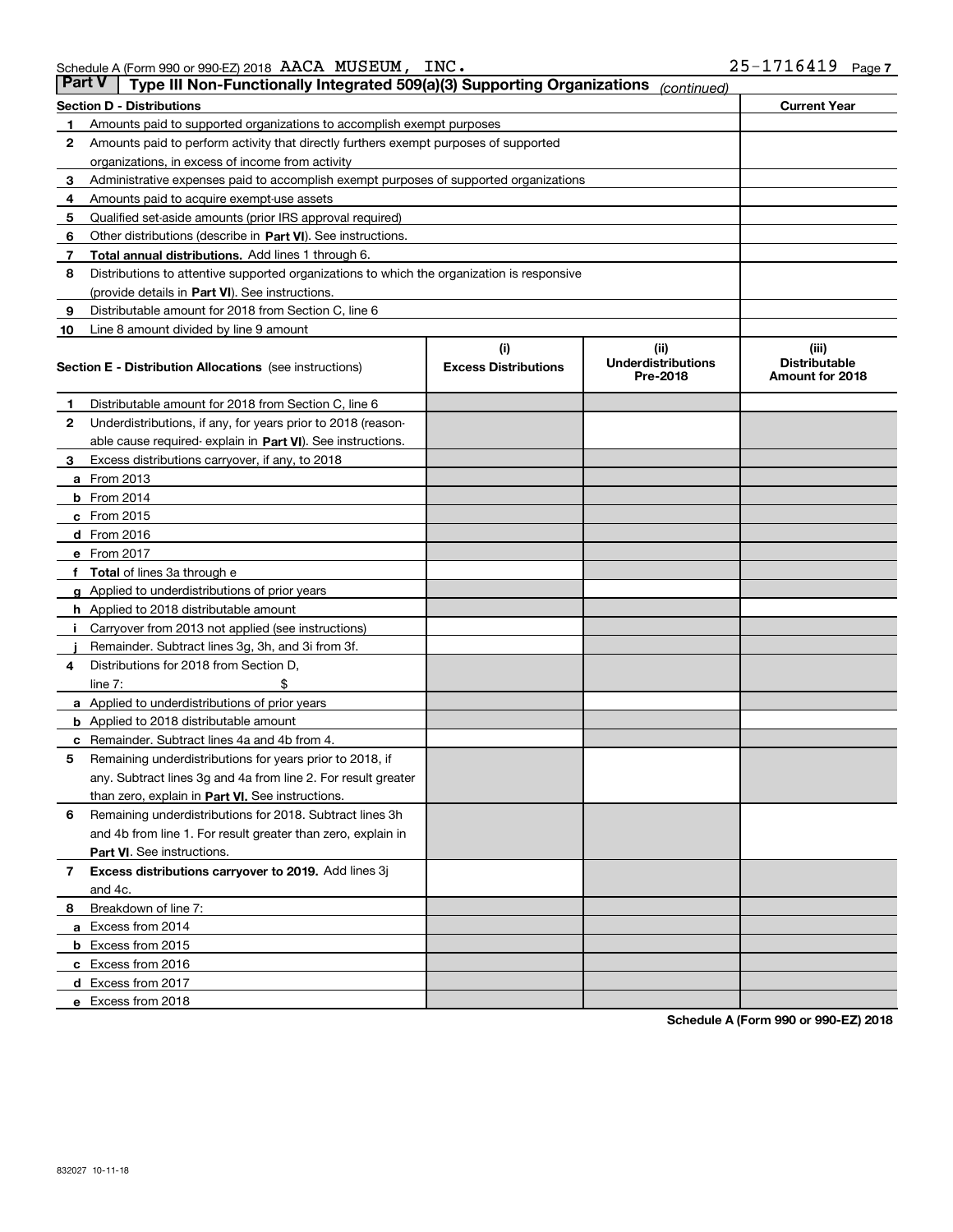Schedule A (Form 990 or 990-EZ) 2018 AACA MUSEUM, INC. 25-1716419 Page 7

## Part V Type III Non-Functionally Integrated 509(a)(3) Supporting Organizations *(continued)*

| Section D - Distributions | | Current Year |
|---|---|---|
| 1 | Amounts paid to supported organizations to accomplish exempt purposes | |
| 2 | Amounts paid to perform activity that directly furthers exempt purposes of supported organizations, in excess of income from activity | |
| 3 | Administrative expenses paid to accomplish exempt purposes of supported organizations | |
| 4 | Amounts paid to acquire exempt-use assets | |
| 5 | Qualified set-aside amounts (prior IRS approval required) | |
| 6 | Other distributions (describe in **Part VI**). See instructions. | |
| 7 | **Total annual distributions.** Add lines 1 through 6. | |
| 8 | Distributions to attentive supported organizations to which the organization is responsive (provide details in **Part VI**). See instructions. | |
| 9 | Distributable amount for 2018 from Section C, line 6 | |
| 10 | Line 8 amount divided by line 9 amount | |

| Section E - Distribution Allocations (see instructions) | (i) Excess Distributions | (ii) Underdistributions Pre-2018 | (iii) Distributable Amount for 2018 |
|---|---|---|---|
| **1** Distributable amount for 2018 from Section C, line 6 | | | |
| **2** Underdistributions, if any, for years prior to 2018 (reasonable cause required- explain in **Part VI**). See instructions. | | | |
| **3** Excess distributions carryover, if any, to 2018 | | | |
| **a** From 2013 | | | |
| **b** From 2014 | | | |
| **c** From 2015 | | | |
| **d** From 2016 | | | |
| **e** From 2017 | | | |
| **f** **Total** of lines 3a through e | | | |
| **g** Applied to underdistributions of prior years | | | |
| **h** Applied to 2018 distributable amount | | | |
| **i** Carryover from 2013 not applied (see instructions) | | | |
| **j** Remainder. Subtract lines 3g, 3h, and 3i from 3f. | | | |
| **4** Distributions for 2018 from Section D, line 7: $ | | | |
| **a** Applied to underdistributions of prior years | | | |
| **b** Applied to 2018 distributable amount | | | |
| **c** Remainder. Subtract lines 4a and 4b from 4. | | | |
| **5** Remaining underdistributions for years prior to 2018, if any. Subtract lines 3g and 4a from line 2. For result greater than zero, explain in **Part VI.** See instructions. | | | |
| **6** Remaining underdistributions for 2018. Subtract lines 3h and 4b from line 1. For result greater than zero, explain in **Part VI**. See instructions. | | | |
| **7** **Excess distributions carryover to 2019.** Add lines 3j and 4c. | | | |
| **8** Breakdown of line 7: | | | |
| **a** Excess from 2014 | | | |
| **b** Excess from 2015 | | | |
| **c** Excess from 2016 | | | |
| **d** Excess from 2017 | | | |
| **e** Excess from 2018 | | | |

**Schedule A (Form 990 or 990-EZ) 2018**

832027 10-11-18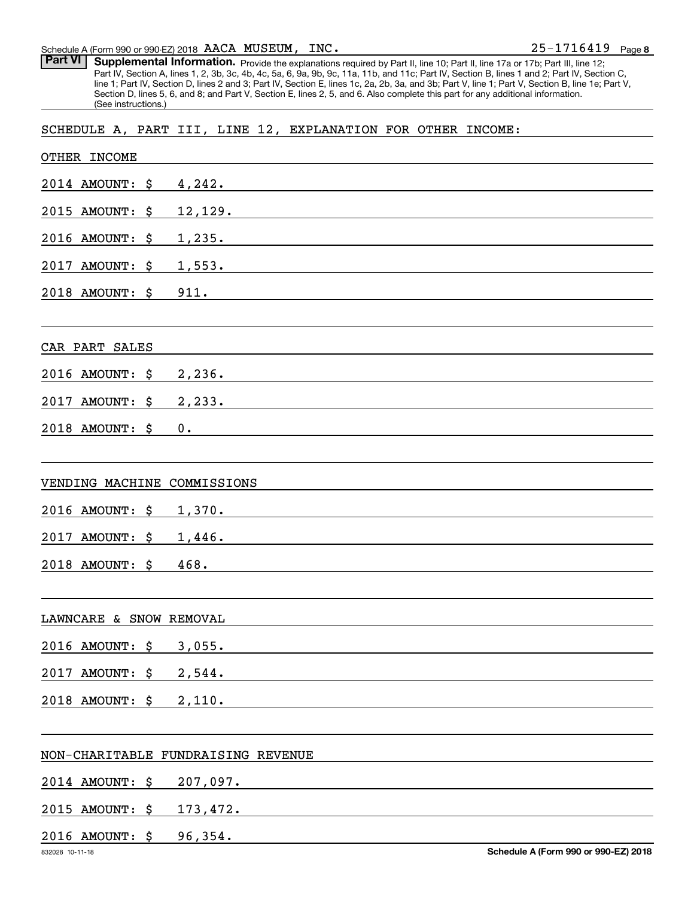Schedule A (Form 990 or 990-EZ) 2018 AACA MUSEUM, INC. 25-1716419 Page 8

**Part VI** **Supplemental Information.** Provide the explanations required by Part II, line 10; Part II, line 17a or 17b; Part III, line 12; Part IV, Section A, lines 1, 2, 3b, 3c, 4b, 4c, 5a, 6, 9a, 9b, 9c, 11a, 11b, and 11c; Part IV, Section B, lines 1 and 2; Part IV, Section C, line 1; Part IV, Section D, lines 2 and 3; Part IV, Section E, lines 1c, 2a, 2b, 3a, and 3b; Part V, line 1; Part V, Section B, line 1e; Part V, Section D, lines 5, 6, and 8; and Part V, Section E, lines 2, 5, and 6. Also complete this part for any additional information. (See instructions.)

SCHEDULE A, PART III, LINE 12, EXPLANATION FOR OTHER INCOME:

OTHER INCOME

2014 AMOUNT: $ 4,242.

2015 AMOUNT: $ 12,129.

2016 AMOUNT: $ 1,235.

2017 AMOUNT: $ 1,553.

2018 AMOUNT: $ 911.

CAR PART SALES

2016 AMOUNT: $ 2,236.

2017 AMOUNT: $ 2,233.

2018 AMOUNT: $ 0.

VENDING MACHINE COMMISSIONS

2016 AMOUNT: $ 1,370.

2017 AMOUNT: $ 1,446.

2018 AMOUNT: $ 468.

LAWNCARE & SNOW REMOVAL

2016 AMOUNT: $ 3,055.

2017 AMOUNT: $ 2,544.

2018 AMOUNT: $ 2,110.

NON-CHARITABLE FUNDRAISING REVENUE

2014 AMOUNT: $ 207,097.

2015 AMOUNT: $ 173,472.

2016 AMOUNT: $ 96,354.

Schedule A (Form 990 or 990-EZ) 2018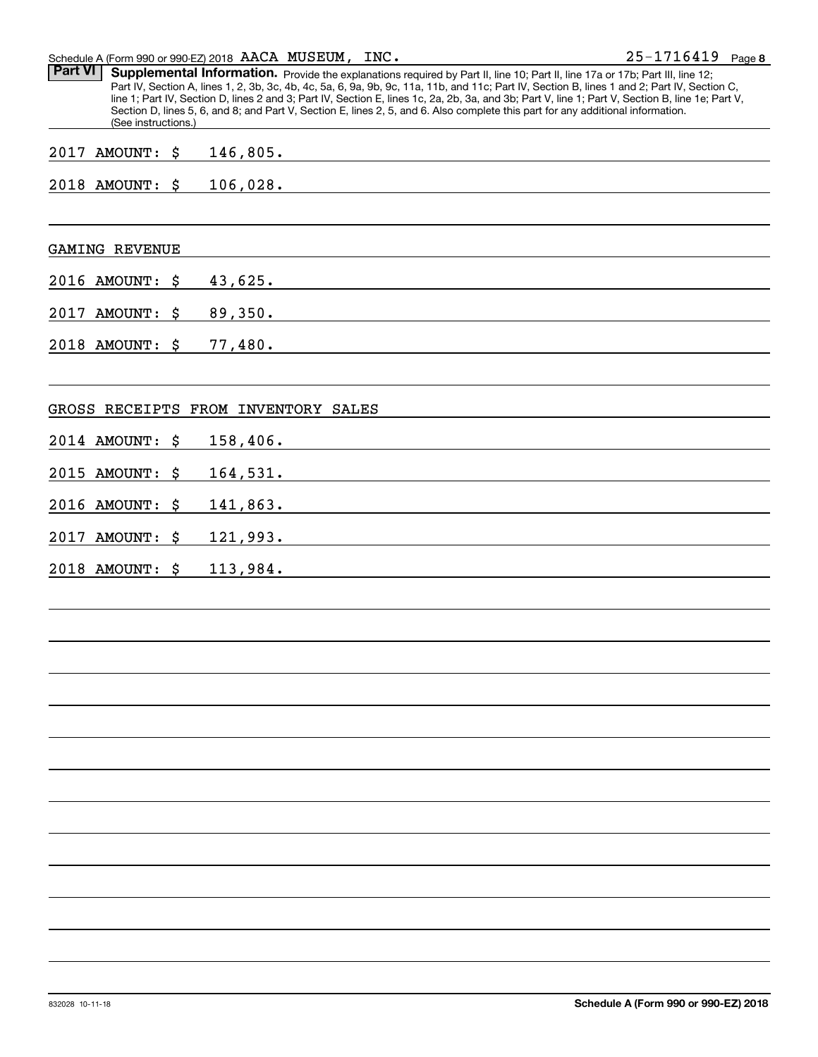Schedule A (Form 990 or 990-EZ) 2018 AACA MUSEUM, INC. 25-1716419

**Part VI** **Supplemental Information.** Provide the explanations required by Part II, line 10; Part II, line 17a or 17b; Part III, line 12; Part IV, Section A, lines 1, 2, 3b, 3c, 4b, 4c, 5a, 6, 9a, 9b, 9c, 11a, 11b, and 11c; Part IV, Section B, lines 1 and 2; Part IV, Section C, line 1; Part IV, Section D, lines 2 and 3; Part IV, Section E, lines 1c, 2a, 2b, 3a, and 3b; Part V, line 1; Part V, Section B, line 1e; Part V, Section D, lines 5, 6, and 8; and Part V, Section E, lines 2, 5, and 6. Also complete this part for any additional information. (See instructions.)

2017 AMOUNT: $ 146,805.

2018 AMOUNT: $ 106,028.

GAMING REVENUE

2016 AMOUNT: $ 43,625.

2017 AMOUNT: $ 89,350.

2018 AMOUNT: $ 77,480.

GROSS RECEIPTS FROM INVENTORY SALES

2014 AMOUNT: $ 158,406.

2015 AMOUNT: $ 164,531.

2016 AMOUNT: $ 141,863.

2017 AMOUNT: $ 121,993.

2018 AMOUNT: $ 113,984.

832028 10-11-18 **Schedule A (Form 990 or 990-EZ) 2018**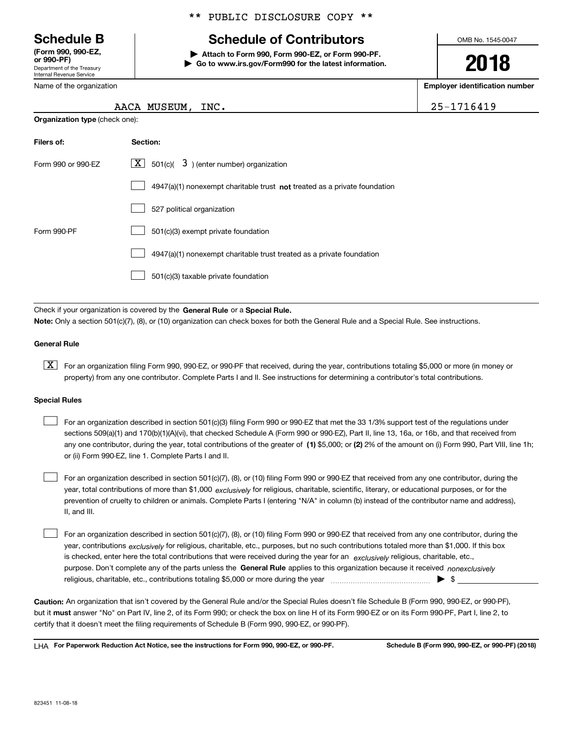** PUBLIC DISCLOSURE COPY **

**Schedule B**
**(Form 990, 990-EZ, or 990-PF)**
Department of the Treasury
Internal Revenue Service

# Schedule of Contributors

▶ **Attach to Form 990, Form 990-EZ, or Form 990-PF.**
▶ **Go to www.irs.gov/Form990 for the latest information.**

OMB No. 1545-0047

**2018**

Name of the organization: AACA MUSEUM, INC.

**Employer identification number**: 25-1716419

**Organization type** (check one):

| **Filers of:** | **Section:** |
|---|---|
| Form 990 or 990-EZ | [X] 501(c)( 3 ) (enter number) organization |
| | [ ] 4947(a)(1) nonexempt charitable trust **not** treated as a private foundation |
| | [ ] 527 political organization |
| Form 990-PF | [ ] 501(c)(3) exempt private foundation |
| | [ ] 4947(a)(1) nonexempt charitable trust treated as a private foundation |
| | [ ] 501(c)(3) taxable private foundation |

Check if your organization is covered by the **General Rule** or a **Special Rule.**

**Note:** Only a section 501(c)(7), (8), or (10) organization can check boxes for both the General Rule and a Special Rule. See instructions.

**General Rule**

[X] For an organization filing Form 990, 990-EZ, or 990-PF that received, during the year, contributions totaling $5,000 or more (in money or property) from any one contributor. Complete Parts I and II. See instructions for determining a contributor's total contributions.

**Special Rules**

[ ] For an organization described in section 501(c)(3) filing Form 990 or 990-EZ that met the 33 1/3% support test of the regulations under sections 509(a)(1) and 170(b)(1)(A)(vi), that checked Schedule A (Form 990 or 990-EZ), Part II, line 13, 16a, or 16b, and that received from any one contributor, during the year, total contributions of the greater of **(1)** $5,000; or **(2)** 2% of the amount on (i) Form 990, Part VIII, line 1h; or (ii) Form 990-EZ, line 1. Complete Parts I and II.

[ ] For an organization described in section 501(c)(7), (8), or (10) filing Form 990 or 990-EZ that received from any one contributor, during the year, total contributions of more than $1,000 *exclusively* for religious, charitable, scientific, literary, or educational purposes, or for the prevention of cruelty to children or animals. Complete Parts I (entering "N/A" in column (b) instead of the contributor name and address), II, and III.

[ ] For an organization described in section 501(c)(7), (8), or (10) filing Form 990 or 990-EZ that received from any one contributor, during the year, contributions *exclusively* for religious, charitable, etc., purposes, but no such contributions totaled more than $1,000. If this box is checked, enter here the total contributions that were received during the year for an *exclusively* religious, charitable, etc., purpose. Don't complete any of the parts unless the **General Rule** applies to this organization because it received *nonexclusively* religious, charitable, etc., contributions totaling $5,000 or more during the year ▶ $

**Caution:** An organization that isn't covered by the General Rule and/or the Special Rules doesn't file Schedule B (Form 990, 990-EZ, or 990-PF), but it **must** answer "No" on Part IV, line 2, of its Form 990; or check the box on line H of its Form 990-EZ or on its Form 990-PF, Part I, line 2, to certify that it doesn't meet the filing requirements of Schedule B (Form 990, 990-EZ, or 990-PF).

LHA **For Paperwork Reduction Act Notice, see the instructions for Form 990, 990-EZ, or 990-PF.** **Schedule B (Form 990, 990-EZ, or 990-PF) (2018)**

823451 11-08-18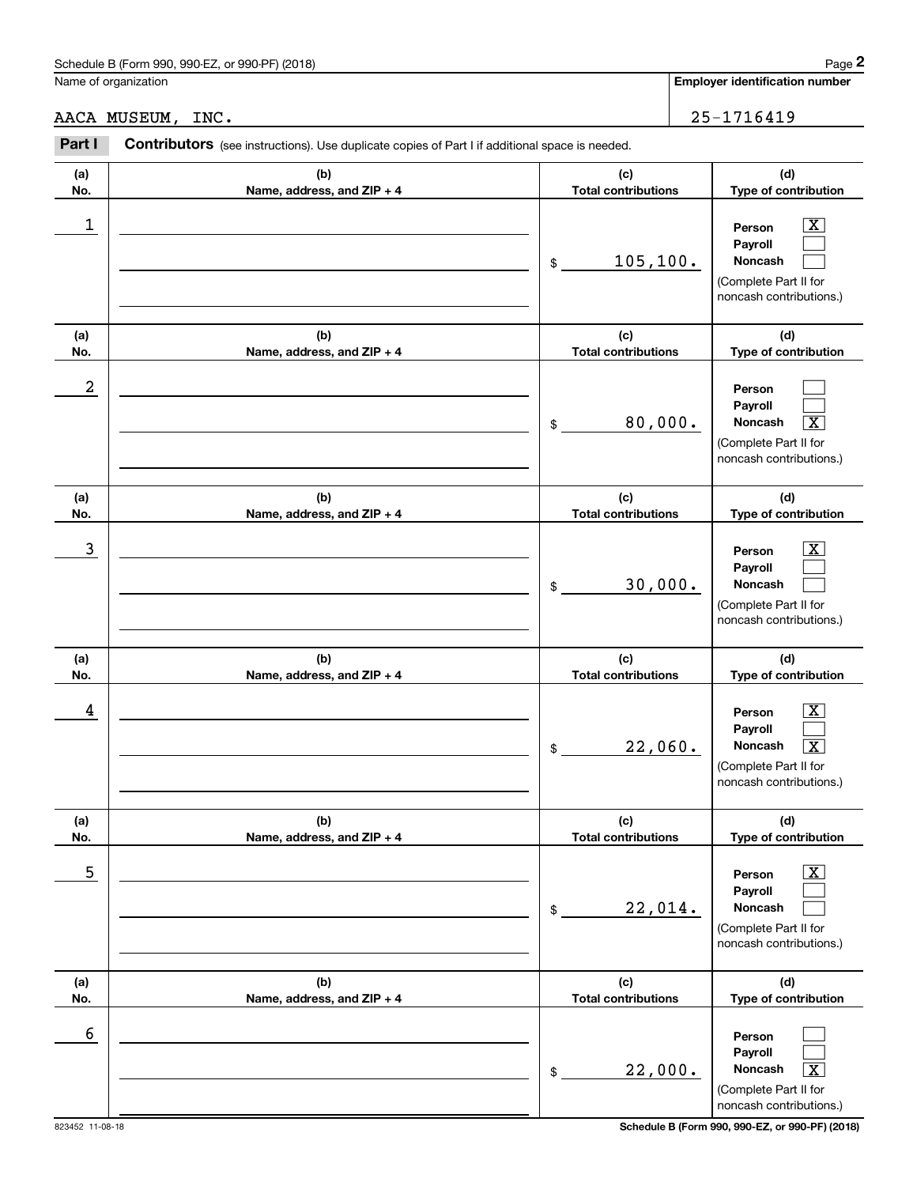Schedule B (Form 990, 990-EZ, or 990-PF) (2018)

Name of organization: AACA MUSEUM, INC.

Employer identification number: 25-1716419

**Part I** **Contributors** (see instructions). Use duplicate copies of Part I if additional space is needed.

| (a) No. | (b) Name, address, and ZIP + 4 | (c) Total contributions | (d) Type of contribution |
|---|---|---|---|
| 1 | | $ 105,100. | Person [X] Payroll [ ] Noncash [ ] (Complete Part II for noncash contributions.) |
| 2 | | $ 80,000. | Person [ ] Payroll [ ] Noncash [X] (Complete Part II for noncash contributions.) |
| 3 | | $ 30,000. | Person [X] Payroll [ ] Noncash [ ] (Complete Part II for noncash contributions.) |
| 4 | | $ 22,060. | Person [X] Payroll [ ] Noncash [X] (Complete Part II for noncash contributions.) |
| 5 | | $ 22,014. | Person [X] Payroll [ ] Noncash [ ] (Complete Part II for noncash contributions.) |
| 6 | | $ 22,000. | Person [ ] Payroll [ ] Noncash [X] (Complete Part II for noncash contributions.) |

823452 11-08-18

Schedule B (Form 990, 990-EZ, or 990-PF) (2018)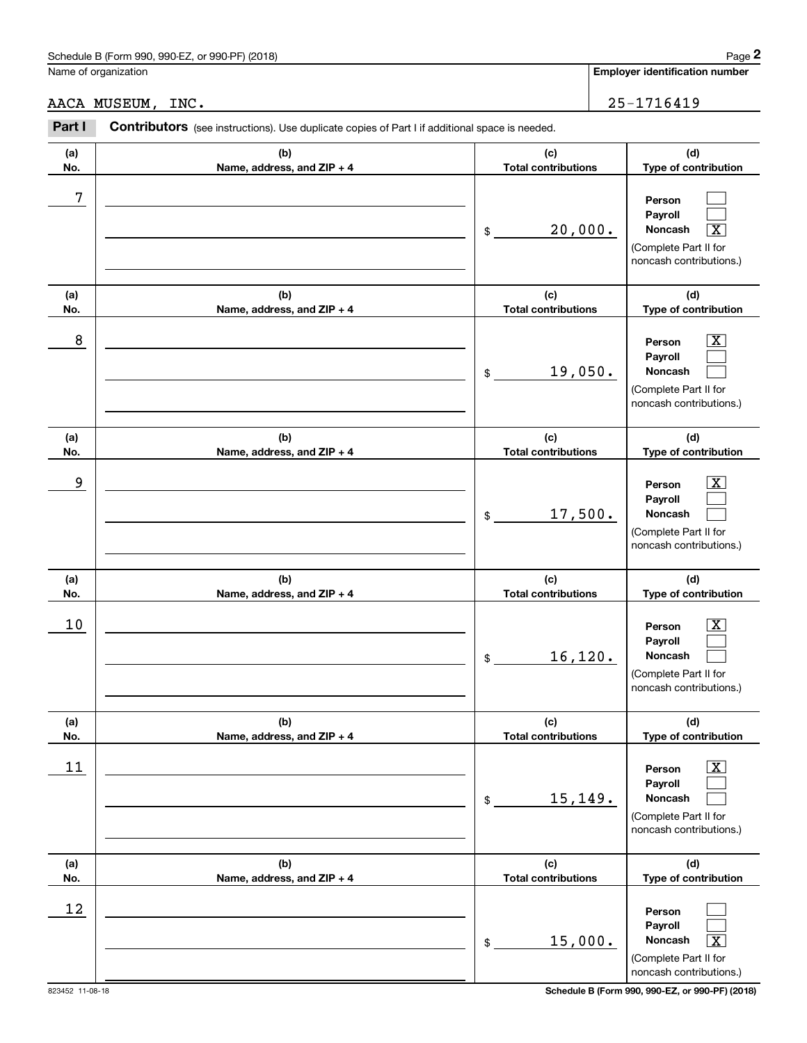Name of organization

AACA MUSEUM, INC.

**Employer identification number**

25-1716419

**Part I** **Contributors** (see instructions). Use duplicate copies of Part I if additional space is needed.

| (a) No. | (b) Name, address, and ZIP + 4 | (c) Total contributions | (d) Type of contribution |
|---|---|---|---|
| 7 | | $ 20,000. | Person [ ] Payroll [ ] Noncash [X] (Complete Part II for noncash contributions.) |
| 8 | | $ 19,050. | Person [X] Payroll [ ] Noncash [ ] (Complete Part II for noncash contributions.) |
| 9 | | $ 17,500. | Person [X] Payroll [ ] Noncash [ ] (Complete Part II for noncash contributions.) |
| 10 | | $ 16,120. | Person [X] Payroll [ ] Noncash [ ] (Complete Part II for noncash contributions.) |
| 11 | | $ 15,149. | Person [X] Payroll [ ] Noncash [ ] (Complete Part II for noncash contributions.) |
| 12 | | $ 15,000. | Person [ ] Payroll [ ] Noncash [X] (Complete Part II for noncash contributions.) |

823452 11-08-18 **Schedule B (Form 990, 990-EZ, or 990-PF) (2018)**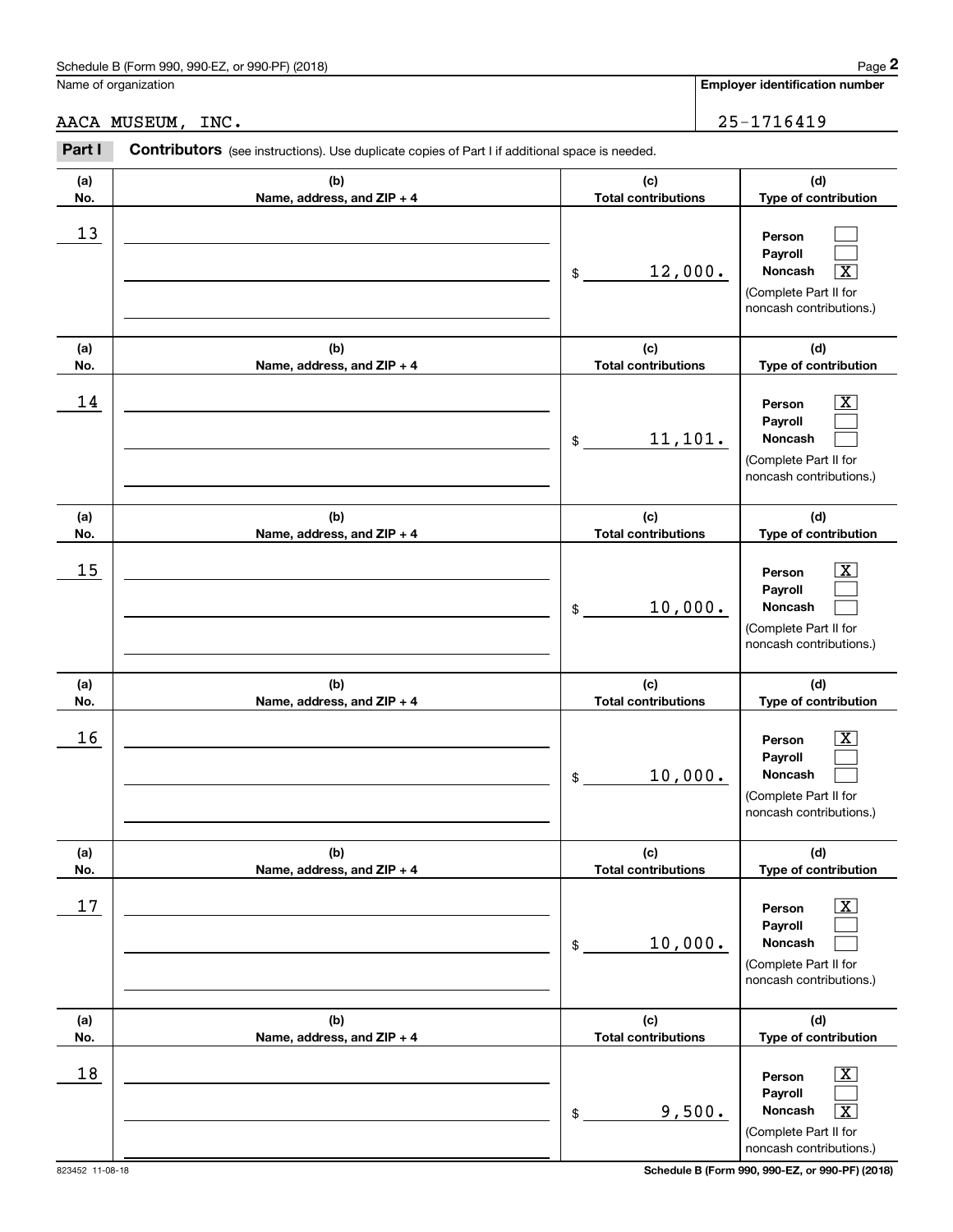Name of organization

**Employer identification number**

AACA MUSEUM, INC.

25-1716419

**Part I** **Contributors** (see instructions). Use duplicate copies of Part I if additional space is needed.

| (a) No. | (b) Name, address, and ZIP + 4 | (c) Total contributions | (d) Type of contribution |
|---|---|---|---|
| 13 | | $ 12,000. | Person [ ] Payroll [ ] Noncash [X] (Complete Part II for noncash contributions.) |
| 14 | | $ 11,101. | Person [X] Payroll [ ] Noncash [ ] (Complete Part II for noncash contributions.) |
| 15 | | $ 10,000. | Person [X] Payroll [ ] Noncash [ ] (Complete Part II for noncash contributions.) |
| 16 | | $ 10,000. | Person [X] Payroll [ ] Noncash [ ] (Complete Part II for noncash contributions.) |
| 17 | | $ 10,000. | Person [X] Payroll [ ] Noncash [ ] (Complete Part II for noncash contributions.) |
| 18 | | $ 9,500. | Person [X] Payroll [ ] Noncash [X] (Complete Part II for noncash contributions.) |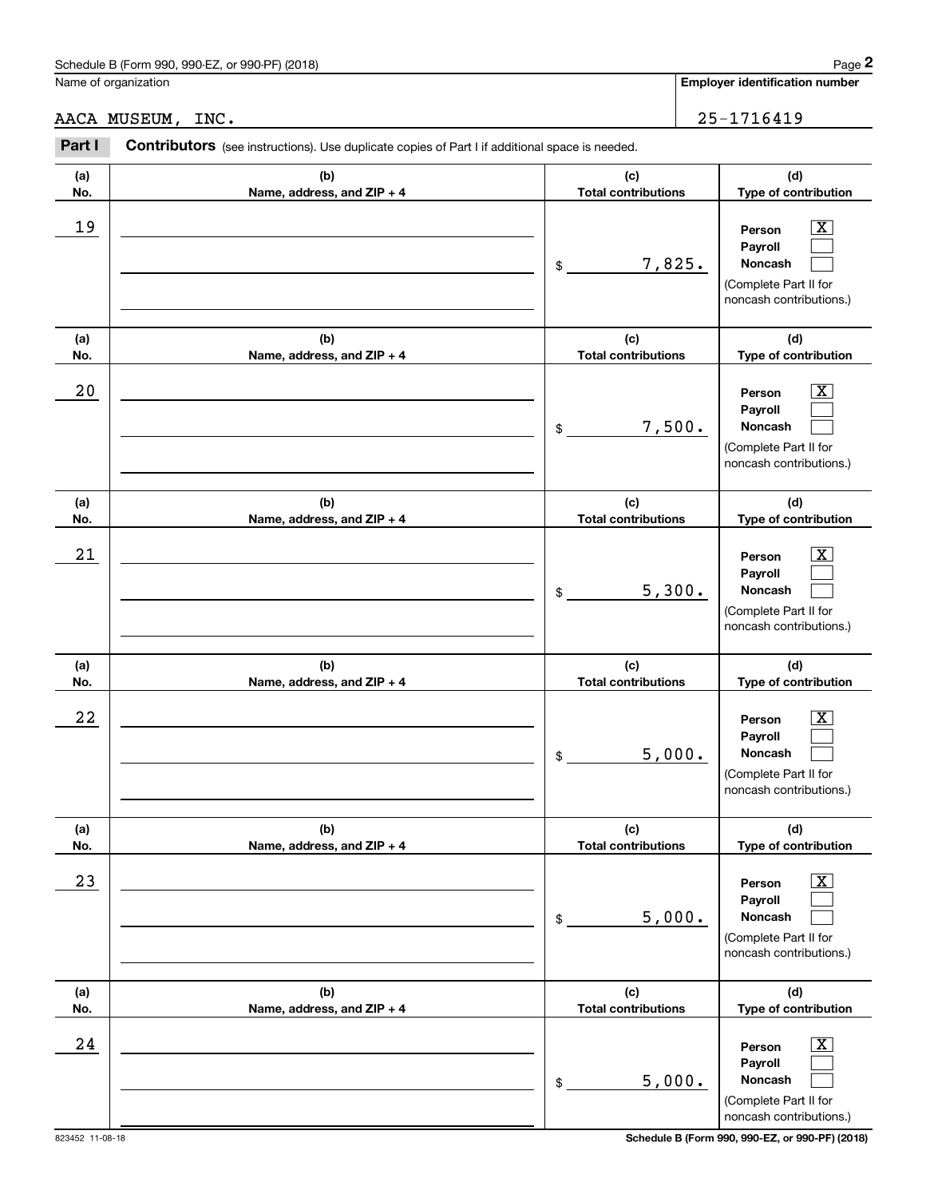Name of organization

AACA MUSEUM, INC.

**Employer identification number**

25-1716419

**Part I** **Contributors** (see instructions). Use duplicate copies of Part I if additional space is needed.

| (a) No. | (b) Name, address, and ZIP + 4 | (c) Total contributions | (d) Type of contribution |
|---|---|---|---|
| 19 | | $ 7,825. | Person [X] Payroll [ ] Noncash [ ] (Complete Part II for noncash contributions.) |
| 20 | | $ 7,500. | Person [X] Payroll [ ] Noncash [ ] (Complete Part II for noncash contributions.) |
| 21 | | $ 5,300. | Person [X] Payroll [ ] Noncash [ ] (Complete Part II for noncash contributions.) |
| 22 | | $ 5,000. | Person [X] Payroll [ ] Noncash [ ] (Complete Part II for noncash contributions.) |
| 23 | | $ 5,000. | Person [X] Payroll [ ] Noncash [ ] (Complete Part II for noncash contributions.) |
| 24 | | $ 5,000. | Person [X] Payroll [ ] Noncash [ ] (Complete Part II for noncash contributions.) |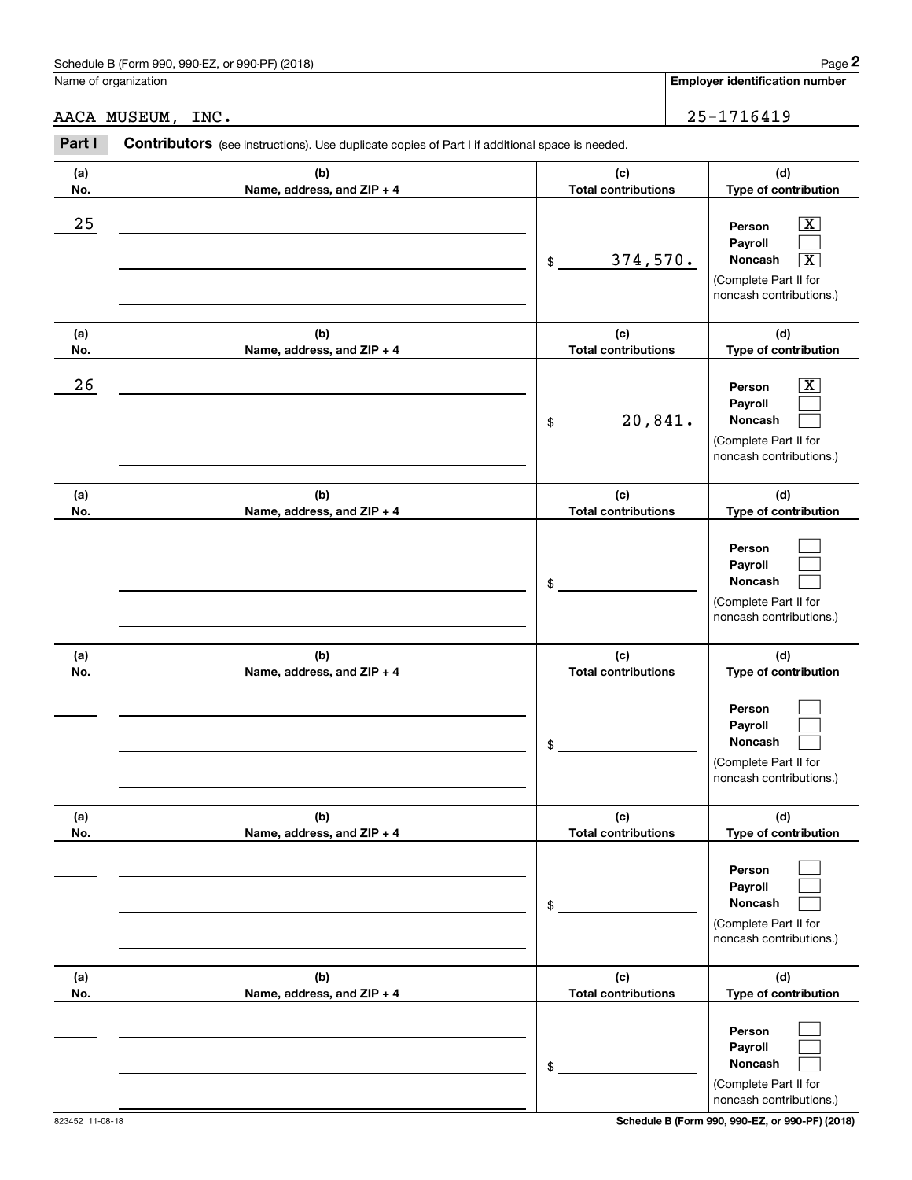Name of organization

AACA MUSEUM, INC.

**Employer identification number**

25-1716419

**Part I** **Contributors** (see instructions). Use duplicate copies of Part I if additional space is needed.

| (a) No. | (b) Name, address, and ZIP + 4 | (c) Total contributions | (d) Type of contribution |
|---|---|---|---|
| 25 | | $ 374,570. | Person [X] Payroll [ ] Noncash [X] (Complete Part II for noncash contributions.) |
| 26 | | $ 20,841. | Person [X] Payroll [ ] Noncash [ ] (Complete Part II for noncash contributions.) |
| | | $ | Person [ ] Payroll [ ] Noncash [ ] (Complete Part II for noncash contributions.) |
| | | $ | Person [ ] Payroll [ ] Noncash [ ] (Complete Part II for noncash contributions.) |
| | | $ | Person [ ] Payroll [ ] Noncash [ ] (Complete Part II for noncash contributions.) |
| | | $ | Person [ ] Payroll [ ] Noncash [ ] (Complete Part II for noncash contributions.) |

823452 11-08-18

**Schedule B (Form 990, 990-EZ, or 990-PF) (2018)**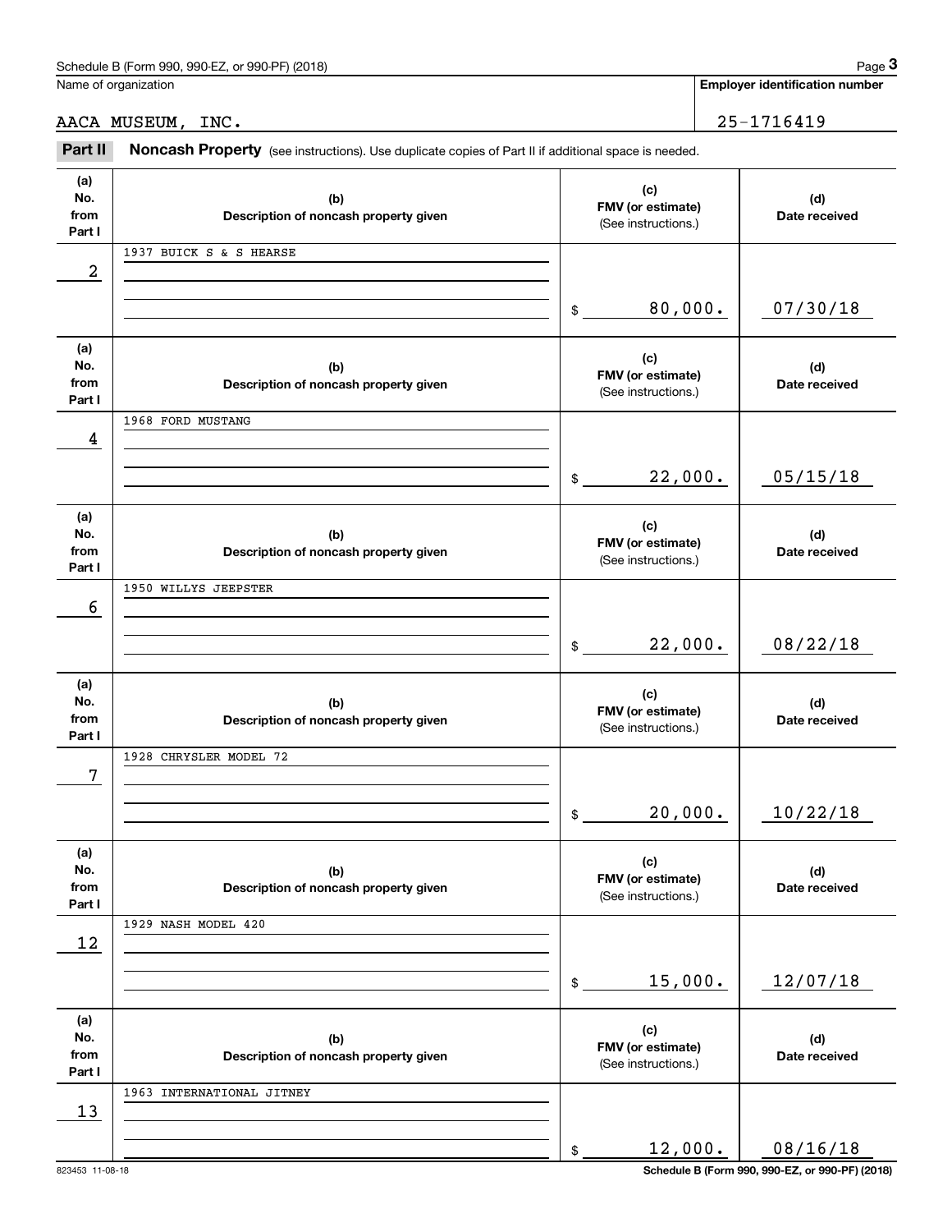Name of organization

**Employer identification number**

AACA MUSEUM, INC.

25-1716419

**Part II** **Noncash Property** (see instructions). Use duplicate copies of Part II if additional space is needed.

| (a) No. from Part I | (b) Description of noncash property given | (c) FMV (or estimate) (See instructions.) | (d) Date received |
|---|---|---|---|
| 2 | 1937 BUICK S & S HEARSE | $ 80,000. | 07/30/18 |
| 4 | 1968 FORD MUSTANG | $ 22,000. | 05/15/18 |
| 6 | 1950 WILLYS JEEPSTER | $ 22,000. | 08/22/18 |
| 7 | 1928 CHRYSLER MODEL 72 | $ 20,000. | 10/22/18 |
| 12 | 1929 NASH MODEL 420 | $ 15,000. | 12/07/18 |
| 13 | 1963 INTERNATIONAL JITNEY | $ 12,000. | 08/16/18 |

823453 11-08-18

**Schedule B (Form 990, 990-EZ, or 990-PF) (2018)**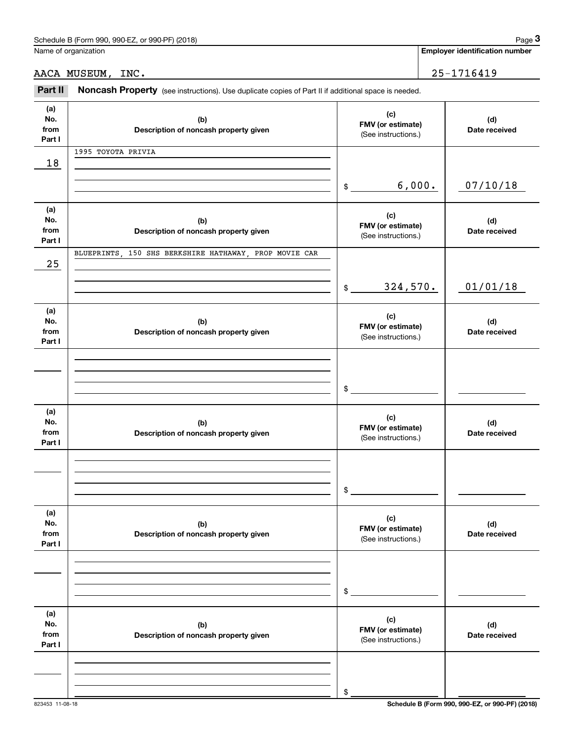Name of organization

AACA MUSEUM, INC.

**Employer identification number**

25-1716419

## Part II Noncash Property

(see instructions). Use duplicate copies of Part II if additional space is needed.

| (a) No. from Part I | (b) Description of noncash property given | (c) FMV (or estimate) (See instructions.) | (d) Date received |
|---|---|---|---|
| 18 | 1995 TOYOTA PRIVIA | $ 6,000. | 07/10/18 |
| 25 | BLUEPRINTS, 150 SHS BERKSHIRE HATHAWAY, PROP MOVIE CAR | $ 324,570. | 01/01/18 |
| | | $ | |
| | | $ | |
| | | $ | |
| | | $ | |

823453 11-08-18

**Schedule B (Form 990, 990-EZ, or 990-PF) (2018)**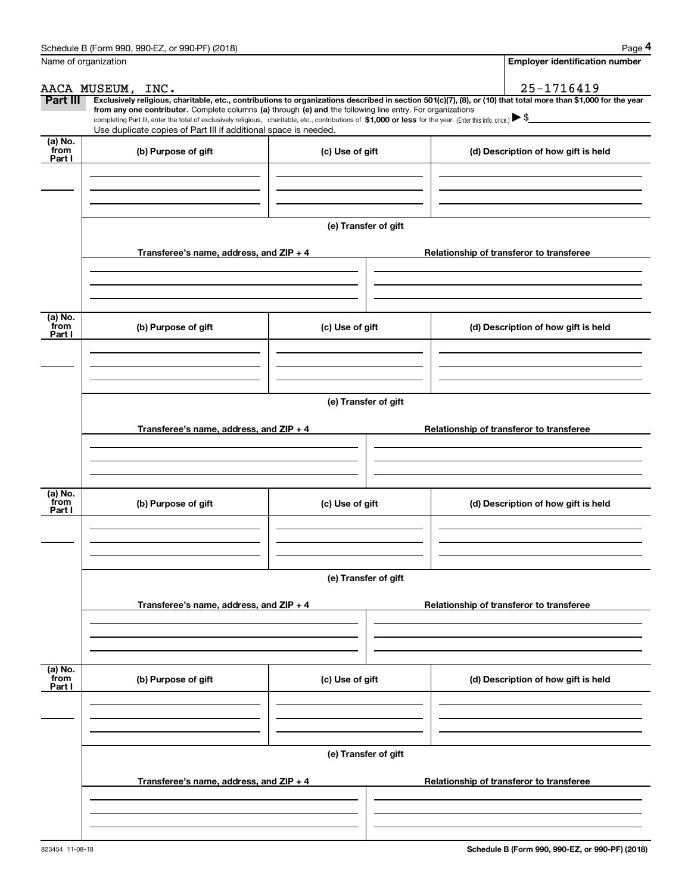Name of organization

AACA MUSEUM, INC.

**Employer identification number**

25-1716419

**Part III** **Exclusively religious, charitable, etc., contributions to organizations described in section 501(c)(7), (8), or (10) that total more than $1,000 for the year from any one contributor.** Complete columns **(a)** through **(e) and** the following line entry. For organizations completing Part III, enter the total of exclusively religious, charitable, etc., contributions of **$1,000 or less** for the year. (Enter this info. once.) ▶ $

Use duplicate copies of Part III if additional space is needed.

| (a) No. from Part I | (b) Purpose of gift | (c) Use of gift | (d) Description of how gift is held |
|---|---|---|---|
| | | | |

**(e) Transfer of gift**

| Transferee's name, address, and ZIP + 4 | Relationship of transferor to transferee |
|---|---|
| | |

| (a) No. from Part I | (b) Purpose of gift | (c) Use of gift | (d) Description of how gift is held |
|---|---|---|---|
| | | | |

**(e) Transfer of gift**

| Transferee's name, address, and ZIP + 4 | Relationship of transferor to transferee |
|---|---|
| | |

| (a) No. from Part I | (b) Purpose of gift | (c) Use of gift | (d) Description of how gift is held |
|---|---|---|---|
| | | | |

**(e) Transfer of gift**

| Transferee's name, address, and ZIP + 4 | Relationship of transferor to transferee |
|---|---|
| | |

| (a) No. from Part I | (b) Purpose of gift | (c) Use of gift | (d) Description of how gift is held |
|---|---|---|---|
| | | | |

**(e) Transfer of gift**

| Transferee's name, address, and ZIP + 4 | Relationship of transferor to transferee |
|---|---|
| | |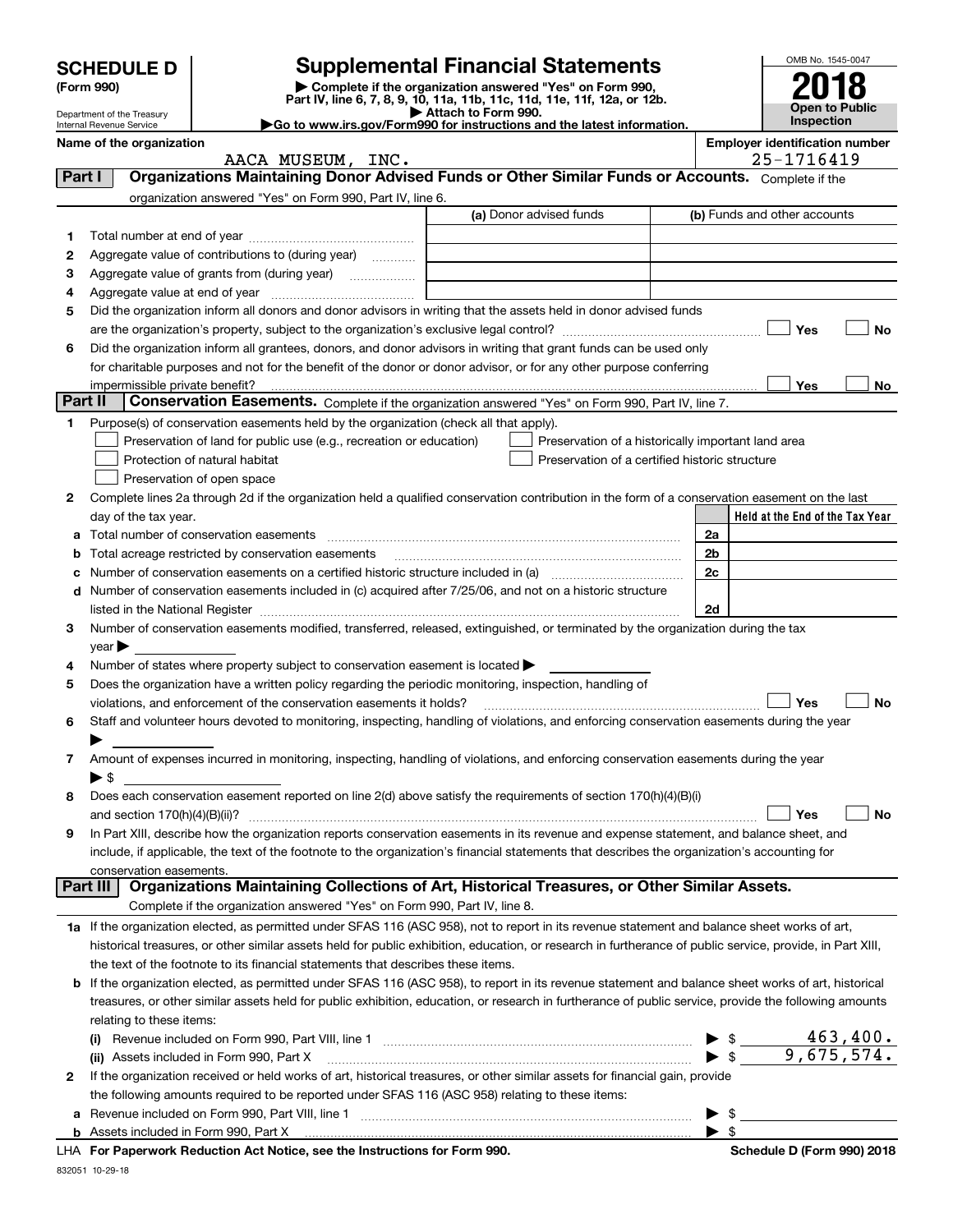# SCHEDULE D (Form 990)

Department of the Treasury
Internal Revenue Service

## Supplemental Financial Statements

▶ Complete if the organization answered "Yes" on Form 990, Part IV, line 6, 7, 8, 9, 10, 11a, 11b, 11c, 11d, 11e, 11f, 12a, or 12b.
▶ Attach to Form 990.
▶Go to www.irs.gov/Form990 for instructions and the latest information.

OMB No. 1545-0047

**2018**

**Open to Public Inspection**

**Name of the organization**
AACA MUSEUM, INC.

**Employer identification number**
25-1716419

## Part I Organizations Maintaining Donor Advised Funds or Other Similar Funds or Accounts.
Complete if the organization answered "Yes" on Form 990, Part IV, line 6.

| | | (a) Donor advised funds | (b) Funds and other accounts |
|---|---|---|---|
| 1 | Total number at end of year | | |
| 2 | Aggregate value of contributions to (during year) | | |
| 3 | Aggregate value of grants from (during year) | | |
| 4 | Aggregate value at end of year | | |

5 Did the organization inform all donors and donor advisors in writing that the assets held in donor advised funds are the organization's property, subject to the organization's exclusive legal control? ☐ Yes ☐ No

6 Did the organization inform all grantees, donors, and donor advisors in writing that grant funds can be used only for charitable purposes and not for the benefit of the donor or donor advisor, or for any other purpose conferring impermissible private benefit? ☐ Yes ☐ No

## Part II Conservation Easements.
Complete if the organization answered "Yes" on Form 990, Part IV, line 7.

1 Purpose(s) of conservation easements held by the organization (check all that apply).

☐ Preservation of land for public use (e.g., recreation or education)
☐ Protection of natural habitat
☐ Preservation of open space
☐ Preservation of a historically important land area
☐ Preservation of a certified historic structure

2 Complete lines 2a through 2d if the organization held a qualified conservation contribution in the form of a conservation easement on the last day of the tax year.

| | | | Held at the End of the Tax Year |
|---|---|---|---|
| a | Total number of conservation easements | 2a | |
| b | Total acreage restricted by conservation easements | 2b | |
| c | Number of conservation easements on a certified historic structure included in (a) | 2c | |
| d | Number of conservation easements included in (c) acquired after 7/25/06, and not on a historic structure listed in the National Register | 2d | |

3 Number of conservation easements modified, transferred, released, extinguished, or terminated by the organization during the tax year ▶

4 Number of states where property subject to conservation easement is located ▶

5 Does the organization have a written policy regarding the periodic monitoring, inspection, handling of violations, and enforcement of the conservation easements it holds? ☐ Yes ☐ No

6 Staff and volunteer hours devoted to monitoring, inspecting, handling of violations, and enforcing conservation easements during the year ▶

7 Amount of expenses incurred in monitoring, inspecting, handling of violations, and enforcing conservation easements during the year ▶ $

8 Does each conservation easement reported on line 2(d) above satisfy the requirements of section 170(h)(4)(B)(i) and section 170(h)(4)(B)(ii)? ☐ Yes ☐ No

9 In Part XIII, describe how the organization reports conservation easements in its revenue and expense statement, and balance sheet, and include, if applicable, the text of the footnote to the organization's financial statements that describes the organization's accounting for conservation easements.

## Part III Organizations Maintaining Collections of Art, Historical Treasures, or Other Similar Assets.
Complete if the organization answered "Yes" on Form 990, Part IV, line 8.

1a If the organization elected, as permitted under SFAS 116 (ASC 958), not to report in its revenue statement and balance sheet works of art, historical treasures, or other similar assets held for public exhibition, education, or research in furtherance of public service, provide, in Part XIII, the text of the footnote to its financial statements that describes these items.

b If the organization elected, as permitted under SFAS 116 (ASC 958), to report in its revenue statement and balance sheet works of art, historical treasures, or other similar assets held for public exhibition, education, or research in furtherance of public service, provide the following amounts relating to these items:

| | | |
|---|---|---|
| (i) | Revenue included on Form 990, Part VIII, line 1 | ▶ $ 463,400. |
| (ii) | Assets included in Form 990, Part X | ▶ $ 9,675,574. |

2 If the organization received or held works of art, historical treasures, or other similar assets for financial gain, provide the following amounts required to be reported under SFAS 116 (ASC 958) relating to these items:

| | | |
|---|---|---|
| a | Revenue included on Form 990, Part VIII, line 1 | ▶ $ |
| b | Assets included in Form 990, Part X | ▶ $ |

LHA For Paperwork Reduction Act Notice, see the Instructions for Form 990. Schedule D (Form 990) 2018

832051 10-29-18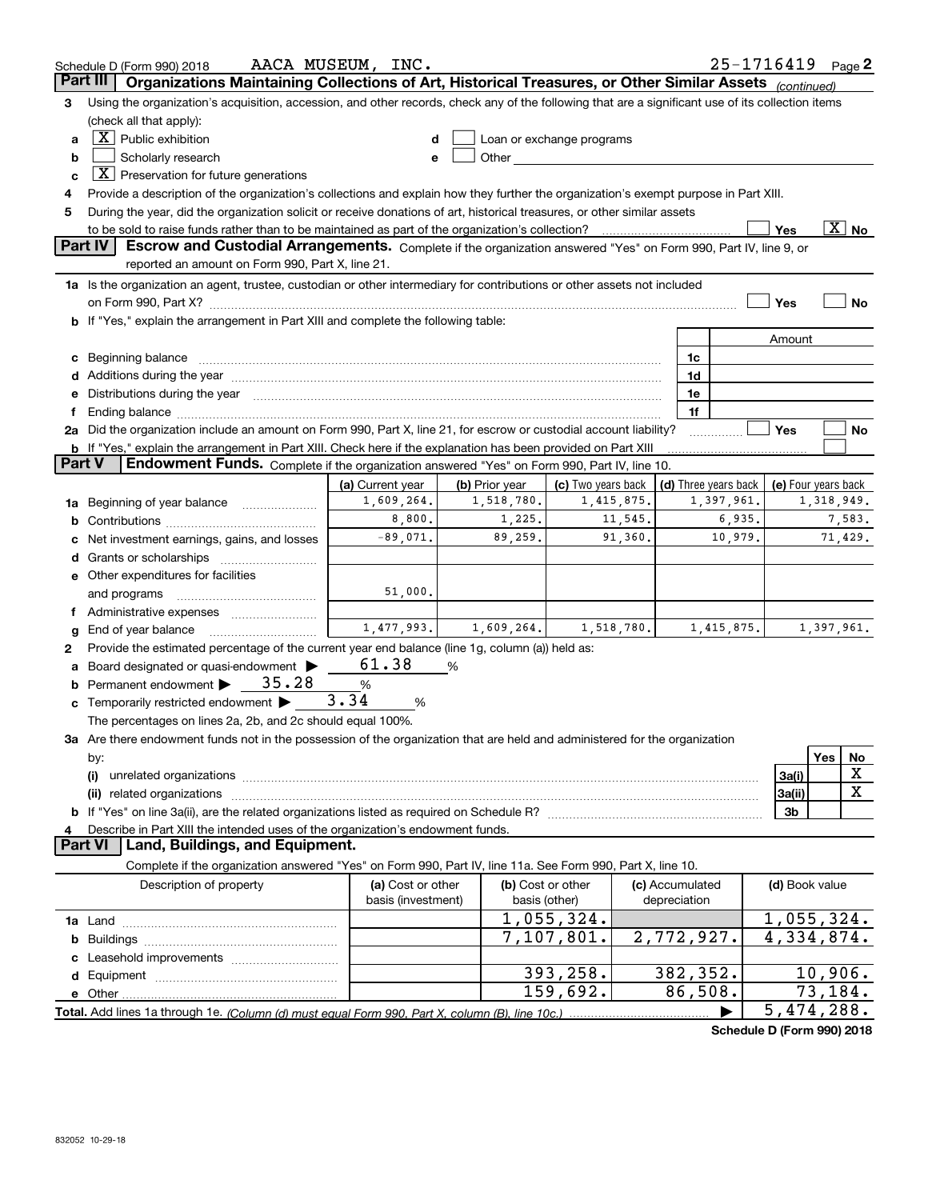Schedule D (Form 990) 2018 AACA MUSEUM, INC. 25-1716419 Page 2

## Part III Organizations Maintaining Collections of Art, Historical Treasures, or Other Similar Assets *(continued)*

3 Using the organization's acquisition, accession, and other records, check any of the following that are a significant use of its collection items (check all that apply):

a [X] Public exhibition
b [ ] Scholarly research
c [X] Preservation for future generations
d [ ] Loan or exchange programs
e [ ] Other

4 Provide a description of the organization's collections and explain how they further the organization's exempt purpose in Part XIII.

5 During the year, did the organization solicit or receive donations of art, historical treasures, or other similar assets to be sold to raise funds rather than to be maintained as part of the organization's collection? [ ] Yes [X] No

## Part IV Escrow and Custodial Arrangements.

Complete if the organization answered "Yes" on Form 990, Part IV, line 9, or reported an amount on Form 990, Part X, line 21.

1a Is the organization an agent, trustee, custodian or other intermediary for contributions or other assets not included on Form 990, Part X? [ ] Yes [ ] No

b If "Yes," explain the arrangement in Part XIII and complete the following table:

| | | Amount |
|---|---|---|
| c Beginning balance | 1c | |
| d Additions during the year | 1d | |
| e Distributions during the year | 1e | |
| f Ending balance | 1f | |

2a Did the organization include an amount on Form 990, Part X, line 21, for escrow or custodial account liability? [ ] Yes [ ] No

b If "Yes," explain the arrangement in Part XIII. Check here if the explanation has been provided on Part XIII [ ]

## Part V Endowment Funds.

Complete if the organization answered "Yes" on Form 990, Part IV, line 10.

| | (a) Current year | (b) Prior year | (c) Two years back | (d) Three years back | (e) Four years back |
|---|---|---|---|---|---|
| 1a Beginning of year balance | 1,609,264. | 1,518,780. | 1,415,875. | 1,397,961. | 1,318,949. |
| b Contributions | 8,800. | 1,225. | 11,545. | 6,935. | 7,583. |
| c Net investment earnings, gains, and losses | -89,071. | 89,259. | 91,360. | 10,979. | 71,429. |
| d Grants or scholarships | | | | | |
| e Other expenditures for facilities and programs | 51,000. | | | | |
| f Administrative expenses | | | | | |
| g End of year balance | 1,477,993. | 1,609,264. | 1,518,780. | 1,415,875. | 1,397,961. |

2 Provide the estimated percentage of the current year end balance (line 1g, column (a)) held as:

a Board designated or quasi-endowment ▶ 61.38 %
b Permanent endowment ▶ 35.28 %
c Temporarily restricted endowment ▶ 3.34 %

The percentages on lines 2a, 2b, and 2c should equal 100%.

3a Are there endowment funds not in the possession of the organization that are held and administered for the organization by:

| | | Yes | No |
|---|---|---|---|
| (i) unrelated organizations | 3a(i) | | X |
| (ii) related organizations | 3a(ii) | | X |
| b If "Yes" on line 3a(ii), are the related organizations listed as required on Schedule R? | 3b | | |

4 Describe in Part XIII the intended uses of the organization's endowment funds.

## Part VI Land, Buildings, and Equipment.

Complete if the organization answered "Yes" on Form 990, Part IV, line 11a. See Form 990, Part X, line 10.

| Description of property | (a) Cost or other basis (investment) | (b) Cost or other basis (other) | (c) Accumulated depreciation | (d) Book value |
|---|---|---|---|---|
| 1a Land | | 1,055,324. | | 1,055,324. |
| b Buildings | | 7,107,801. | 2,772,927. | 4,334,874. |
| c Leasehold improvements | | | | |
| d Equipment | | 393,258. | 382,352. | 10,906. |
| e Other | | 159,692. | 86,508. | 73,184. |
| **Total.** Add lines 1a through 1e. *(Column (d) must equal Form 990, Part X, column (B), line 10c.)* | | | ▶ | 5,474,288. |

Schedule D (Form 990) 2018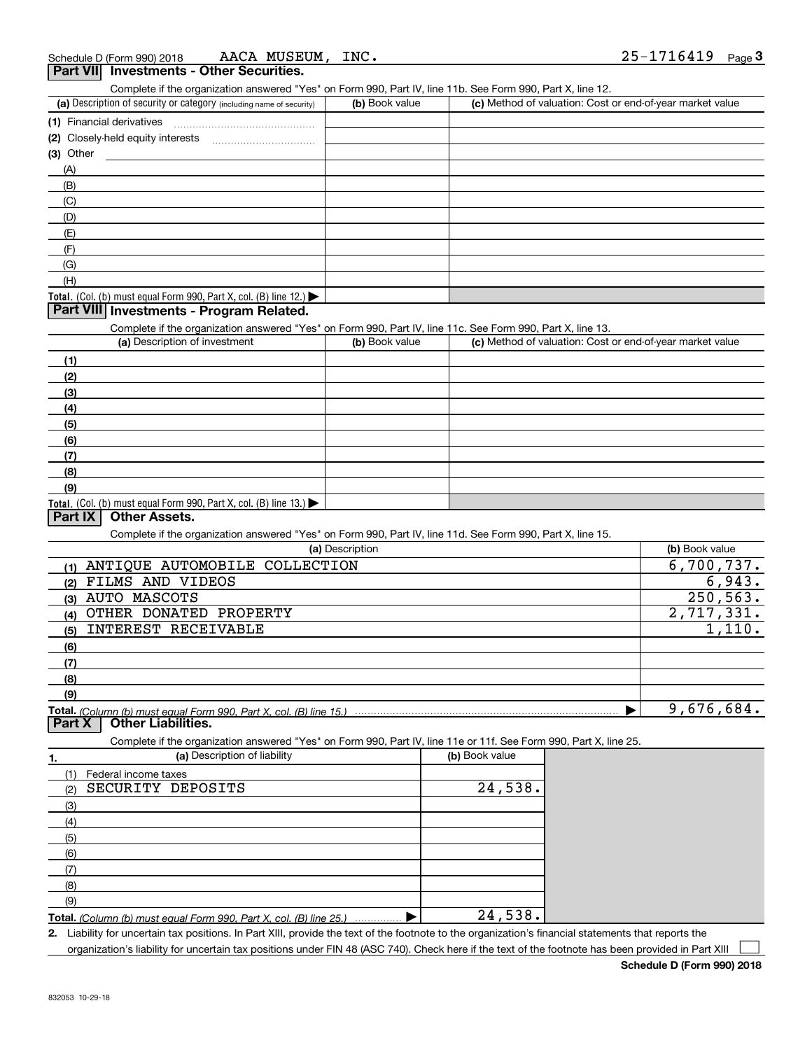Schedule D (Form 990) 2018 AACA MUSEUM, INC. 25-1716419

## Part VII Investments - Other Securities.

Complete if the organization answered "Yes" on Form 990, Part IV, line 11b. See Form 990, Part X, line 12.

| (a) Description of security or category (including name of security) | (b) Book value | (c) Method of valuation: Cost or end-of-year market value |
|---|---|---|
| (1) Financial derivatives | | |
| (2) Closely-held equity interests | | |
| (3) Other | | |
| (A) | | |
| (B) | | |
| (C) | | |
| (D) | | |
| (E) | | |
| (F) | | |
| (G) | | |
| (H) | | |
| **Total.** (Col. (b) must equal Form 990, Part X, col. (B) line 12.) ▶ | | |

## Part VIII Investments - Program Related.

Complete if the organization answered "Yes" on Form 990, Part IV, line 11c. See Form 990, Part X, line 13.

| (a) Description of investment | (b) Book value | (c) Method of valuation: Cost or end-of-year market value |
|---|---|---|
| (1) | | |
| (2) | | |
| (3) | | |
| (4) | | |
| (5) | | |
| (6) | | |
| (7) | | |
| (8) | | |
| (9) | | |
| **Total.** (Col. (b) must equal Form 990, Part X, col. (B) line 13.) ▶ | | |

## Part IX Other Assets.

Complete if the organization answered "Yes" on Form 990, Part IV, line 11d. See Form 990, Part X, line 15.

| (a) Description | (b) Book value |
|---|---|
| (1) ANTIQUE AUTOMOBILE COLLECTION | 6,700,737. |
| (2) FILMS AND VIDEOS | 6,943. |
| (3) AUTO MASCOTS | 250,563. |
| (4) OTHER DONATED PROPERTY | 2,717,331. |
| (5) INTEREST RECEIVABLE | 1,110. |
| (6) | |
| (7) | |
| (8) | |
| (9) | |
| **Total.** *(Column (b) must equal Form 990, Part X, col. (B) line 15.)* ▶ | 9,676,684. |

## Part X Other Liabilities.

Complete if the organization answered "Yes" on Form 990, Part IV, line 11e or 11f. See Form 990, Part X, line 25.

| 1. (a) Description of liability | (b) Book value |
|---|---|
| (1) Federal income taxes | |
| (2) SECURITY DEPOSITS | 24,538. |
| (3) | |
| (4) | |
| (5) | |
| (6) | |
| (7) | |
| (8) | |
| (9) | |
| **Total.** *(Column (b) must equal Form 990, Part X, col. (B) line 25.)* ▶ | 24,538. |

**2.** Liability for uncertain tax positions. In Part XIII, provide the text of the footnote to the organization's financial statements that reports the organization's liability for uncertain tax positions under FIN 48 (ASC 740). Check here if the text of the footnote has been provided in Part XIII ☐

**Schedule D (Form 990) 2018**

832053 10-29-18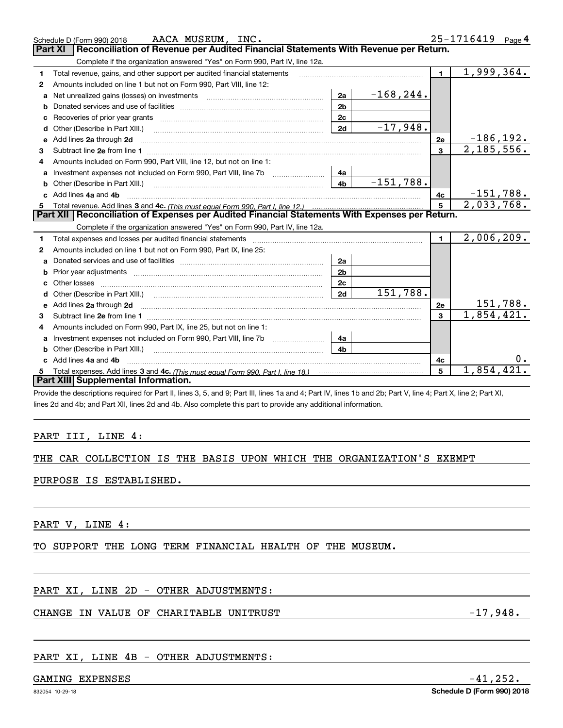Schedule D (Form 990) 2018 AACA MUSEUM, INC. 25-1716419 Page 4

## Part XI Reconciliation of Revenue per Audited Financial Statements With Revenue per Return.

Complete if the organization answered "Yes" on Form 990, Part IV, line 12a.

| | | | | | |
|---|---|---|---|---|---|
| 1 | Total revenue, gains, and other support per audited financial statements | | | 1 | 1,999,364. |
| 2 | Amounts included on line 1 but not on Form 990, Part VIII, line 12: | | | | |
| a | Net unrealized gains (losses) on investments | 2a | -168,244. | | |
| b | Donated services and use of facilities | 2b | | | |
| c | Recoveries of prior year grants | 2c | | | |
| d | Other (Describe in Part XIII.) | 2d | -17,948. | | |
| e | Add lines 2a through 2d | | | 2e | -186,192. |
| 3 | Subtract line 2e from line 1 | | | 3 | 2,185,556. |
| 4 | Amounts included on Form 990, Part VIII, line 12, but not on line 1: | | | | |
| a | Investment expenses not included on Form 990, Part VIII, line 7b | 4a | | | |
| b | Other (Describe in Part XIII.) | 4b | -151,788. | | |
| c | Add lines 4a and 4b | | | 4c | -151,788. |
| 5 | Total revenue. Add lines 3 and 4c. *(This must equal Form 990, Part I, line 12.)* | | | 5 | 2,033,768. |

## Part XII Reconciliation of Expenses per Audited Financial Statements With Expenses per Return.

Complete if the organization answered "Yes" on Form 990, Part IV, line 12a.

| | | | | | |
|---|---|---|---|---|---|
| 1 | Total expenses and losses per audited financial statements | | | 1 | 2,006,209. |
| 2 | Amounts included on line 1 but not on Form 990, Part IX, line 25: | | | | |
| a | Donated services and use of facilities | 2a | | | |
| b | Prior year adjustments | 2b | | | |
| c | Other losses | 2c | | | |
| d | Other (Describe in Part XIII.) | 2d | 151,788. | | |
| e | Add lines 2a through 2d | | | 2e | 151,788. |
| 3 | Subtract line 2e from line 1 | | | 3 | 1,854,421. |
| 4 | Amounts included on Form 990, Part IX, line 25, but not on line 1: | | | | |
| a | Investment expenses not included on Form 990, Part VIII, line 7b | 4a | | | |
| b | Other (Describe in Part XIII.) | 4b | | | |
| c | Add lines 4a and 4b | | | 4c | 0. |
| 5 | Total expenses. Add lines 3 and 4c. *(This must equal Form 990, Part I, line 18.)* | | | 5 | 1,854,421. |

## Part XIII Supplemental Information.

Provide the descriptions required for Part II, lines 3, 5, and 9; Part III, lines 1a and 4; Part IV, lines 1b and 2b; Part V, line 4; Part X, line 2; Part XI, lines 2d and 4b; and Part XII, lines 2d and 4b. Also complete this part to provide any additional information.

PART III, LINE 4:

THE CAR COLLECTION IS THE BASIS UPON WHICH THE ORGANIZATION'S EXEMPT PURPOSE IS ESTABLISHED.

PART V, LINE 4:

TO SUPPORT THE LONG TERM FINANCIAL HEALTH OF THE MUSEUM.

PART XI, LINE 2D - OTHER ADJUSTMENTS:

CHANGE IN VALUE OF CHARITABLE UNITRUST -17,948.

PART XI, LINE 4B - OTHER ADJUSTMENTS:

GAMING EXPENSES -41,252.

832054 10-29-18 Schedule D (Form 990) 2018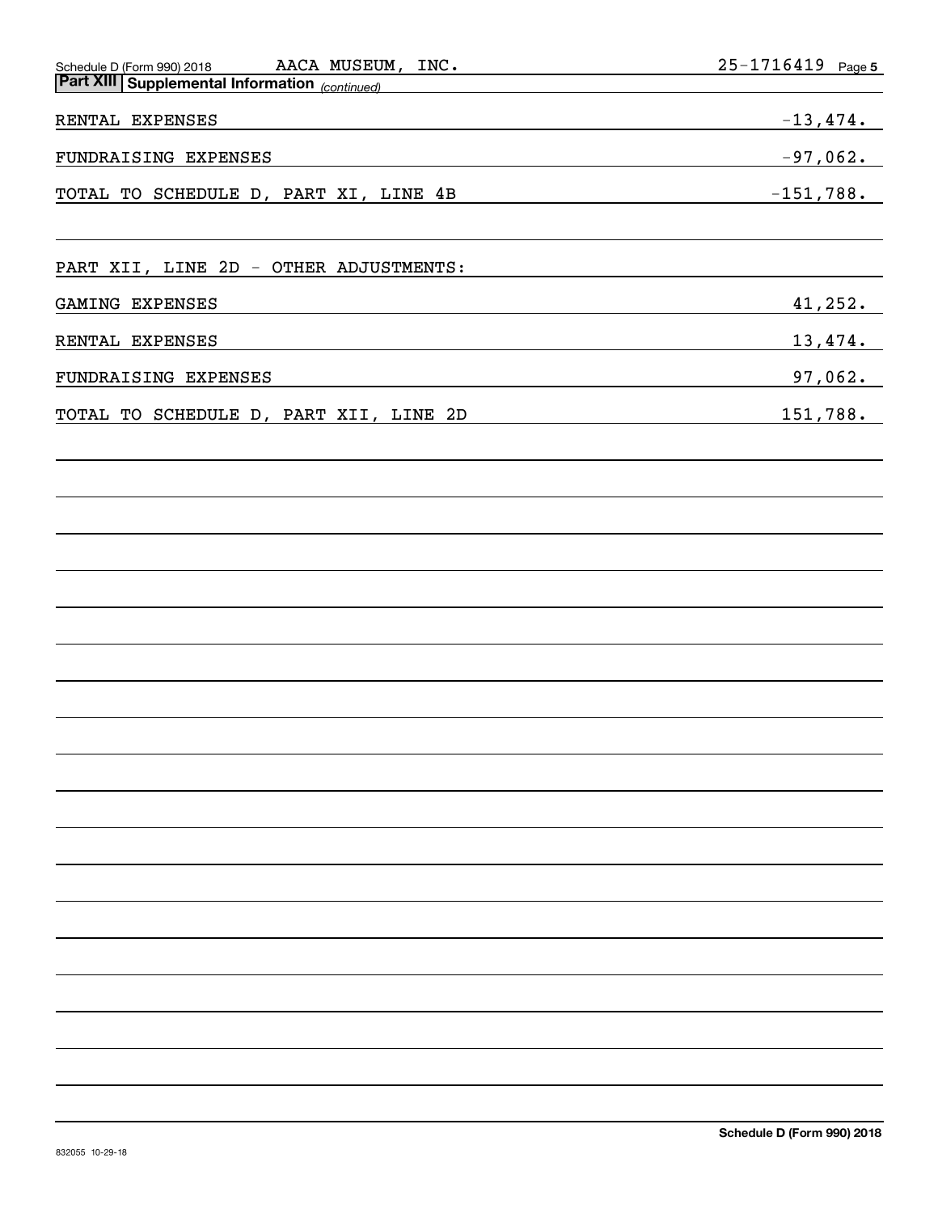Schedule D (Form 990) 2018 AACA MUSEUM, INC. 25-1716419

**Part XIII Supplemental Information** *(continued)*

| | |
|---|---|
| RENTAL EXPENSES | -13,474. |
| FUNDRAISING EXPENSES | -97,062. |
| TOTAL TO SCHEDULE D, PART XI, LINE 4B | -151,788. |

PART XII, LINE 2D - OTHER ADJUSTMENTS:

| | |
|---|---|
| GAMING EXPENSES | 41,252. |
| RENTAL EXPENSES | 13,474. |
| FUNDRAISING EXPENSES | 97,062. |
| TOTAL TO SCHEDULE D, PART XII, LINE 2D | 151,788. |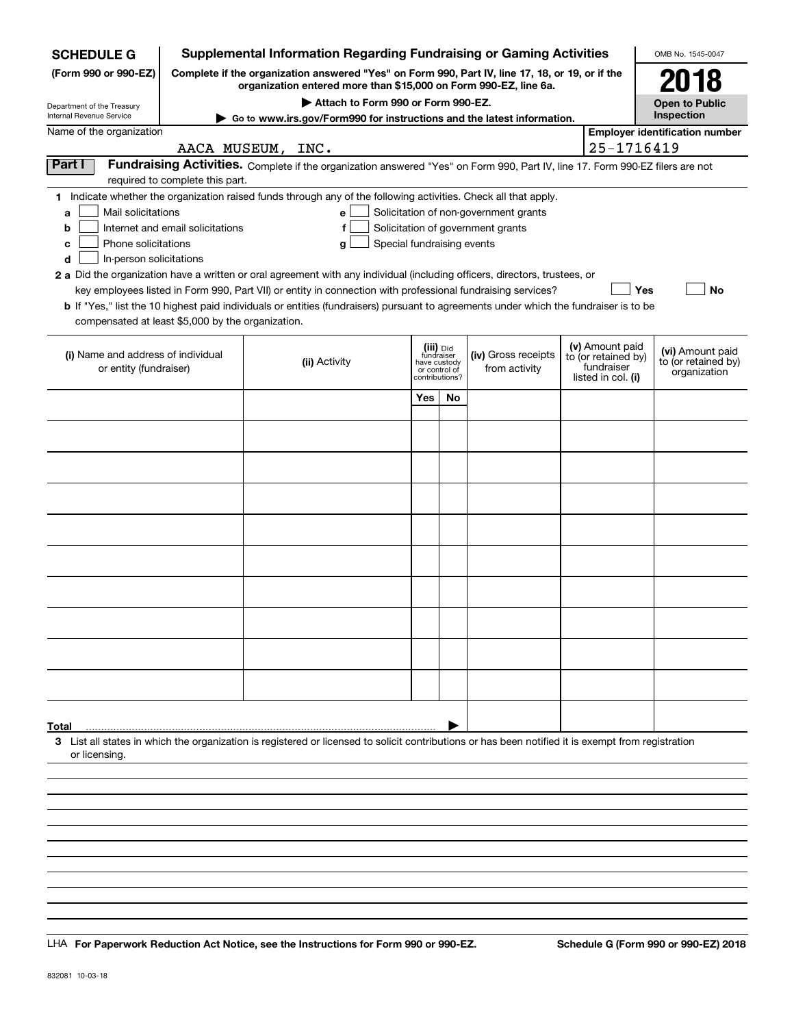**SCHEDULE G**
**(Form 990 or 990-EZ)**

Department of the Treasury
Internal Revenue Service

# Supplemental Information Regarding Fundraising or Gaming Activities

**Complete if the organization answered "Yes" on Form 990, Part IV, line 17, 18, or 19, or if the organization entered more than $15,000 on Form 990-EZ, line 6a.**

**▶ Attach to Form 990 or Form 990-EZ.**

**▶ Go to www.irs.gov/Form990 for instructions and the latest information.**

OMB No. 1545-0047

**2018**

**Open to Public Inspection**

Name of the organization: AACA MUSEUM, INC.

**Employer identification number**: 25-1716419

**Part I** **Fundraising Activities.** Complete if the organization answered "Yes" on Form 990, Part IV, line 17. Form 990-EZ filers are not required to complete this part.

**1** Indicate whether the organization raised funds through any of the following activities. Check all that apply.

- **a** ☐ Mail solicitations
- **b** ☐ Internet and email solicitations
- **c** ☐ Phone solicitations
- **d** ☐ In-person solicitations
- **e** ☐ Solicitation of non-government grants
- **f** ☐ Solicitation of government grants
- **g** ☐ Special fundraising events

**2 a** Did the organization have a written or oral agreement with any individual (including officers, directors, trustees, or key employees listed in Form 990, Part VII) or entity in connection with professional fundraising services? ☐ **Yes** ☐ **No**

**b** If "Yes," list the 10 highest paid individuals or entities (fundraisers) pursuant to agreements under which the fundraiser is to be compensated at least $5,000 by the organization.

| (i) Name and address of individual or entity (fundraiser) | (ii) Activity | (iii) Did fundraiser have custody or control of contributions? | | (iv) Gross receipts from activity | (v) Amount paid to (or retained by) fundraiser listed in col. (i) | (vi) Amount paid to (or retained by) organization |
|---|---|---|---|---|---|---|
| | | Yes | No | | | |
| | | | | | | |
| | | | | | | |
| | | | | | | |
| | | | | | | |
| | | | | | | |
| | | | | | | |
| | | | | | | |
| | | | | | | |
| | | | | | | |
| | | | | | | |
| **Total** ▶ | | | | | | |

**3** List all states in which the organization is registered or licensed to solicit contributions or has been notified it is exempt from registration or licensing.

LHA **For Paperwork Reduction Act Notice, see the Instructions for Form 990 or 990-EZ.** **Schedule G (Form 990 or 990-EZ) 2018**

832081 10-03-18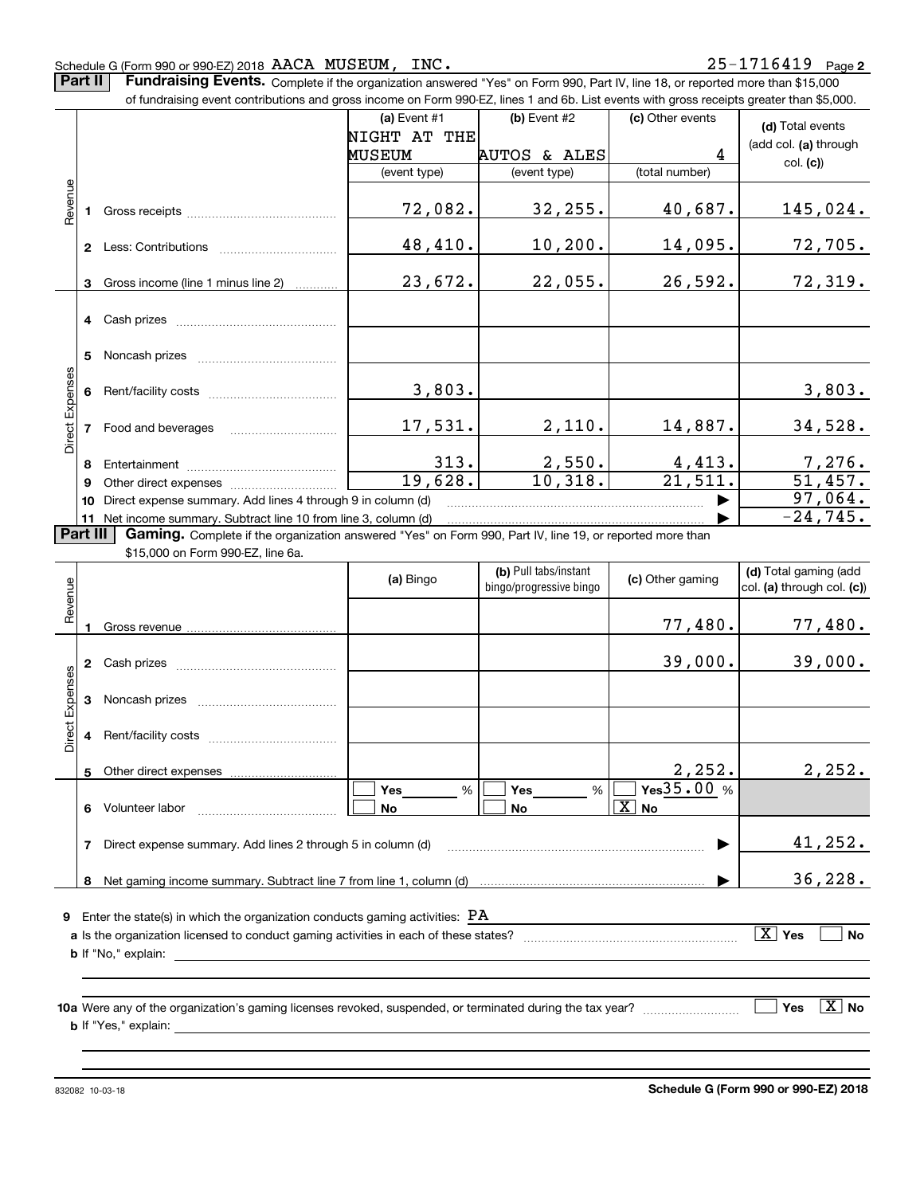Schedule G (Form 990 or 990-EZ) 2018 AACA MUSEUM, INC. 25-1716419 Page 2

**Part II** **Fundraising Events.** Complete if the organization answered "Yes" on Form 990, Part IV, line 18, or reported more than $15,000 of fundraising event contributions and gross income on Form 990-EZ, lines 1 and 6b. List events with gross receipts greater than $5,000.

| | | (a) Event #1 NIGHT AT THE MUSEUM (event type) | (b) Event #2 AUTOS & ALES (event type) | (c) Other events 4 (total number) | (d) Total events (add col. (a) through col. (c)) |
|---|---|---|---|---|---|
| Revenue | 1 Gross receipts | 72,082. | 32,255. | 40,687. | 145,024. |
| | 2 Less: Contributions | 48,410. | 10,200. | 14,095. | 72,705. |
| | 3 Gross income (line 1 minus line 2) | 23,672. | 22,055. | 26,592. | 72,319. |
| Direct Expenses | 4 Cash prizes | | | | |
| | 5 Noncash prizes | | | | |
| | 6 Rent/facility costs | 3,803. | | | 3,803. |
| | 7 Food and beverages | 17,531. | 2,110. | 14,887. | 34,528. |
| | 8 Entertainment | 313. | 2,550. | 4,413. | 7,276. |
| | 9 Other direct expenses | 19,628. | 10,318. | 21,511. | 51,457. |
| | 10 Direct expense summary. Add lines 4 through 9 in column (d) | | | ▶ | 97,064. |
| | 11 Net income summary. Subtract line 10 from line 3, column (d) | | | ▶ | -24,745. |

**Part III** **Gaming.** Complete if the organization answered "Yes" on Form 990, Part IV, line 19, or reported more than $15,000 on Form 990-EZ, line 6a.

| | | (a) Bingo | (b) Pull tabs/instant bingo/progressive bingo | (c) Other gaming | (d) Total gaming (add col. (a) through col. (c)) |
|---|---|---|---|---|---|
| Revenue | 1 Gross revenue | | | 77,480. | 77,480. |
| Direct Expenses | 2 Cash prizes | | | 39,000. | 39,000. |
| | 3 Noncash prizes | | | | |
| | 4 Rent/facility costs | | | | |
| | 5 Other direct expenses | | | 2,252. | 2,252. |
| | 6 Volunteer labor | ☐ Yes ___ % ☐ No | ☐ Yes ___ % ☐ No | ☐ Yes 35.00 % ☒ No | |
| | 7 Direct expense summary. Add lines 2 through 5 in column (d) | | | ▶ | 41,252. |
| | 8 Net gaming income summary. Subtract line 7 from line 1, column (d) | | | ▶ | 36,228. |

**9** Enter the state(s) in which the organization conducts gaming activities: PA

**a** Is the organization licensed to conduct gaming activities in each of these states? ☒ Yes ☐ No

**b** If "No," explain:

**10a** Were any of the organization's gaming licenses revoked, suspended, or terminated during the tax year? ☐ Yes ☒ No

**b** If "Yes," explain:

832082 10-03-18

**Schedule G (Form 990 or 990-EZ) 2018**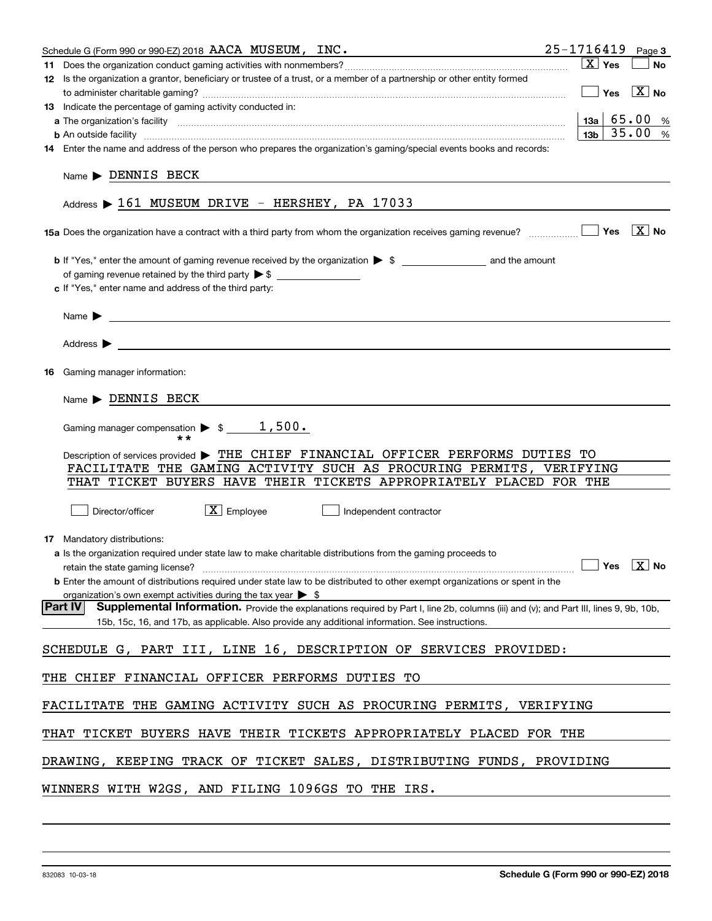Schedule G (Form 990 or 990-EZ) 2018 AACA MUSEUM, INC. 25-1716419 Page 3

**11** Does the organization conduct gaming activities with nonmembers? [X] Yes [ ] No

**12** Is the organization a grantor, beneficiary or trustee of a trust, or a member of a partnership or other entity formed to administer charitable gaming? [ ] Yes [X] No

**13** Indicate the percentage of gaming activity conducted in:

**a** The organization's facility **13a** 65.00 %

**b** An outside facility **13b** 35.00 %

**14** Enter the name and address of the person who prepares the organization's gaming/special events books and records:

Name ▶ DENNIS BECK

Address ▶ 161 MUSEUM DRIVE - HERSHEY, PA 17033

**15a** Does the organization have a contract with a third party from whom the organization receives gaming revenue? [ ] Yes [X] No

**b** If "Yes," enter the amount of gaming revenue received by the organization ▶ $ ________ and the amount of gaming revenue retained by the third party ▶ $ ________

**c** If "Yes," enter name and address of the third party:

Name ▶

Address ▶

**16** Gaming manager information:

Name ▶ DENNIS BECK

Gaming manager compensation ▶ $ 1,500.
**

Description of services provided ▶ THE CHIEF FINANCIAL OFFICER PERFORMS DUTIES TO FACILITATE THE GAMING ACTIVITY SUCH AS PROCURING PERMITS, VERIFYING THAT TICKET BUYERS HAVE THEIR TICKETS APPROPRIATELY PLACED FOR THE

[ ] Director/officer [X] Employee [ ] Independent contractor

**17** Mandatory distributions:

**a** Is the organization required under state law to make charitable distributions from the gaming proceeds to retain the state gaming license? [ ] Yes [X] No

**b** Enter the amount of distributions required under state law to be distributed to other exempt organizations or spent in the organization's own exempt activities during the tax year ▶ $

**Part IV** **Supplemental Information.** Provide the explanations required by Part I, line 2b, columns (iii) and (v); and Part III, lines 9, 9b, 10b, 15b, 15c, 16, and 17b, as applicable. Also provide any additional information. See instructions.

SCHEDULE G, PART III, LINE 16, DESCRIPTION OF SERVICES PROVIDED:

THE CHIEF FINANCIAL OFFICER PERFORMS DUTIES TO

FACILITATE THE GAMING ACTIVITY SUCH AS PROCURING PERMITS, VERIFYING

THAT TICKET BUYERS HAVE THEIR TICKETS APPROPRIATELY PLACED FOR THE

DRAWING, KEEPING TRACK OF TICKET SALES, DISTRIBUTING FUNDS, PROVIDING

WINNERS WITH W2GS, AND FILING 1096GS TO THE IRS.

832083 10-03-18 **Schedule G (Form 990 or 990-EZ) 2018**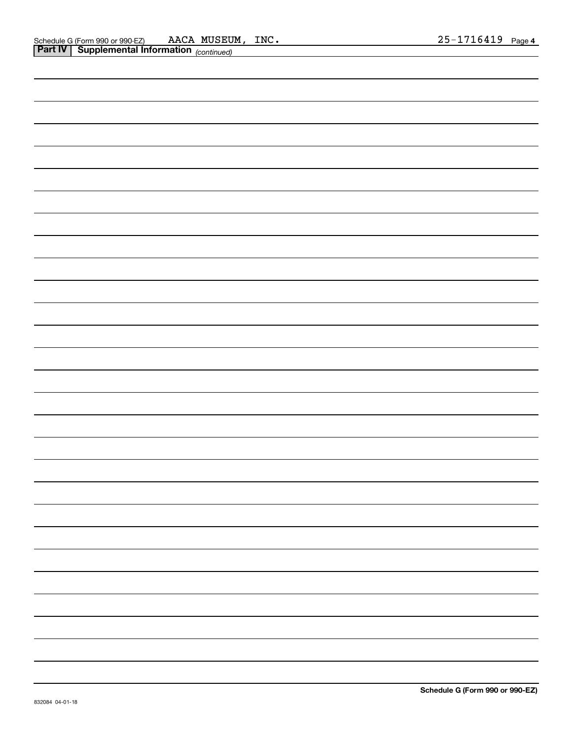Schedule G (Form 990 or 990-EZ) AACA MUSEUM, INC. 25-1716419 Page 4

**Part IV | Supplemental Information** *(continued)*

**Schedule G (Form 990 or 990-EZ)**

832084 04-01-18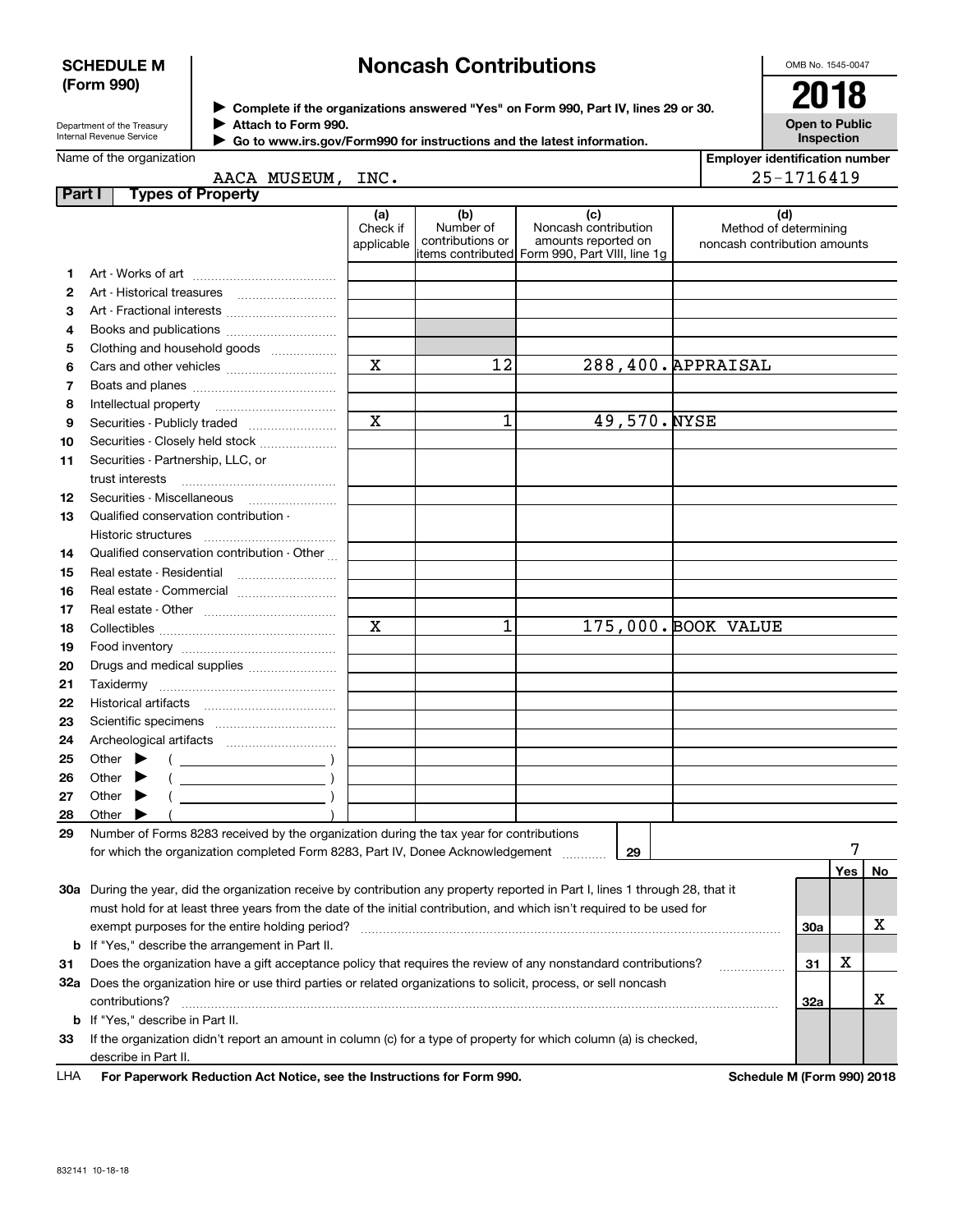**SCHEDULE M (Form 990)**

# Noncash Contributions

▶ Complete if the organizations answered "Yes" on Form 990, Part IV, lines 29 or 30.
▶ Attach to Form 990.
▶ Go to www.irs.gov/Form990 for instructions and the latest information.

Department of the Treasury
Internal Revenue Service

OMB No. 1545-0047

**2018**

**Open to Public Inspection**

Name of the organization: AACA MUSEUM, INC.

Employer identification number: 25-1716419

## Part I Types of Property

| | | (a) Check if applicable | (b) Number of contributions or items contributed | (c) Noncash contribution amounts reported on Form 990, Part VIII, line 1g | (d) Method of determining noncash contribution amounts |
|---|---|---|---|---|---|
| 1 | Art - Works of art | | | | |
| 2 | Art - Historical treasures | | | | |
| 3 | Art - Fractional interests | | | | |
| 4 | Books and publications | | | | |
| 5 | Clothing and household goods | | | | |
| 6 | Cars and other vehicles | X | 12 | 288,400. | APPRAISAL |
| 7 | Boats and planes | | | | |
| 8 | Intellectual property | | | | |
| 9 | Securities - Publicly traded | X | 1 | 49,570. | NYSE |
| 10 | Securities - Closely held stock | | | | |
| 11 | Securities - Partnership, LLC, or trust interests | | | | |
| 12 | Securities - Miscellaneous | | | | |
| 13 | Qualified conservation contribution - Historic structures | | | | |
| 14 | Qualified conservation contribution - Other | | | | |
| 15 | Real estate - Residential | | | | |
| 16 | Real estate - Commercial | | | | |
| 17 | Real estate - Other | | | | |
| 18 | Collectibles | X | 1 | 175,000. | BOOK VALUE |
| 19 | Food inventory | | | | |
| 20 | Drugs and medical supplies | | | | |
| 21 | Taxidermy | | | | |
| 22 | Historical artifacts | | | | |
| 23 | Scientific specimens | | | | |
| 24 | Archeological artifacts | | | | |
| 25 | Other ▶ ( ) | | | | |
| 26 | Other ▶ ( ) | | | | |
| 27 | Other ▶ ( ) | | | | |
| 28 | Other ▶ ( ) | | | | |

29 Number of Forms 8283 received by the organization during the tax year for contributions for which the organization completed Form 8283, Part IV, Donee Acknowledgement ..... **29** 7

| | | | Yes | No |
|---|---|---|---|---|
| 30a | During the year, did the organization receive by contribution any property reported in Part I, lines 1 through 28, that it must hold for at least three years from the date of the initial contribution, and which isn't required to be used for exempt purposes for the entire holding period? | 30a | | X |
| b | If "Yes," describe the arrangement in Part II. | | | |
| 31 | Does the organization have a gift acceptance policy that requires the review of any nonstandard contributions? | 31 | X | |
| 32a | Does the organization hire or use third parties or related organizations to solicit, process, or sell noncash contributions? | 32a | | X |
| b | If "Yes," describe in Part II. | | | |
| 33 | If the organization didn't report an amount in column (c) for a type of property for which column (a) is checked, describe in Part II. | | | |

LHA **For Paperwork Reduction Act Notice, see the Instructions for Form 990.** **Schedule M (Form 990) 2018**

832141 10-18-18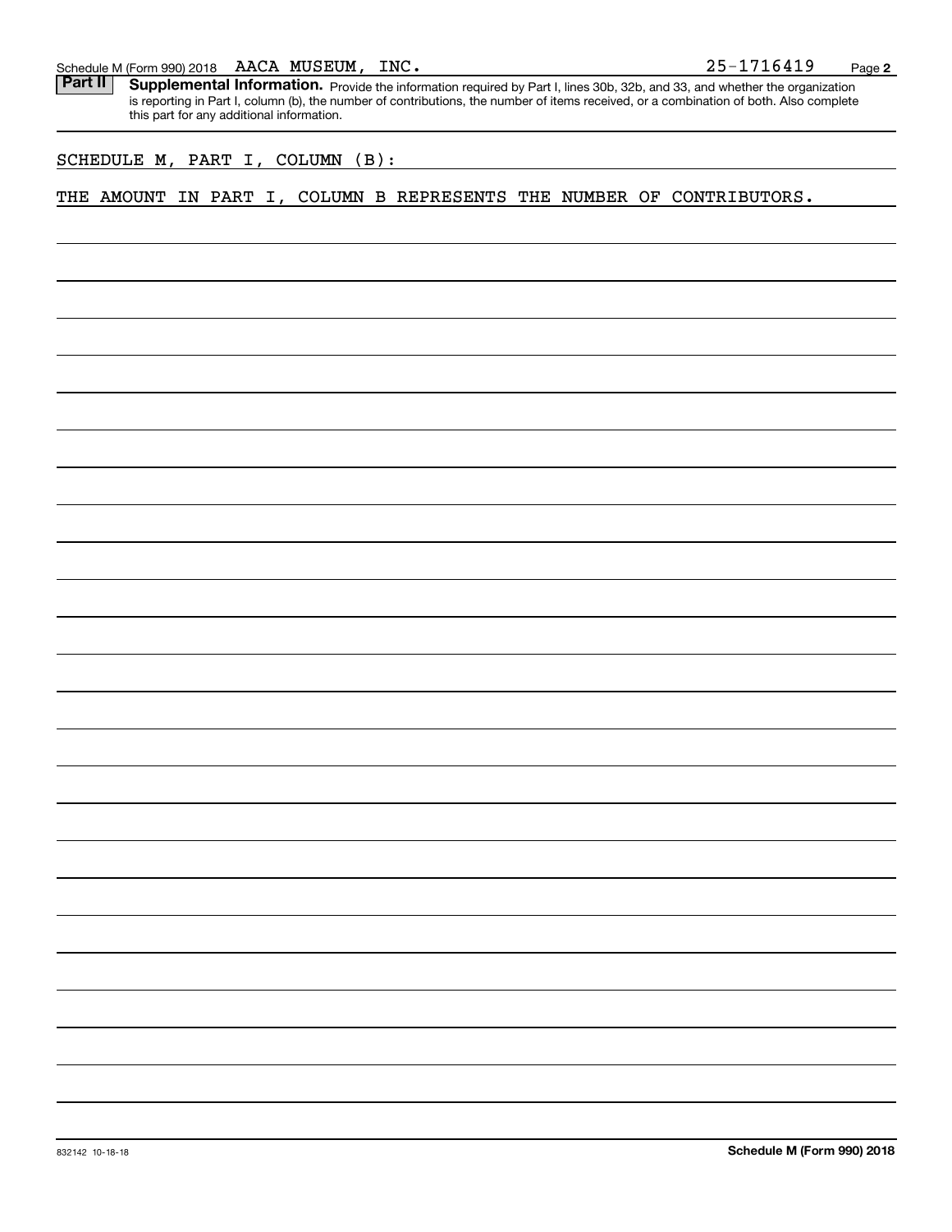Schedule M (Form 990) 2018 AACA MUSEUM, INC. 25-1716419

**Part II** **Supplemental Information.** Provide the information required by Part I, lines 30b, 32b, and 33, and whether the organization is reporting in Part I, column (b), the number of contributions, the number of items received, or a combination of both. Also complete this part for any additional information.

SCHEDULE M, PART I, COLUMN (B):

THE AMOUNT IN PART I, COLUMN B REPRESENTS THE NUMBER OF CONTRIBUTORS.

832142 10-18-18

**Schedule M (Form 990) 2018**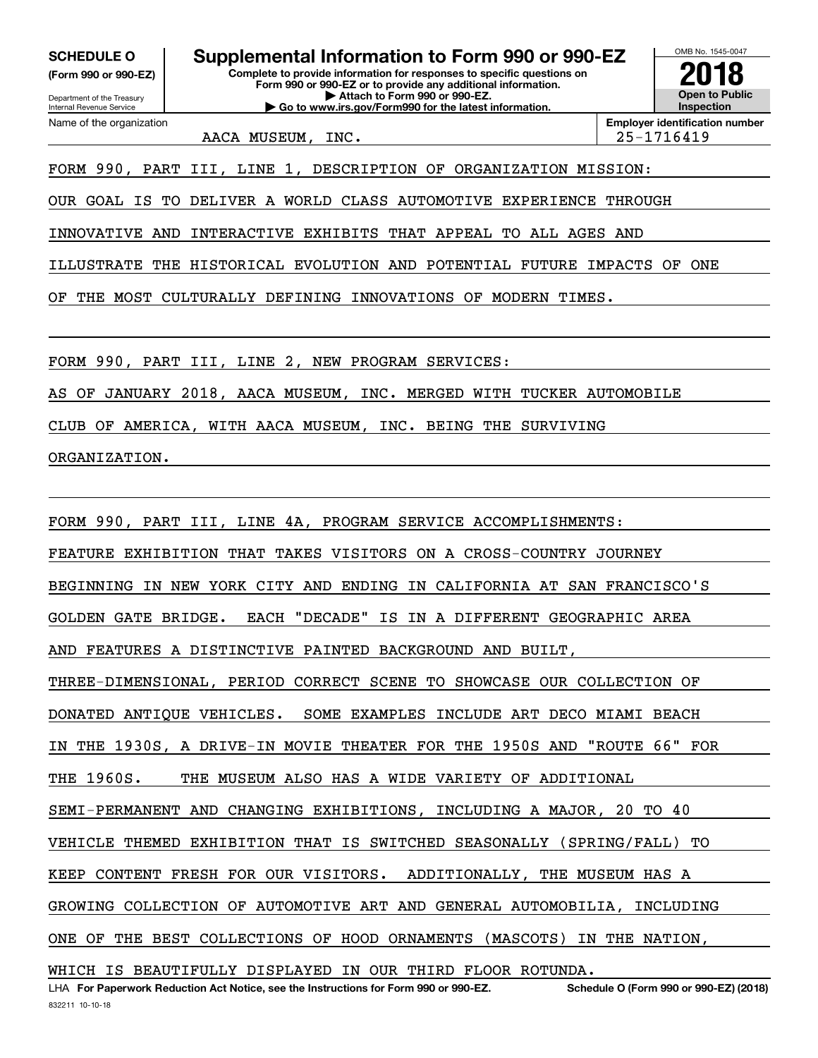**SCHEDULE O**
**(Form 990 or 990-EZ)**

Department of the Treasury
Internal Revenue Service

# Supplemental Information to Form 990 or 990-EZ

**Complete to provide information for responses to specific questions on Form 990 or 990-EZ or to provide any additional information.**
**▶ Attach to Form 990 or 990-EZ.**
**▶ Go to www.irs.gov/Form990 for the latest information.**

OMB No. 1545-0047
**2018**
**Open to Public Inspection**

Name of the organization: AACA MUSEUM, INC.

**Employer identification number:** 25-1716419

FORM 990, PART III, LINE 1, DESCRIPTION OF ORGANIZATION MISSION:

OUR GOAL IS TO DELIVER A WORLD CLASS AUTOMOTIVE EXPERIENCE THROUGH INNOVATIVE AND INTERACTIVE EXHIBITS THAT APPEAL TO ALL AGES AND ILLUSTRATE THE HISTORICAL EVOLUTION AND POTENTIAL FUTURE IMPACTS OF ONE OF THE MOST CULTURALLY DEFINING INNOVATIONS OF MODERN TIMES.

FORM 990, PART III, LINE 2, NEW PROGRAM SERVICES:

AS OF JANUARY 2018, AACA MUSEUM, INC. MERGED WITH TUCKER AUTOMOBILE CLUB OF AMERICA, WITH AACA MUSEUM, INC. BEING THE SURVIVING ORGANIZATION.

FORM 990, PART III, LINE 4A, PROGRAM SERVICE ACCOMPLISHMENTS:

FEATURE EXHIBITION THAT TAKES VISITORS ON A CROSS-COUNTRY JOURNEY BEGINNING IN NEW YORK CITY AND ENDING IN CALIFORNIA AT SAN FRANCISCO'S GOLDEN GATE BRIDGE. EACH "DECADE" IS IN A DIFFERENT GEOGRAPHIC AREA AND FEATURES A DISTINCTIVE PAINTED BACKGROUND AND BUILT, THREE-DIMENSIONAL, PERIOD CORRECT SCENE TO SHOWCASE OUR COLLECTION OF DONATED ANTIQUE VEHICLES. SOME EXAMPLES INCLUDE ART DECO MIAMI BEACH IN THE 1930S, A DRIVE-IN MOVIE THEATER FOR THE 1950S AND "ROUTE 66" FOR THE 1960S. THE MUSEUM ALSO HAS A WIDE VARIETY OF ADDITIONAL SEMI-PERMANENT AND CHANGING EXHIBITIONS, INCLUDING A MAJOR, 20 TO 40 VEHICLE THEMED EXHIBITION THAT IS SWITCHED SEASONALLY (SPRING/FALL) TO KEEP CONTENT FRESH FOR OUR VISITORS. ADDITIONALLY, THE MUSEUM HAS A GROWING COLLECTION OF AUTOMOTIVE ART AND GENERAL AUTOMOBILIA, INCLUDING ONE OF THE BEST COLLECTIONS OF HOOD ORNAMENTS (MASCOTS) IN THE NATION, WHICH IS BEAUTIFULLY DISPLAYED IN OUR THIRD FLOOR ROTUNDA.

LHA **For Paperwork Reduction Act Notice, see the Instructions for Form 990 or 990-EZ.** **Schedule O (Form 990 or 990-EZ) (2018)**

832211 10-10-18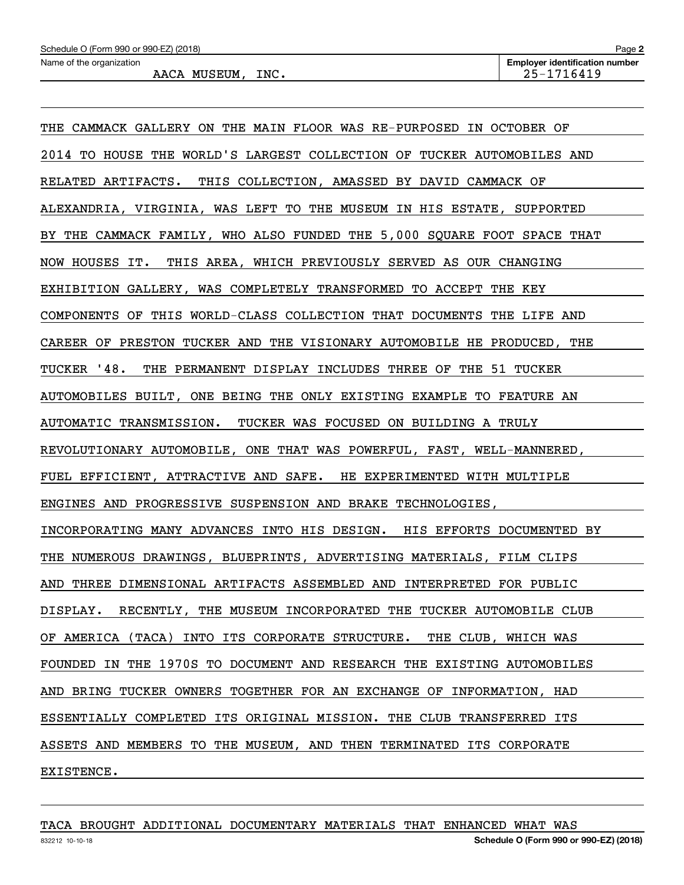Name of the organization: AACA MUSEUM, INC.

Employer identification number: 25-1716419

THE CAMMACK GALLERY ON THE MAIN FLOOR WAS RE-PURPOSED IN OCTOBER OF 2014 TO HOUSE THE WORLD'S LARGEST COLLECTION OF TUCKER AUTOMOBILES AND RELATED ARTIFACTS. THIS COLLECTION, AMASSED BY DAVID CAMMACK OF ALEXANDRIA, VIRGINIA, WAS LEFT TO THE MUSEUM IN HIS ESTATE, SUPPORTED BY THE CAMMACK FAMILY, WHO ALSO FUNDED THE 5,000 SQUARE FOOT SPACE THAT NOW HOUSES IT. THIS AREA, WHICH PREVIOUSLY SERVED AS OUR CHANGING EXHIBITION GALLERY, WAS COMPLETELY TRANSFORMED TO ACCEPT THE KEY COMPONENTS OF THIS WORLD-CLASS COLLECTION THAT DOCUMENTS THE LIFE AND CAREER OF PRESTON TUCKER AND THE VISIONARY AUTOMOBILE HE PRODUCED, THE TUCKER '48. THE PERMANENT DISPLAY INCLUDES THREE OF THE 51 TUCKER AUTOMOBILES BUILT, ONE BEING THE ONLY EXISTING EXAMPLE TO FEATURE AN AUTOMATIC TRANSMISSION. TUCKER WAS FOCUSED ON BUILDING A TRULY REVOLUTIONARY AUTOMOBILE, ONE THAT WAS POWERFUL, FAST, WELL-MANNERED, FUEL EFFICIENT, ATTRACTIVE AND SAFE. HE EXPERIMENTED WITH MULTIPLE ENGINES AND PROGRESSIVE SUSPENSION AND BRAKE TECHNOLOGIES, INCORPORATING MANY ADVANCES INTO HIS DESIGN. HIS EFFORTS DOCUMENTED BY THE NUMEROUS DRAWINGS, BLUEPRINTS, ADVERTISING MATERIALS, FILM CLIPS AND THREE DIMENSIONAL ARTIFACTS ASSEMBLED AND INTERPRETED FOR PUBLIC DISPLAY. RECENTLY, THE MUSEUM INCORPORATED THE TUCKER AUTOMOBILE CLUB OF AMERICA (TACA) INTO ITS CORPORATE STRUCTURE. THE CLUB, WHICH WAS FOUNDED IN THE 1970S TO DOCUMENT AND RESEARCH THE EXISTING AUTOMOBILES AND BRING TUCKER OWNERS TOGETHER FOR AN EXCHANGE OF INFORMATION, HAD ESSENTIALLY COMPLETED ITS ORIGINAL MISSION. THE CLUB TRANSFERRED ITS ASSETS AND MEMBERS TO THE MUSEUM, AND THEN TERMINATED ITS CORPORATE EXISTENCE.

TACA BROUGHT ADDITIONAL DOCUMENTARY MATERIALS THAT ENHANCED WHAT WAS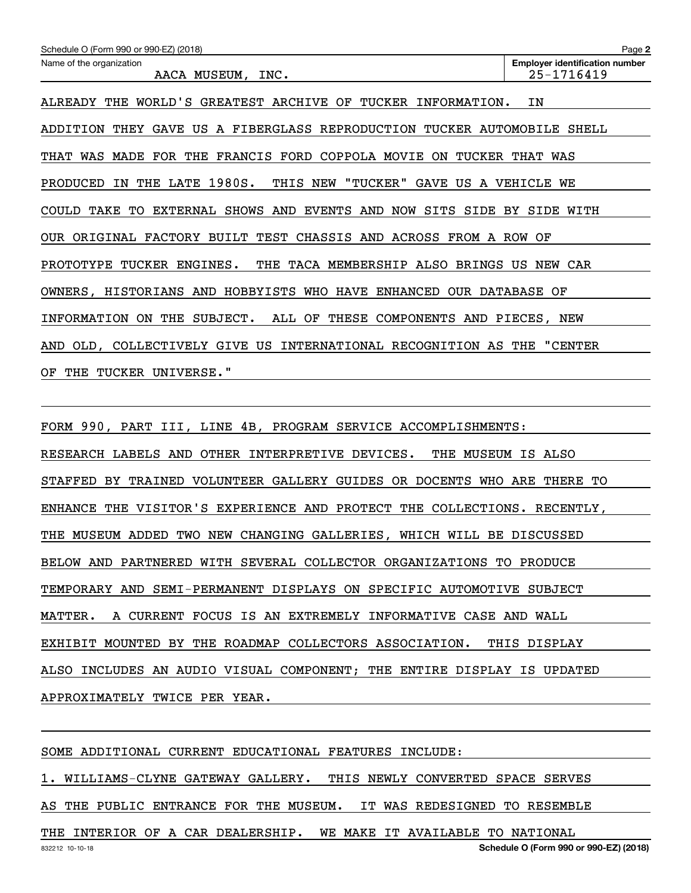Schedule O (Form 990 or 990-EZ) (2018)

Name of the organization: AACA MUSEUM, INC.

Employer identification number: 25-1716419

ALREADY THE WORLD'S GREATEST ARCHIVE OF TUCKER INFORMATION. IN ADDITION THEY GAVE US A FIBERGLASS REPRODUCTION TUCKER AUTOMOBILE SHELL THAT WAS MADE FOR THE FRANCIS FORD COPPOLA MOVIE ON TUCKER THAT WAS PRODUCED IN THE LATE 1980S. THIS NEW "TUCKER" GAVE US A VEHICLE WE COULD TAKE TO EXTERNAL SHOWS AND EVENTS AND NOW SITS SIDE BY SIDE WITH OUR ORIGINAL FACTORY BUILT TEST CHASSIS AND ACROSS FROM A ROW OF PROTOTYPE TUCKER ENGINES. THE TACA MEMBERSHIP ALSO BRINGS US NEW CAR OWNERS, HISTORIANS AND HOBBYISTS WHO HAVE ENHANCED OUR DATABASE OF INFORMATION ON THE SUBJECT. ALL OF THESE COMPONENTS AND PIECES, NEW AND OLD, COLLECTIVELY GIVE US INTERNATIONAL RECOGNITION AS THE "CENTER OF THE TUCKER UNIVERSE."

FORM 990, PART III, LINE 4B, PROGRAM SERVICE ACCOMPLISHMENTS:

RESEARCH LABELS AND OTHER INTERPRETIVE DEVICES. THE MUSEUM IS ALSO STAFFED BY TRAINED VOLUNTEER GALLERY GUIDES OR DOCENTS WHO ARE THERE TO ENHANCE THE VISITOR'S EXPERIENCE AND PROTECT THE COLLECTIONS. RECENTLY, THE MUSEUM ADDED TWO NEW CHANGING GALLERIES, WHICH WILL BE DISCUSSED BELOW AND PARTNERED WITH SEVERAL COLLECTOR ORGANIZATIONS TO PRODUCE TEMPORARY AND SEMI-PERMANENT DISPLAYS ON SPECIFIC AUTOMOTIVE SUBJECT MATTER. A CURRENT FOCUS IS AN EXTREMELY INFORMATIVE CASE AND WALL EXHIBIT MOUNTED BY THE ROADMAP COLLECTORS ASSOCIATION. THIS DISPLAY ALSO INCLUDES AN AUDIO VISUAL COMPONENT; THE ENTIRE DISPLAY IS UPDATED APPROXIMATELY TWICE PER YEAR.

SOME ADDITIONAL CURRENT EDUCATIONAL FEATURES INCLUDE:

1. WILLIAMS-CLYNE GATEWAY GALLERY. THIS NEWLY CONVERTED SPACE SERVES AS THE PUBLIC ENTRANCE FOR THE MUSEUM. IT WAS REDESIGNED TO RESEMBLE THE INTERIOR OF A CAR DEALERSHIP. WE MAKE IT AVAILABLE TO NATIONAL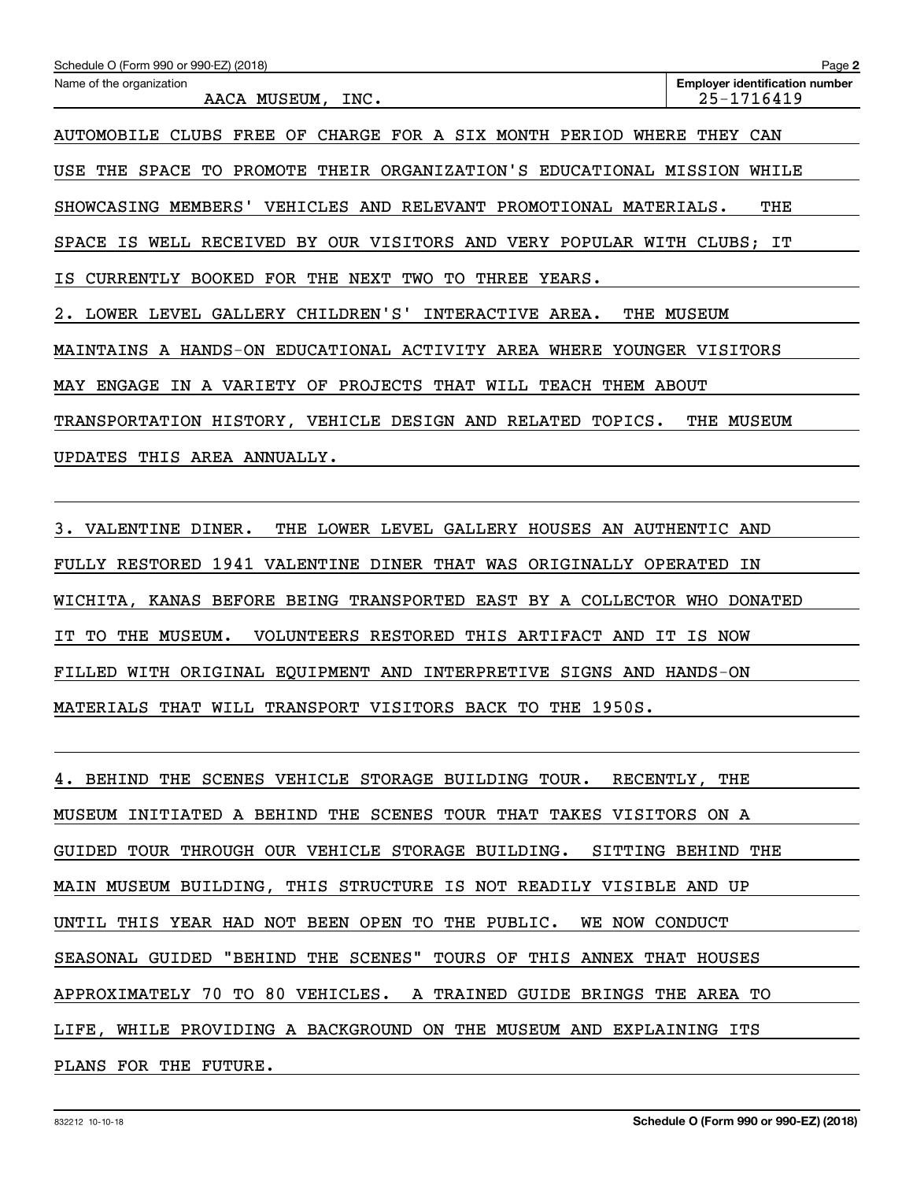Name of the organization: AACA MUSEUM, INC.

Employer identification number: 25-1716419

AUTOMOBILE CLUBS FREE OF CHARGE FOR A SIX MONTH PERIOD WHERE THEY CAN USE THE SPACE TO PROMOTE THEIR ORGANIZATION'S EDUCATIONAL MISSION WHILE SHOWCASING MEMBERS' VEHICLES AND RELEVANT PROMOTIONAL MATERIALS. THE SPACE IS WELL RECEIVED BY OUR VISITORS AND VERY POPULAR WITH CLUBS; IT IS CURRENTLY BOOKED FOR THE NEXT TWO TO THREE YEARS.

2. LOWER LEVEL GALLERY CHILDREN'S' INTERACTIVE AREA. THE MUSEUM MAINTAINS A HANDS-ON EDUCATIONAL ACTIVITY AREA WHERE YOUNGER VISITORS MAY ENGAGE IN A VARIETY OF PROJECTS THAT WILL TEACH THEM ABOUT TRANSPORTATION HISTORY, VEHICLE DESIGN AND RELATED TOPICS. THE MUSEUM UPDATES THIS AREA ANNUALLY.

3. VALENTINE DINER. THE LOWER LEVEL GALLERY HOUSES AN AUTHENTIC AND FULLY RESTORED 1941 VALENTINE DINER THAT WAS ORIGINALLY OPERATED IN WICHITA, KANAS BEFORE BEING TRANSPORTED EAST BY A COLLECTOR WHO DONATED IT TO THE MUSEUM. VOLUNTEERS RESTORED THIS ARTIFACT AND IT IS NOW FILLED WITH ORIGINAL EQUIPMENT AND INTERPRETIVE SIGNS AND HANDS-ON MATERIALS THAT WILL TRANSPORT VISITORS BACK TO THE 1950S.

4. BEHIND THE SCENES VEHICLE STORAGE BUILDING TOUR. RECENTLY, THE MUSEUM INITIATED A BEHIND THE SCENES TOUR THAT TAKES VISITORS ON A GUIDED TOUR THROUGH OUR VEHICLE STORAGE BUILDING. SITTING BEHIND THE MAIN MUSEUM BUILDING, THIS STRUCTURE IS NOT READILY VISIBLE AND UP UNTIL THIS YEAR HAD NOT BEEN OPEN TO THE PUBLIC. WE NOW CONDUCT SEASONAL GUIDED "BEHIND THE SCENES" TOURS OF THIS ANNEX THAT HOUSES APPROXIMATELY 70 TO 80 VEHICLES. A TRAINED GUIDE BRINGS THE AREA TO LIFE, WHILE PROVIDING A BACKGROUND ON THE MUSEUM AND EXPLAINING ITS PLANS FOR THE FUTURE.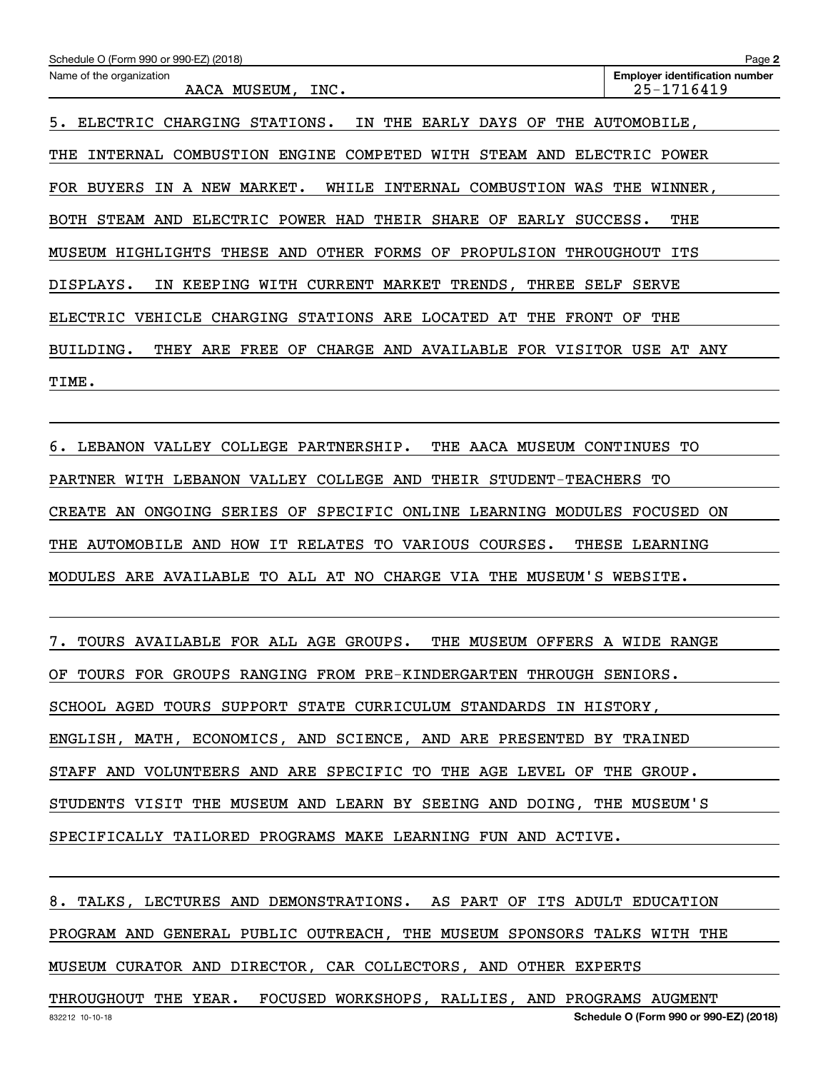Schedule O (Form 990 or 990-EZ) (2018)

Name of the organization: AACA MUSEUM, INC.

Employer identification number: 25-1716419

5. ELECTRIC CHARGING STATIONS. IN THE EARLY DAYS OF THE AUTOMOBILE, THE INTERNAL COMBUSTION ENGINE COMPETED WITH STEAM AND ELECTRIC POWER FOR BUYERS IN A NEW MARKET. WHILE INTERNAL COMBUSTION WAS THE WINNER, BOTH STEAM AND ELECTRIC POWER HAD THEIR SHARE OF EARLY SUCCESS. THE MUSEUM HIGHLIGHTS THESE AND OTHER FORMS OF PROPULSION THROUGHOUT ITS DISPLAYS. IN KEEPING WITH CURRENT MARKET TRENDS, THREE SELF SERVE ELECTRIC VEHICLE CHARGING STATIONS ARE LOCATED AT THE FRONT OF THE BUILDING. THEY ARE FREE OF CHARGE AND AVAILABLE FOR VISITOR USE AT ANY TIME.

6. LEBANON VALLEY COLLEGE PARTNERSHIP. THE AACA MUSEUM CONTINUES TO PARTNER WITH LEBANON VALLEY COLLEGE AND THEIR STUDENT-TEACHERS TO CREATE AN ONGOING SERIES OF SPECIFIC ONLINE LEARNING MODULES FOCUSED ON THE AUTOMOBILE AND HOW IT RELATES TO VARIOUS COURSES. THESE LEARNING MODULES ARE AVAILABLE TO ALL AT NO CHARGE VIA THE MUSEUM'S WEBSITE.

7. TOURS AVAILABLE FOR ALL AGE GROUPS. THE MUSEUM OFFERS A WIDE RANGE OF TOURS FOR GROUPS RANGING FROM PRE-KINDERGARTEN THROUGH SENIORS. SCHOOL AGED TOURS SUPPORT STATE CURRICULUM STANDARDS IN HISTORY, ENGLISH, MATH, ECONOMICS, AND SCIENCE, AND ARE PRESENTED BY TRAINED STAFF AND VOLUNTEERS AND ARE SPECIFIC TO THE AGE LEVEL OF THE GROUP. STUDENTS VISIT THE MUSEUM AND LEARN BY SEEING AND DOING, THE MUSEUM'S SPECIFICALLY TAILORED PROGRAMS MAKE LEARNING FUN AND ACTIVE.

8. TALKS, LECTURES AND DEMONSTRATIONS. AS PART OF ITS ADULT EDUCATION PROGRAM AND GENERAL PUBLIC OUTREACH, THE MUSEUM SPONSORS TALKS WITH THE MUSEUM CURATOR AND DIRECTOR, CAR COLLECTORS, AND OTHER EXPERTS THROUGHOUT THE YEAR. FOCUSED WORKSHOPS, RALLIES, AND PROGRAMS AUGMENT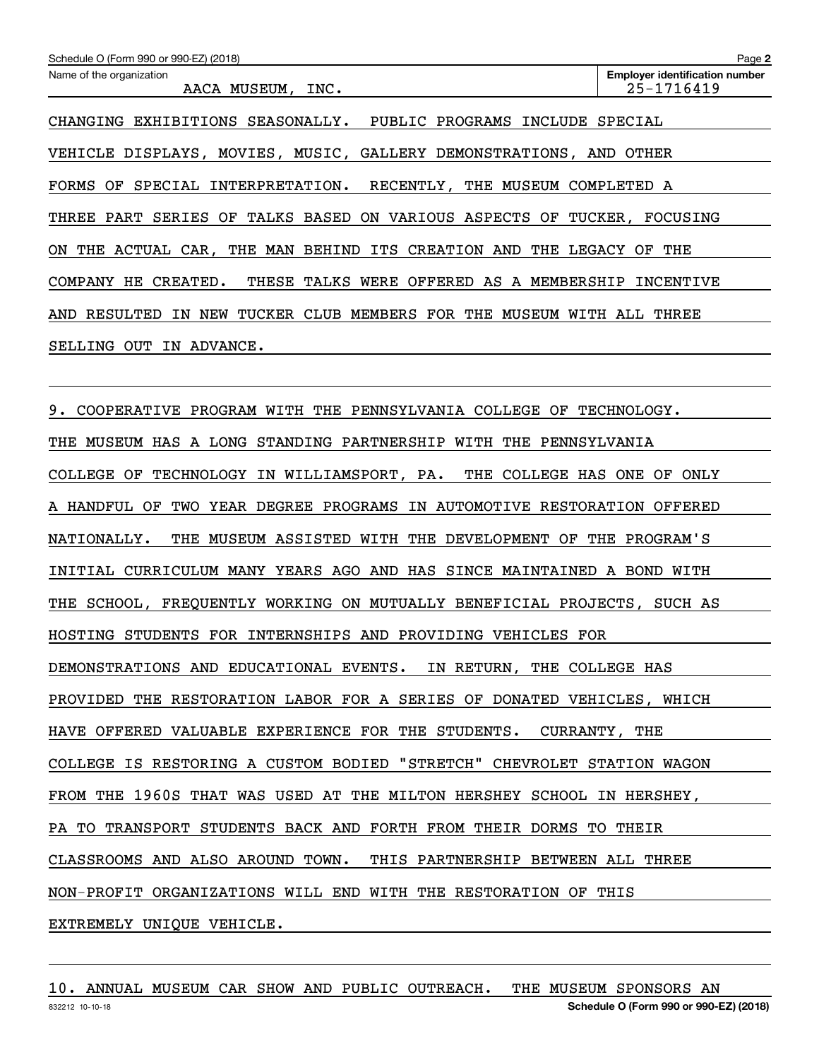Name of the organization: AACA MUSEUM, INC.

Employer identification number: 25-1716419

CHANGING EXHIBITIONS SEASONALLY. PUBLIC PROGRAMS INCLUDE SPECIAL VEHICLE DISPLAYS, MOVIES, MUSIC, GALLERY DEMONSTRATIONS, AND OTHER FORMS OF SPECIAL INTERPRETATION. RECENTLY, THE MUSEUM COMPLETED A THREE PART SERIES OF TALKS BASED ON VARIOUS ASPECTS OF TUCKER, FOCUSING ON THE ACTUAL CAR, THE MAN BEHIND ITS CREATION AND THE LEGACY OF THE COMPANY HE CREATED. THESE TALKS WERE OFFERED AS A MEMBERSHIP INCENTIVE AND RESULTED IN NEW TUCKER CLUB MEMBERS FOR THE MUSEUM WITH ALL THREE SELLING OUT IN ADVANCE.

9. COOPERATIVE PROGRAM WITH THE PENNSYLVANIA COLLEGE OF TECHNOLOGY. THE MUSEUM HAS A LONG STANDING PARTNERSHIP WITH THE PENNSYLVANIA COLLEGE OF TECHNOLOGY IN WILLIAMSPORT, PA. THE COLLEGE HAS ONE OF ONLY A HANDFUL OF TWO YEAR DEGREE PROGRAMS IN AUTOMOTIVE RESTORATION OFFERED NATIONALLY. THE MUSEUM ASSISTED WITH THE DEVELOPMENT OF THE PROGRAM'S INITIAL CURRICULUM MANY YEARS AGO AND HAS SINCE MAINTAINED A BOND WITH THE SCHOOL, FREQUENTLY WORKING ON MUTUALLY BENEFICIAL PROJECTS, SUCH AS HOSTING STUDENTS FOR INTERNSHIPS AND PROVIDING VEHICLES FOR DEMONSTRATIONS AND EDUCATIONAL EVENTS. IN RETURN, THE COLLEGE HAS PROVIDED THE RESTORATION LABOR FOR A SERIES OF DONATED VEHICLES, WHICH HAVE OFFERED VALUABLE EXPERIENCE FOR THE STUDENTS. CURRANTY, THE COLLEGE IS RESTORING A CUSTOM BODIED "STRETCH" CHEVROLET STATION WAGON FROM THE 1960S THAT WAS USED AT THE MILTON HERSHEY SCHOOL IN HERSHEY, PA TO TRANSPORT STUDENTS BACK AND FORTH FROM THEIR DORMS TO THEIR CLASSROOMS AND ALSO AROUND TOWN. THIS PARTNERSHIP BETWEEN ALL THREE NON-PROFIT ORGANIZATIONS WILL END WITH THE RESTORATION OF THIS EXTREMELY UNIQUE VEHICLE.

10. ANNUAL MUSEUM CAR SHOW AND PUBLIC OUTREACH. THE MUSEUM SPONSORS AN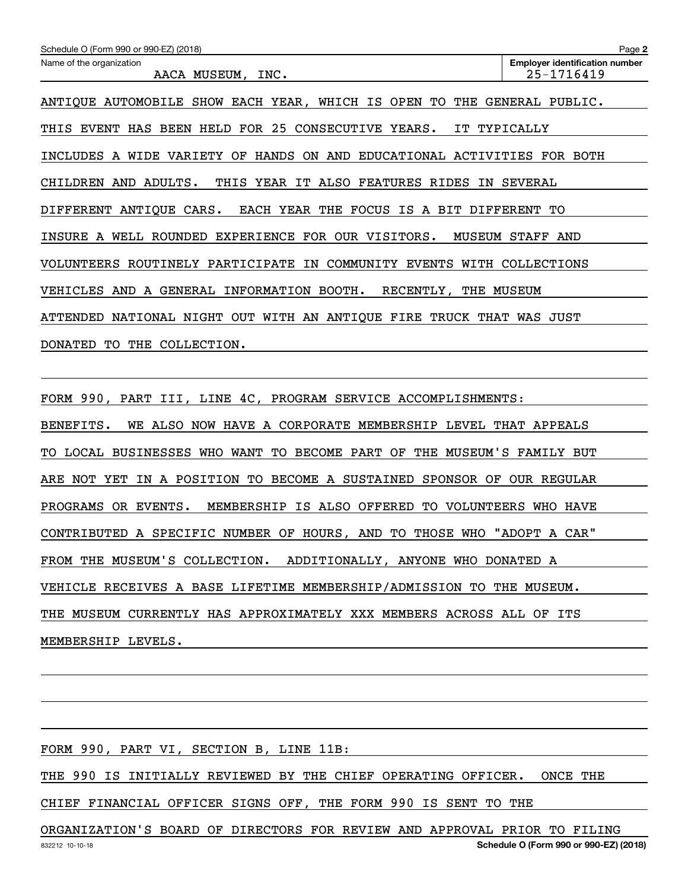Schedule O (Form 990 or 990-EZ) (2018)

Name of the organization: AACA MUSEUM, INC.

Employer identification number: 25-1716419

ANTIQUE AUTOMOBILE SHOW EACH YEAR, WHICH IS OPEN TO THE GENERAL PUBLIC. THIS EVENT HAS BEEN HELD FOR 25 CONSECUTIVE YEARS. IT TYPICALLY INCLUDES A WIDE VARIETY OF HANDS ON AND EDUCATIONAL ACTIVITIES FOR BOTH CHILDREN AND ADULTS. THIS YEAR IT ALSO FEATURES RIDES IN SEVERAL DIFFERENT ANTIQUE CARS. EACH YEAR THE FOCUS IS A BIT DIFFERENT TO INSURE A WELL ROUNDED EXPERIENCE FOR OUR VISITORS. MUSEUM STAFF AND VOLUNTEERS ROUTINELY PARTICIPATE IN COMMUNITY EVENTS WITH COLLECTIONS VEHICLES AND A GENERAL INFORMATION BOOTH. RECENTLY, THE MUSEUM ATTENDED NATIONAL NIGHT OUT WITH AN ANTIQUE FIRE TRUCK THAT WAS JUST DONATED TO THE COLLECTION.

FORM 990, PART III, LINE 4C, PROGRAM SERVICE ACCOMPLISHMENTS:

BENEFITS. WE ALSO NOW HAVE A CORPORATE MEMBERSHIP LEVEL THAT APPEALS TO LOCAL BUSINESSES WHO WANT TO BECOME PART OF THE MUSEUM'S FAMILY BUT ARE NOT YET IN A POSITION TO BECOME A SUSTAINED SPONSOR OF OUR REGULAR PROGRAMS OR EVENTS. MEMBERSHIP IS ALSO OFFERED TO VOLUNTEERS WHO HAVE CONTRIBUTED A SPECIFIC NUMBER OF HOURS, AND TO THOSE WHO "ADOPT A CAR" FROM THE MUSEUM'S COLLECTION. ADDITIONALLY, ANYONE WHO DONATED A VEHICLE RECEIVES A BASE LIFETIME MEMBERSHIP/ADMISSION TO THE MUSEUM. THE MUSEUM CURRENTLY HAS APPROXIMATELY XXX MEMBERS ACROSS ALL OF ITS MEMBERSHIP LEVELS.

FORM 990, PART VI, SECTION B, LINE 11B:

THE 990 IS INITIALLY REVIEWED BY THE CHIEF OPERATING OFFICER. ONCE THE CHIEF FINANCIAL OFFICER SIGNS OFF, THE FORM 990 IS SENT TO THE ORGANIZATION'S BOARD OF DIRECTORS FOR REVIEW AND APPROVAL PRIOR TO FILING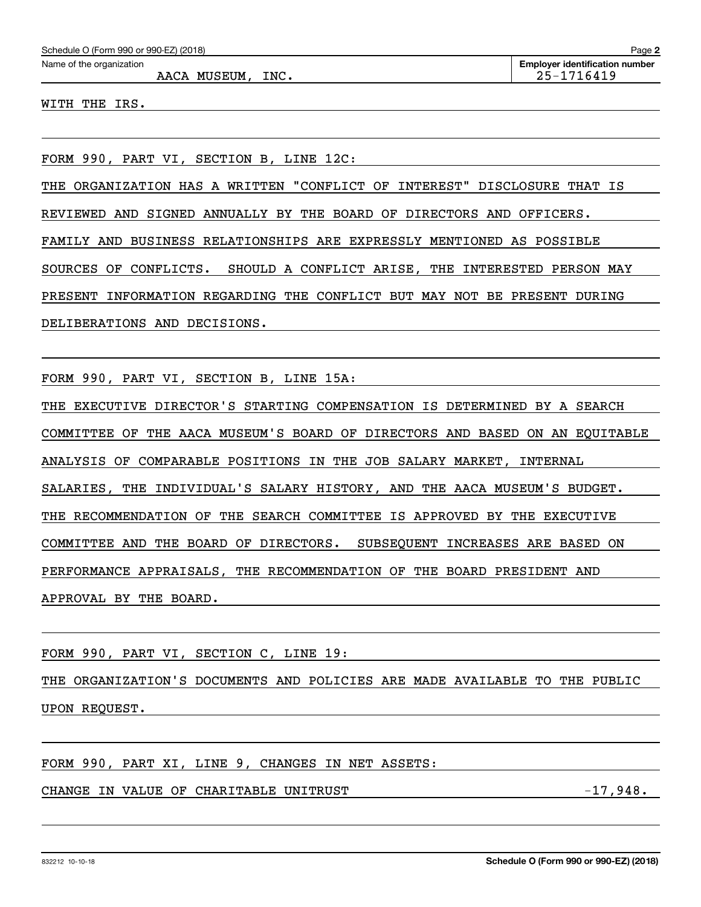Name of the organization: AACA MUSEUM, INC.

Employer identification number: 25-1716419

WITH THE IRS.

FORM 990, PART VI, SECTION B, LINE 12C:

THE ORGANIZATION HAS A WRITTEN "CONFLICT OF INTEREST" DISCLOSURE THAT IS REVIEWED AND SIGNED ANNUALLY BY THE BOARD OF DIRECTORS AND OFFICERS. FAMILY AND BUSINESS RELATIONSHIPS ARE EXPRESSLY MENTIONED AS POSSIBLE SOURCES OF CONFLICTS. SHOULD A CONFLICT ARISE, THE INTERESTED PERSON MAY PRESENT INFORMATION REGARDING THE CONFLICT BUT MAY NOT BE PRESENT DURING DELIBERATIONS AND DECISIONS.

FORM 990, PART VI, SECTION B, LINE 15A:

THE EXECUTIVE DIRECTOR'S STARTING COMPENSATION IS DETERMINED BY A SEARCH COMMITTEE OF THE AACA MUSEUM'S BOARD OF DIRECTORS AND BASED ON AN EQUITABLE ANALYSIS OF COMPARABLE POSITIONS IN THE JOB SALARY MARKET, INTERNAL SALARIES, THE INDIVIDUAL'S SALARY HISTORY, AND THE AACA MUSEUM'S BUDGET. THE RECOMMENDATION OF THE SEARCH COMMITTEE IS APPROVED BY THE EXECUTIVE COMMITTEE AND THE BOARD OF DIRECTORS. SUBSEQUENT INCREASES ARE BASED ON PERFORMANCE APPRAISALS, THE RECOMMENDATION OF THE BOARD PRESIDENT AND APPROVAL BY THE BOARD.

FORM 990, PART VI, SECTION C, LINE 19:

THE ORGANIZATION'S DOCUMENTS AND POLICIES ARE MADE AVAILABLE TO THE PUBLIC UPON REQUEST.

FORM 990, PART XI, LINE 9, CHANGES IN NET ASSETS:

| | |
|---|---|
| CHANGE IN VALUE OF CHARITABLE UNITRUST | -17,948. |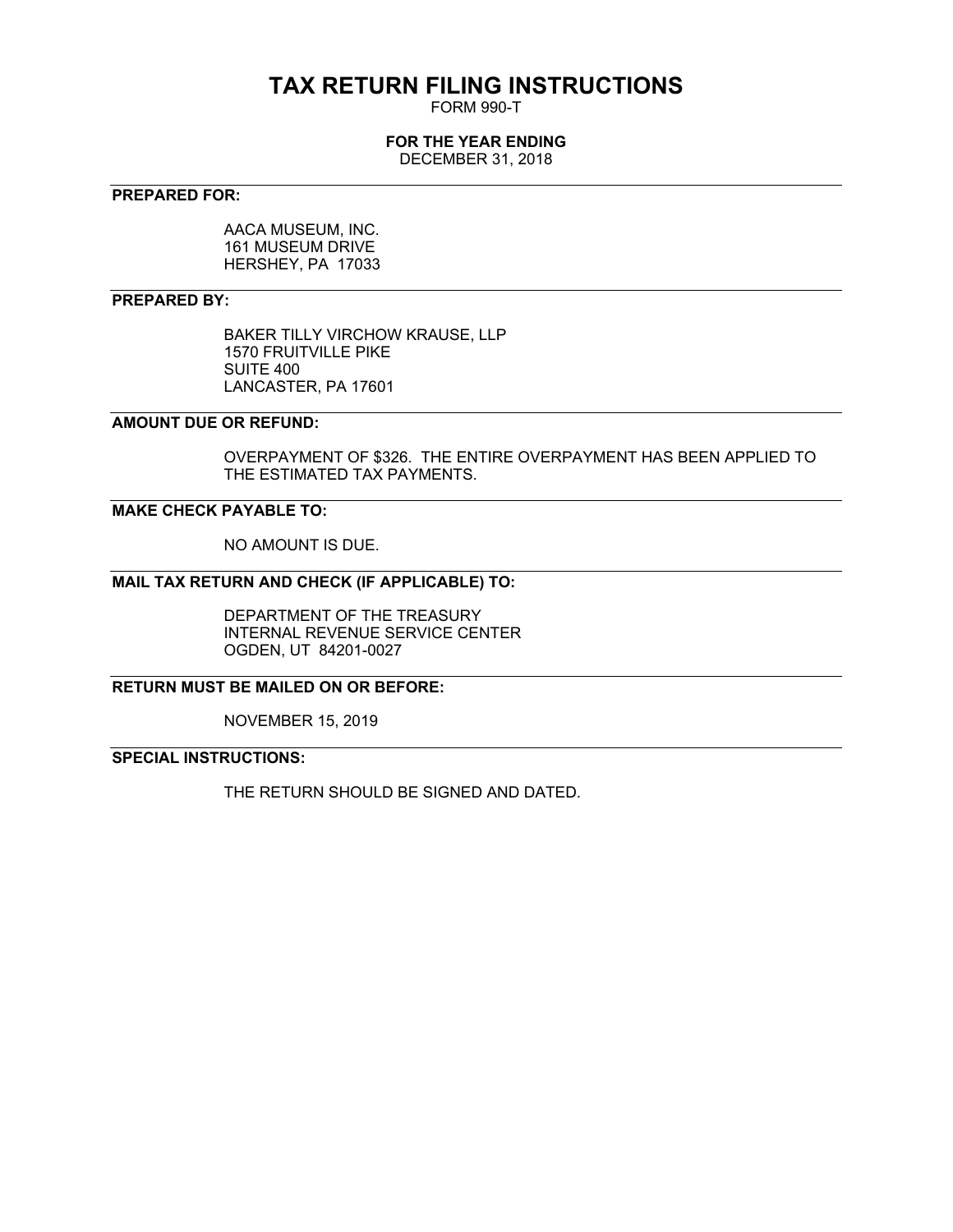# TAX RETURN FILING INSTRUCTIONS

FORM 990-T

**FOR THE YEAR ENDING**

DECEMBER 31, 2018

---

**PREPARED FOR:**

AACA MUSEUM, INC.
161 MUSEUM DRIVE
HERSHEY, PA 17033

---

**PREPARED BY:**

BAKER TILLY VIRCHOW KRAUSE, LLP
1570 FRUITVILLE PIKE
SUITE 400
LANCASTER, PA 17601

---

**AMOUNT DUE OR REFUND:**

OVERPAYMENT OF $326. THE ENTIRE OVERPAYMENT HAS BEEN APPLIED TO THE ESTIMATED TAX PAYMENTS.

---

**MAKE CHECK PAYABLE TO:**

NO AMOUNT IS DUE.

---

**MAIL TAX RETURN AND CHECK (IF APPLICABLE) TO:**

DEPARTMENT OF THE TREASURY
INTERNAL REVENUE SERVICE CENTER
OGDEN, UT 84201-0027

---

**RETURN MUST BE MAILED ON OR BEFORE:**

NOVEMBER 15, 2019

---

**SPECIAL INSTRUCTIONS:**

THE RETURN SHOULD BE SIGNED AND DATED.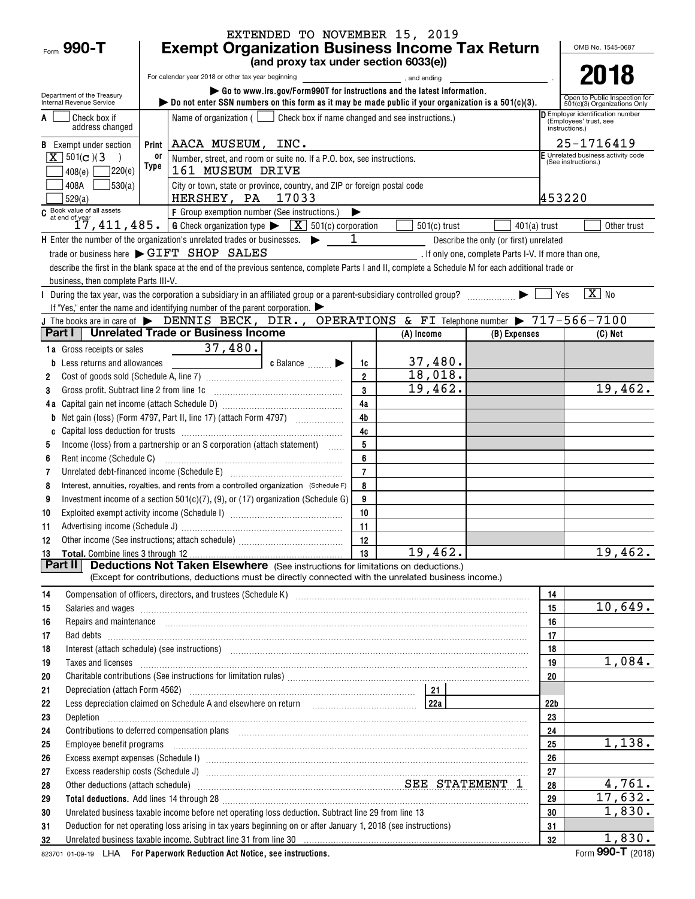EXTENDED TO NOVEMBER 15, 2019

# Form 990-T Exempt Organization Business Income Tax Return

**(and proxy tax under section 6033(e))**

For calendar year 2018 or other tax year beginning , and ending .

▶ Go to www.irs.gov/Form990T for instructions and the latest information.

▶ Do not enter SSN numbers on this form as it may be made public if your organization is a 501(c)(3).

Department of the Treasury Internal Revenue Service

OMB No. 1545-0687

**2018**

Open to Public Inspection for 501(c)(3) Organizations Only

A [ ] Check box if address changed

B Exempt under section [X] 501(C)(3) [ ] 408(e) [ ] 220(e) [ ] 408A [ ] 530(a) [ ] 529(a)

Name of organization ( [ ] Check box if name changed and see instructions.)
AACA MUSEUM, INC.

Number, street, and room or suite no. If a P.O. box, see instructions.
161 MUSEUM DRIVE

City or town, state or province, country, and ZIP or foreign postal code
HERSHEY, PA 17033

D Employer identification number (Employees' trust, see instructions.)
25-1716419

E Unrelated business activity code (See instructions.)
453220

C Book value of all assets at end of year 17,411,485.

F Group exemption number (See instructions.) ▶

G Check organization type ▶ [X] 501(c) corporation [ ] 501(c) trust [ ] 401(a) trust [ ] Other trust

H Enter the number of the organization's unrelated trades or businesses. ▶ 1 Describe the only (or first) unrelated trade or business here ▶ GIFT SHOP SALES . If only one, complete Parts I-V. If more than one, describe the first in the blank space at the end of the previous sentence, complete Parts I and II, complete a Schedule M for each additional trade or business, then complete Parts III-V.

I During the tax year, was the corporation a subsidiary in an affiliated group or a parent-subsidiary controlled group? ▶ [ ] Yes [X] No

If "Yes," enter the name and identifying number of the parent corporation. ▶

J The books are in care of ▶ DENNIS BECK, DIR., OPERATIONS & FI Telephone number ▶ 717-566-7100

## Part I Unrelated Trade or Business Income

| | | | (A) Income | (B) Expenses | (C) Net |
|---|---|---|---|---|---|
| 1a | Gross receipts or sales 37,480. | | | | |
| b | Less returns and allowances c Balance ▶ | 1c | 37,480. | | |
| 2 | Cost of goods sold (Schedule A, line 7) | 2 | 18,018. | | |
| 3 | Gross profit. Subtract line 2 from line 1c | 3 | 19,462. | | 19,462. |
| 4a | Capital gain net income (attach Schedule D) | 4a | | | |
| b | Net gain (loss) (Form 4797, Part II, line 17) (attach Form 4797) | 4b | | | |
| c | Capital loss deduction for trusts | 4c | | | |
| 5 | Income (loss) from a partnership or an S corporation (attach statement) | 5 | | | |
| 6 | Rent income (Schedule C) | 6 | | | |
| 7 | Unrelated debt-financed income (Schedule E) | 7 | | | |
| 8 | Interest, annuities, royalties, and rents from a controlled organization (Schedule F) | 8 | | | |
| 9 | Investment income of a section 501(c)(7), (9), or (17) organization (Schedule G) | 9 | | | |
| 10 | Exploited exempt activity income (Schedule I) | 10 | | | |
| 11 | Advertising income (Schedule J) | 11 | | | |
| 12 | Other income (See instructions; attach schedule) | 12 | | | |
| 13 | **Total.** Combine lines 3 through 12 | 13 | 19,462. | | 19,462. |

## Part II Deductions Not Taken Elsewhere (See instructions for limitations on deductions.)

(Except for contributions, deductions must be directly connected with the unrelated business income.)

| | | | |
|---|---|---|---|
| 14 | Compensation of officers, directors, and trustees (Schedule K) | 14 | |
| 15 | Salaries and wages | 15 | 10,649. |
| 16 | Repairs and maintenance | 16 | |
| 17 | Bad debts | 17 | |
| 18 | Interest (attach schedule) (see instructions) | 18 | |
| 19 | Taxes and licenses | 19 | 1,084. |
| 20 | Charitable contributions (See instructions for limitation rules) | 20 | |
| 21 | Depreciation (attach Form 4562) 21 | | |
| 22 | Less depreciation claimed on Schedule A and elsewhere on return 22a | 22b | |
| 23 | Depletion | 23 | |
| 24 | Contributions to deferred compensation plans | 24 | |
| 25 | Employee benefit programs | 25 | 1,138. |
| 26 | Excess exempt expenses (Schedule I) | 26 | |
| 27 | Excess readership costs (Schedule J) | 27 | |
| 28 | Other deductions (attach schedule) SEE STATEMENT 1 | 28 | 4,761. |
| 29 | **Total deductions.** Add lines 14 through 28 | 29 | 17,632. |
| 30 | Unrelated business taxable income before net operating loss deduction. Subtract line 29 from line 13 | 30 | 1,830. |
| 31 | Deduction for net operating loss arising in tax years beginning on or after January 1, 2018 (see instructions) | 31 | |
| 32 | Unrelated business taxable income. Subtract line 31 from line 30 | 32 | 1,830. |

823701 01-09-19 LHA For Paperwork Reduction Act Notice, see instructions. Form 990-T (2018)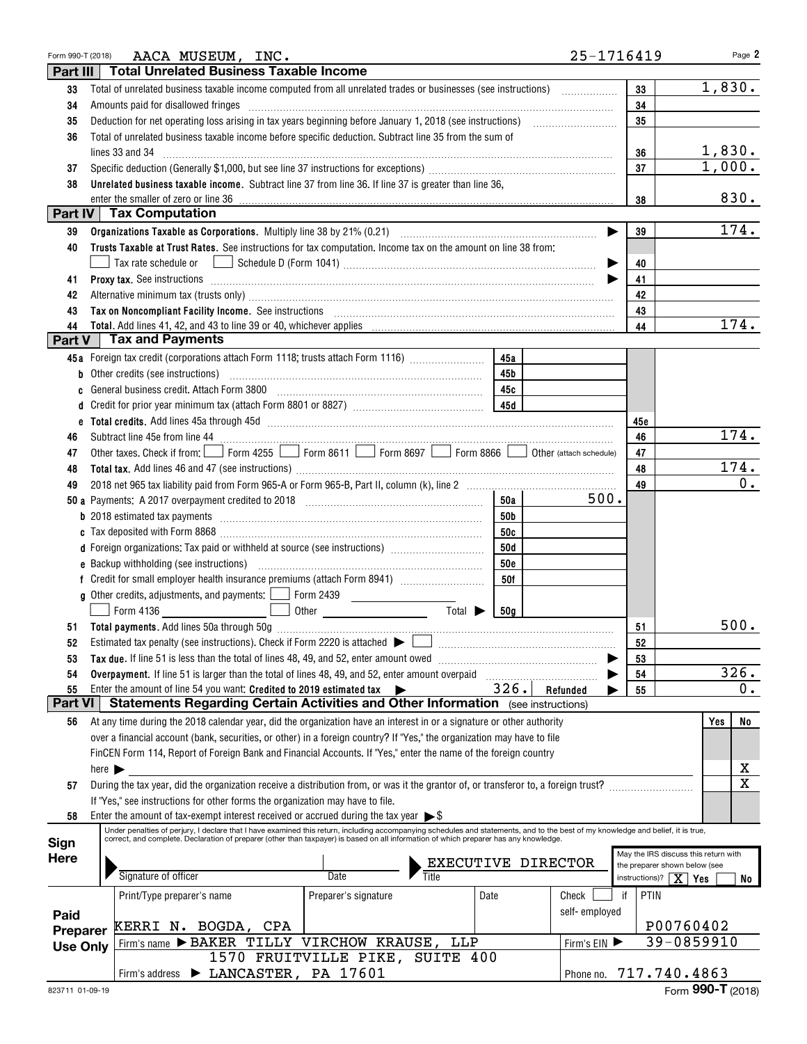Form 990-T (2018) AACA MUSEUM, INC. 25-1716419 Page 2

## Part III Total Unrelated Business Taxable Income

| | | | |
|---|---|---|---|
| 33 | Total of unrelated business taxable income computed from all unrelated trades or businesses (see instructions) | 33 | 1,830. |
| 34 | Amounts paid for disallowed fringes | 34 | |
| 35 | Deduction for net operating loss arising in tax years beginning before January 1, 2018 (see instructions) | 35 | |
| 36 | Total of unrelated business taxable income before specific deduction. Subtract line 35 from the sum of lines 33 and 34 | 36 | 1,830. |
| 37 | Specific deduction (Generally $1,000, but see line 37 instructions for exceptions) | 37 | 1,000. |
| 38 | **Unrelated business taxable income.** Subtract line 37 from line 36. If line 37 is greater than line 36, enter the smaller of zero or line 36 | 38 | 830. |

## Part IV Tax Computation

| | | | |
|---|---|---|---|
| 39 | **Organizations Taxable as Corporations.** Multiply line 38 by 21% (0.21) | 39 | 174. |
| 40 | **Trusts Taxable at Trust Rates.** See instructions for tax computation. Income tax on the amount on line 38 from: ☐ Tax rate schedule or ☐ Schedule D (Form 1041) | 40 | |
| 41 | **Proxy tax.** See instructions | 41 | |
| 42 | Alternative minimum tax (trusts only) | 42 | |
| 43 | **Tax on Noncompliant Facility Income.** See instructions | 43 | |
| 44 | **Total.** Add lines 41, 42, and 43 to line 39 or 40, whichever applies | 44 | 174. |

## Part V Tax and Payments

| | | | | | |
|---|---|---|---|---|---|
| 45a | Foreign tax credit (corporations attach Form 1118; trusts attach Form 1116) | 45a | | | |
| b | Other credits (see instructions) | 45b | | | |
| c | General business credit. Attach Form 3800 | 45c | | | |
| d | Credit for prior year minimum tax (attach Form 8801 or 8827) | 45d | | | |
| e | **Total credits.** Add lines 45a through 45d | | | 45e | |
| 46 | Subtract line 45e from line 44 | | | 46 | 174. |
| 47 | Other taxes. Check if from: ☐ Form 4255 ☐ Form 8611 ☐ Form 8697 ☐ Form 8866 ☐ Other (attach schedule) | | | 47 | |
| 48 | **Total tax.** Add lines 46 and 47 (see instructions) | | | 48 | 174. |
| 49 | 2018 net 965 tax liability paid from Form 965-A or Form 965-B, Part II, column (k), line 2 | | | 49 | 0. |
| 50a | Payments: A 2017 overpayment credited to 2018 | 50a | 500. | | |
| b | 2018 estimated tax payments | 50b | | | |
| c | Tax deposited with Form 8868 | 50c | | | |
| d | Foreign organizations: Tax paid or withheld at source (see instructions) | 50d | | | |
| e | Backup withholding (see instructions) | 50e | | | |
| f | Credit for small employer health insurance premiums (attach Form 8941) | 50f | | | |
| g | Other credits, adjustments, and payments: ☐ Form 2439 ☐ Form 4136 ☐ Other Total ▶ | 50g | | | |
| 51 | **Total payments.** Add lines 50a through 50g | | | 51 | 500. |
| 52 | Estimated tax penalty (see instructions). Check if Form 2220 is attached ▶ ☐ | | | 52 | |
| 53 | **Tax due.** If line 51 is less than the total of lines 48, 49, and 52, enter amount owed | | | 53 | |
| 54 | **Overpayment.** If line 51 is larger than the total of lines 48, 49, and 52, enter amount overpaid | | | 54 | 326. |
| 55 | Enter the amount of line 54 you want: **Credited to 2019 estimated tax** ▶ 326. Refunded ▶ | | | 55 | 0. |

## Part VI Statements Regarding Certain Activities and Other Information (see instructions)

| | | Yes | No |
|---|---|---|---|
| 56 | At any time during the 2018 calendar year, did the organization have an interest in or a signature or other authority over a financial account (bank, securities, or other) in a foreign country? If "Yes," the organization may have to file FinCEN Form 114, Report of Foreign Bank and Financial Accounts. If "Yes," enter the name of the foreign country here ▶ | | X |
| 57 | During the tax year, did the organization receive a distribution from, or was it the grantor of, or transferor to, a foreign trust? If "Yes," see instructions for other forms the organization may have to file. | | X |
| 58 | Enter the amount of tax-exempt interest received or accrued during the tax year ▶ $ | | |

**Sign Here**

Under penalties of perjury, I declare that I have examined this return, including accompanying schedules and statements, and to the best of my knowledge and belief, it is true, correct, and complete. Declaration of preparer (other than taxpayer) is based on all information of which preparer has any knowledge.

Signature of officer | Date | Title: EXECUTIVE DIRECTOR

May the IRS discuss this return with the preparer shown below (see instructions)? ☒ Yes ☐ No

**Paid Preparer Use Only**

| Print/Type preparer's name | Preparer's signature | Date | Check ☐ if self-employed | PTIN |
|---|---|---|---|---|
| KERRI N. BOGDA, CPA | | | | P00760402 |
| Firm's name ▶ BAKER TILLY VIRCHOW KRAUSE, LLP | | | Firm's EIN ▶ | 39-0859910 |
| Firm's address ▶ 1570 FRUITVILLE PIKE, SUITE 400 LANCASTER, PA 17601 | | | Phone no. | 717.740.4863 |

823711 01-09-19 Form **990-T** (2018)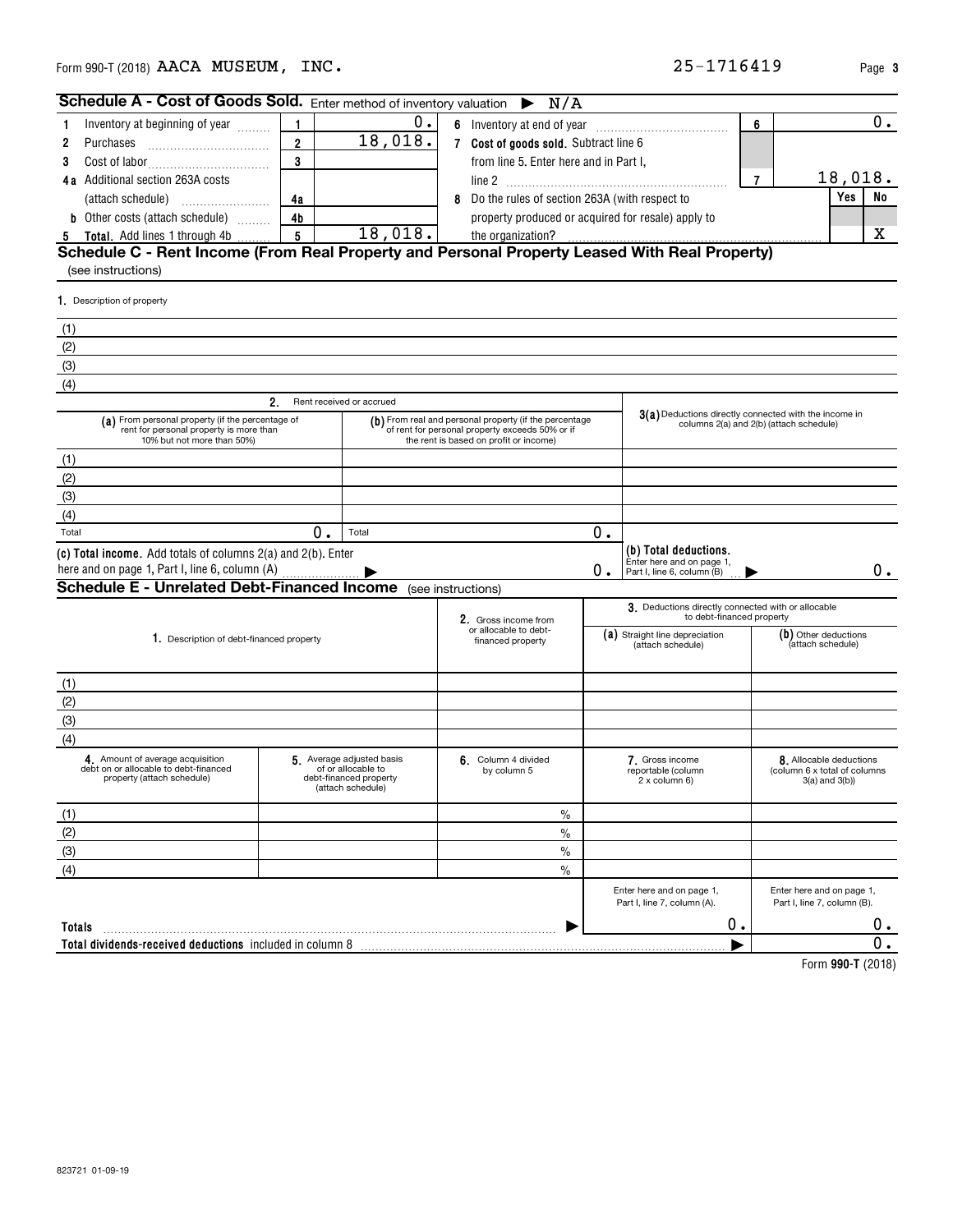Form 990-T (2018) AACA MUSEUM, INC. 25-1716419 Page 3

## Schedule A - Cost of Goods Sold. Enter method of inventory valuation ▶ N/A

| | | | | | | | |
|---|---|---|---|---|---|---|---|
| 1 | Inventory at beginning of year | 1 | 0. | 6 | Inventory at end of year | 6 | 0. |
| 2 | Purchases | 2 | 18,018. | 7 | **Cost of goods sold.** Subtract line 6 from line 5. Enter here and in Part I, line 2 | 7 | 18,018. |
| 3 | Cost of labor | 3 | | | | | |
| 4a | Additional section 263A costs (attach schedule) | 4a | | 8 | Do the rules of section 263A (with respect to property produced or acquired for resale) apply to the organization? | | Yes: ☐ No: X |
| b | Other costs (attach schedule) | 4b | | | | | |
| 5 | **Total.** Add lines 1 through 4b | 5 | 18,018. | | | | |

## Schedule C - Rent Income (From Real Property and Personal Property Leased With Real Property)

(see instructions)

1. Description of property

(1)

(2)

(3)

(4)

| | 2. Rent received or accrued | | |
|---|---|---|---|
| | (a) From personal property (if the percentage of rent for personal property is more than 10% but not more than 50%) | (b) From real and personal property (if the percentage of rent for personal property exceeds 50% or if the rent is based on profit or income) | 3(a) Deductions directly connected with the income in columns 2(a) and 2(b) (attach schedule) |
| (1) | | | |
| (2) | | | |
| (3) | | | |
| (4) | | | |
| Total | 0. | 0. | |

**(c) Total income.** Add totals of columns 2(a) and 2(b). Enter here and on page 1, Part I, line 6, column (A) ▶ 0.

**(b) Total deductions.** Enter here and on page 1, Part I, line 6, column (B) ▶ 0.

## Schedule E - Unrelated Debt-Financed Income (see instructions)

| | 1. Description of debt-financed property | 2. Gross income from or allocable to debt-financed property | 3. Deductions directly connected with or allocable to debt-financed property: (a) Straight line depreciation (attach schedule) | (b) Other deductions (attach schedule) |
|---|---|---|---|---|
| (1) | | | | |
| (2) | | | | |
| (3) | | | | |
| (4) | | | | |

| | 4. Amount of average acquisition debt on or allocable to debt-financed property (attach schedule) | 5. Average adjusted basis of or allocable to debt-financed property (attach schedule) | 6. Column 4 divided by column 5 | 7. Gross income reportable (column 2 x column 6) | 8. Allocable deductions (column 6 x total of columns 3(a) and 3(b)) |
|---|---|---|---|---|---|
| (1) | | | % | | |
| (2) | | | % | | |
| (3) | | | % | | |
| (4) | | | % | | |
| | | | | Enter here and on page 1, Part I, line 7, column (A). | Enter here and on page 1, Part I, line 7, column (B). |
| **Totals** | | | ▶ | 0. | 0. |

**Total dividends-received deductions** included in column 8 ▶ 0.

Form **990-T** (2018)

823721 01-09-19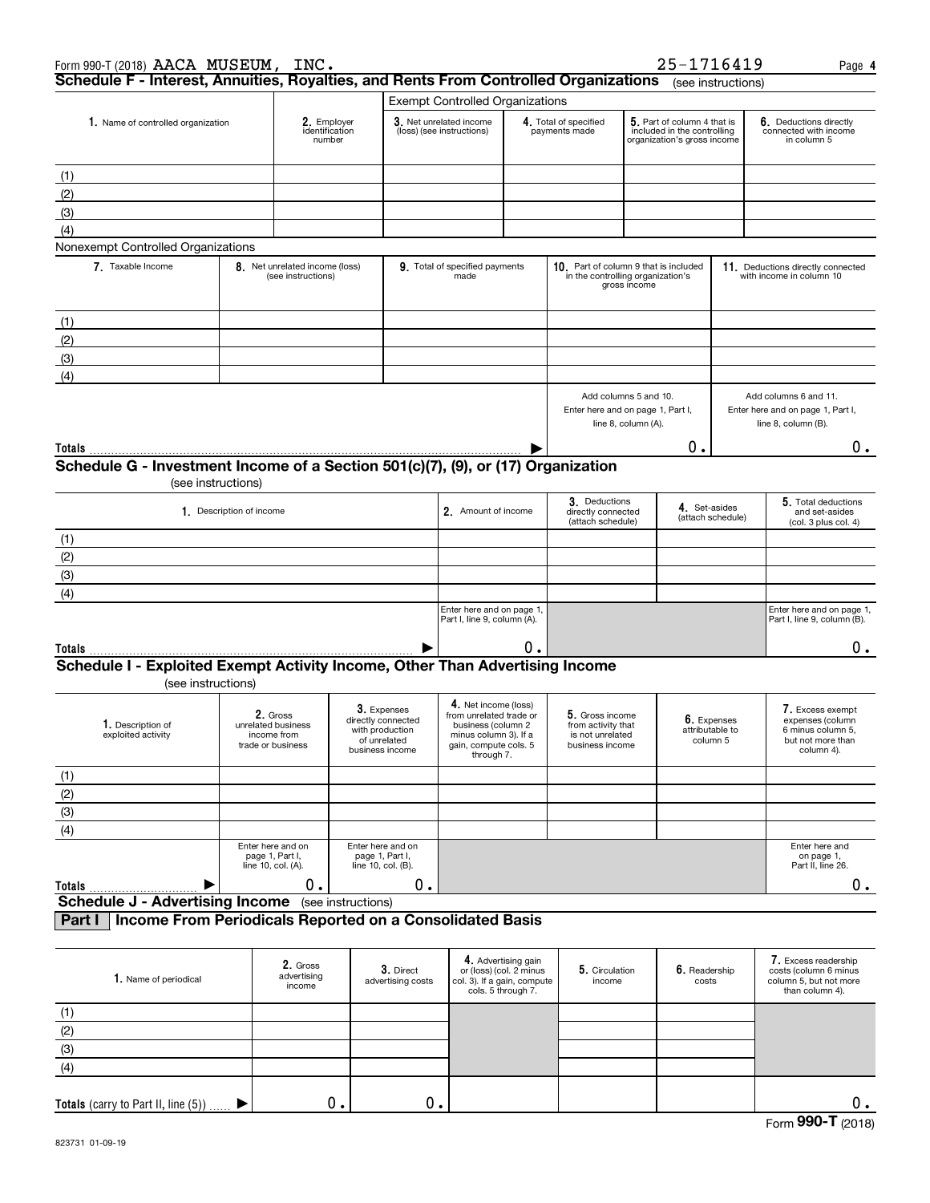Form 990-T (2018) AACA MUSEUM, INC. 25-1716419 Page 4

## Schedule F - Interest, Annuities, Royalties, and Rents From Controlled Organizations (see instructions)

| | | Exempt Controlled Organizations | | | |
|---|---|---|---|---|---|
| 1. Name of controlled organization | 2. Employer identification number | 3. Net unrelated income (loss) (see instructions) | 4. Total of specified payments made | 5. Part of column 4 that is included in the controlling organization's gross income | 6. Deductions directly connected with income in column 5 |
| (1) | | | | | |
| (2) | | | | | |
| (3) | | | | | |
| (4) | | | | | |

Nonexempt Controlled Organizations

| 7. Taxable Income | 8. Net unrelated income (loss) (see instructions) | 9. Total of specified payments made | 10. Part of column 9 that is included in the controlling organization's gross income | 11. Deductions directly connected with income in column 10 |
|---|---|---|---|---|
| (1) | | | | |
| (2) | | | | |
| (3) | | | | |
| (4) | | | | |
| | | | Add columns 5 and 10. Enter here and on page 1, Part I, line 8, column (A). | Add columns 6 and 11. Enter here and on page 1, Part I, line 8, column (B). |
| Totals ▶ | | | 0. | 0. |

## Schedule G - Investment Income of a Section 501(c)(7), (9), or (17) Organization

(see instructions)

| 1. Description of income | 2. Amount of income | 3. Deductions directly connected (attach schedule) | 4. Set-asides (attach schedule) | 5. Total deductions and set-asides (col. 3 plus col. 4) |
|---|---|---|---|---|
| (1) | | | | |
| (2) | | | | |
| (3) | | | | |
| (4) | | | | |
| | Enter here and on page 1, Part I, line 9, column (A). | | | Enter here and on page 1, Part I, line 9, column (B). |
| Totals ▶ | 0. | | | 0. |

## Schedule I - Exploited Exempt Activity Income, Other Than Advertising Income

(see instructions)

| 1. Description of exploited activity | 2. Gross unrelated business income from trade or business | 3. Expenses directly connected with production of unrelated business income | 4. Net income (loss) from unrelated trade or business (column 2 minus column 3). If a gain, compute cols. 5 through 7. | 5. Gross income from activity that is not unrelated business income | 6. Expenses attributable to column 5 | 7. Excess exempt expenses (column 6 minus column 5, but not more than column 4). |
|---|---|---|---|---|---|---|
| (1) | | | | | | |
| (2) | | | | | | |
| (3) | | | | | | |
| (4) | | | | | | |
| | Enter here and on page 1, Part I, line 10, col. (A). | Enter here and on page 1, Part I, line 10, col. (B). | | | | Enter here and on page 1, Part II, line 26. |
| Totals ▶ | 0. | 0. | | | | 0. |

## Schedule J - Advertising Income (see instructions)

### Part I Income From Periodicals Reported on a Consolidated Basis

| 1. Name of periodical | 2. Gross advertising income | 3. Direct advertising costs | 4. Advertising gain or (loss) (col. 2 minus col. 3). If a gain, compute cols. 5 through 7. | 5. Circulation income | 6. Readership costs | 7. Excess readership costs (column 6 minus column 5, but not more than column 4). |
|---|---|---|---|---|---|---|
| (1) | | | | | | |
| (2) | | | | | | |
| (3) | | | | | | |
| (4) | | | | | | |
| Totals (carry to Part II, line (5)) ▶ | 0. | 0. | | | | 0. |

823731 01-09-19

Form **990-T** (2018)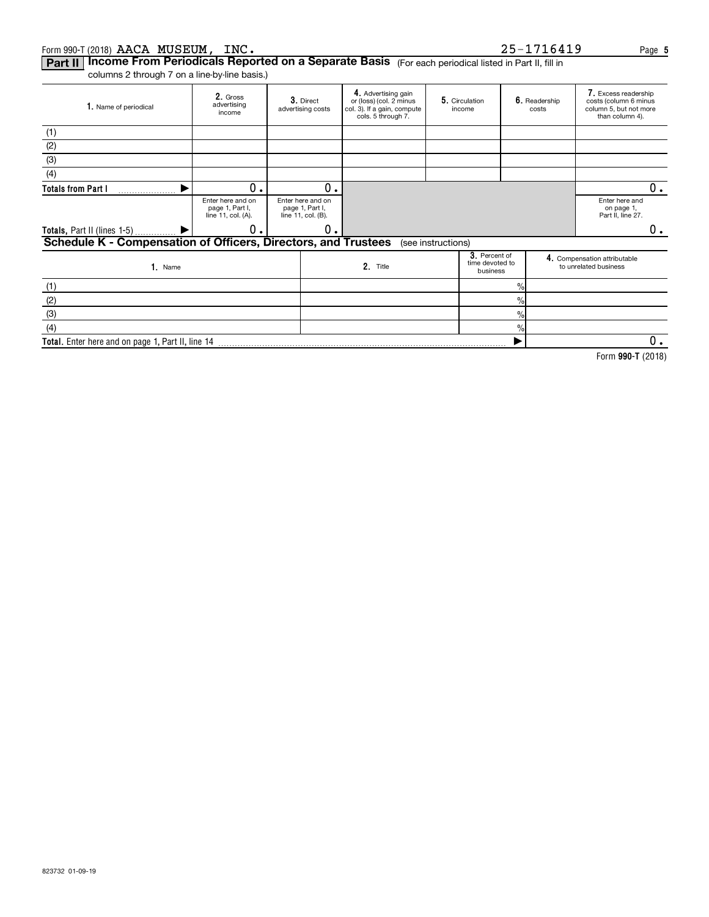Form 990-T (2018) AACA MUSEUM, INC. 25-1716419 Page 5

## Part II Income From Periodicals Reported on a Separate Basis (For each periodical listed in Part II, fill in columns 2 through 7 on a line-by-line basis.)

| 1. Name of periodical | 2. Gross advertising income | 3. Direct advertising costs | 4. Advertising gain or (loss) (col. 2 minus col. 3). If a gain, compute cols. 5 through 7. | 5. Circulation income | 6. Readership costs | 7. Excess readership costs (column 6 minus column 5, but not more than column 4). |
|---|---|---|---|---|---|---|
| (1) | | | | | | |
| (2) | | | | | | |
| (3) | | | | | | |
| (4) | | | | | | |
| Totals from Part I ▶ | 0. | 0. | | | | 0. |
| | Enter here and on page 1, Part I, line 11, col. (A). | Enter here and on page 1, Part I, line 11, col. (B). | | | | Enter here and on page 1, Part II, line 27. |
| Totals, Part II (lines 1-5) ▶ | 0. | 0. | | | | 0. |

## Schedule K - Compensation of Officers, Directors, and Trustees (see instructions)

| 1. Name | 2. Title | 3. Percent of time devoted to business | 4. Compensation attributable to unrelated business |
|---|---|---|---|
| (1) | | % | |
| (2) | | % | |
| (3) | | % | |
| (4) | | % | |
| Total. Enter here and on page 1, Part II, line 14 | | ▶ | 0. |

Form 990-T (2018)

823732 01-09-19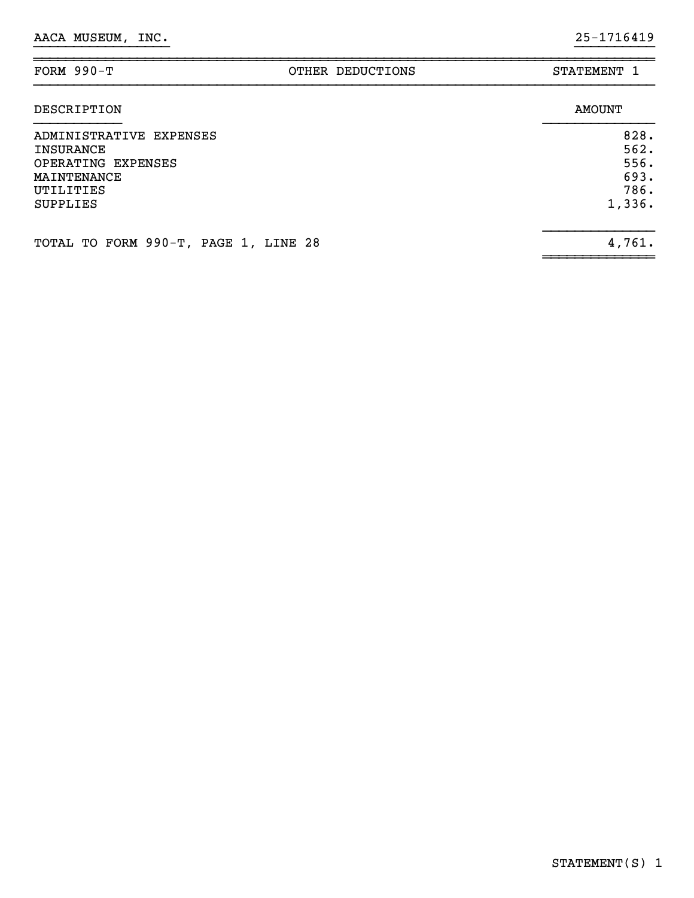AACA MUSEUM, INC. 25-1716419

| FORM 990-T | OTHER DEDUCTIONS | STATEMENT 1 |
|---|---|---|

| DESCRIPTION | AMOUNT |
|---|---|
| ADMINISTRATIVE EXPENSES | 828. |
| INSURANCE | 562. |
| OPERATING EXPENSES | 556. |
| MAINTENANCE | 693. |
| UTILITIES | 786. |
| SUPPLIES | 1,336. |
| TOTAL TO FORM 990-T, PAGE 1, LINE 28 | 4,761. |

STATEMENT(S) 1